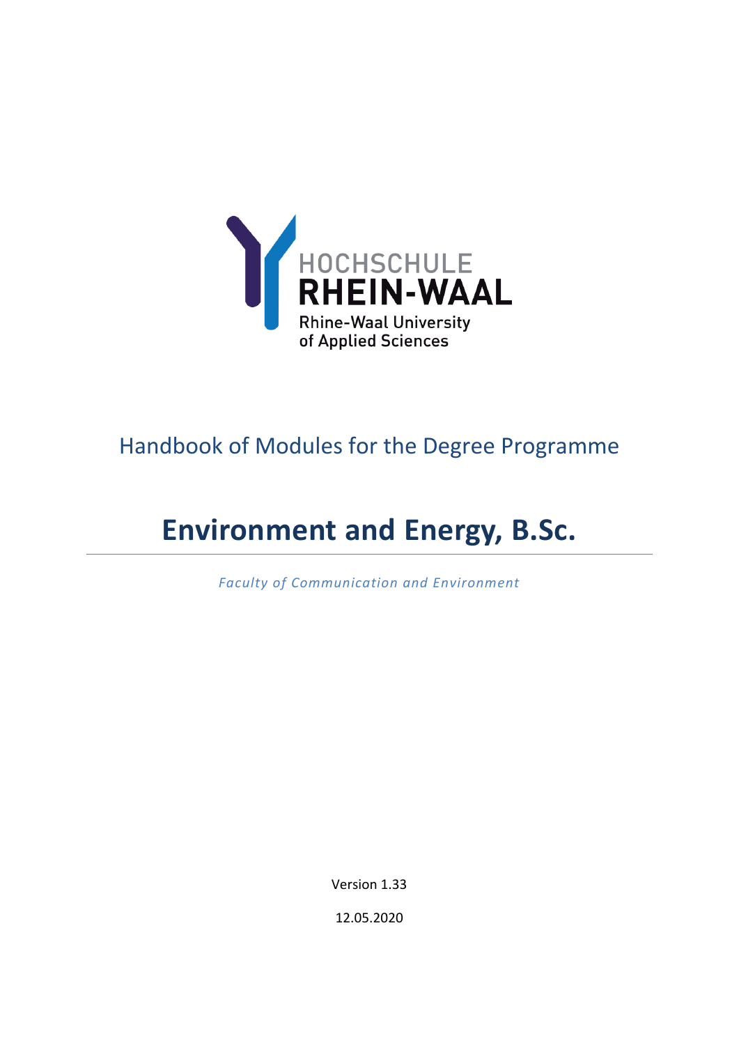HOCHSCHULE
RHEIN-WAAL
Rhine-Waal University
of Applied Sciences

## Handbook of Modules for the Degree Programme

# Environment and Energy, B.Sc.

*Faculty of Communication and Environment*

Version 1.33

12.05.2020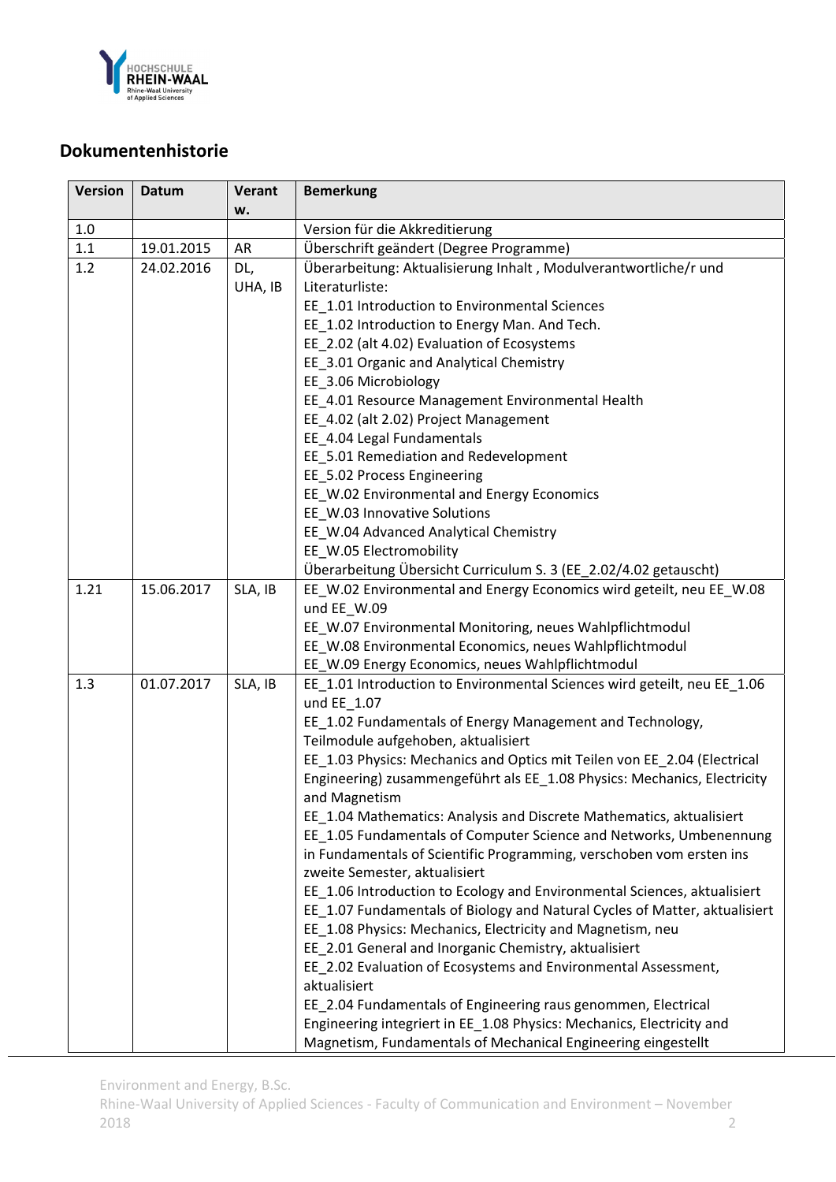## Dokumentenhistorie

| Version | Datum | Verantw. | Bemerkung |
|---|---|---|---|
| 1.0 | | | Version für die Akkreditierung |
| 1.1 | 19.01.2015 | AR | Überschrift geändert (Degree Programme) |
| 1.2 | 24.02.2016 | DL, UHA, IB | Überarbeitung: Aktualisierung Inhalt , Modulverantwortliche/r und Literaturliste:<br>EE_1.01 Introduction to Environmental Sciences<br>EE_1.02 Introduction to Energy Man. And Tech.<br>EE_2.02 (alt 4.02) Evaluation of Ecosystems<br>EE_3.01 Organic and Analytical Chemistry<br>EE_3.06 Microbiology<br>EE_4.01 Resource Management Environmental Health<br>EE_4.02 (alt 2.02) Project Management<br>EE_4.04 Legal Fundamentals<br>EE_5.01 Remediation and Redevelopment<br>EE_5.02 Process Engineering<br>EE_W.02 Environmental and Energy Economics<br>EE_W.03 Innovative Solutions<br>EE_W.04 Advanced Analytical Chemistry<br>EE_W.05 Electromobility<br>Überarbeitung Übersicht Curriculum S. 3 (EE_2.02/4.02 getauscht) |
| 1.21 | 15.06.2017 | SLA, IB | EE_W.02 Environmental and Energy Economics wird geteilt, neu EE_W.08 und EE_W.09<br>EE_W.07 Environmental Monitoring, neues Wahlpflichtmodul<br>EE_W.08 Environmental Economics, neues Wahlpflichtmodul<br>EE_W.09 Energy Economics, neues Wahlpflichtmodul |
| 1.3 | 01.07.2017 | SLA, IB | EE_1.01 Introduction to Environmental Sciences wird geteilt, neu EE_1.06 und EE_1.07<br>EE_1.02 Fundamentals of Energy Management and Technology, Teilmodule aufgehoben, aktualisiert<br>EE_1.03 Physics: Mechanics and Optics mit Teilen von EE_2.04 (Electrical Engineering) zusammengeführt als EE_1.08 Physics: Mechanics, Electricity and Magnetism<br>EE_1.04 Mathematics: Analysis and Discrete Mathematics, aktualisiert<br>EE_1.05 Fundamentals of Computer Science and Networks, Umbenennung in Fundamentals of Scientific Programming, verschoben vom ersten ins zweite Semester, aktualisiert<br>EE_1.06 Introduction to Ecology and Environmental Sciences, aktualisiert<br>EE_1.07 Fundamentals of Biology and Natural Cycles of Matter, aktualisiert<br>EE_1.08 Physics: Mechanics, Electricity and Magnetism, neu<br>EE_2.01 General and Inorganic Chemistry, aktualisiert<br>EE_2.02 Evaluation of Ecosystems and Environmental Assessment, aktualisiert<br>EE_2.04 Fundamentals of Engineering raus genommen, Electrical Engineering integriert in EE_1.08 Physics: Mechanics, Electricity and Magnetism, Fundamentals of Mechanical Engineering eingestellt |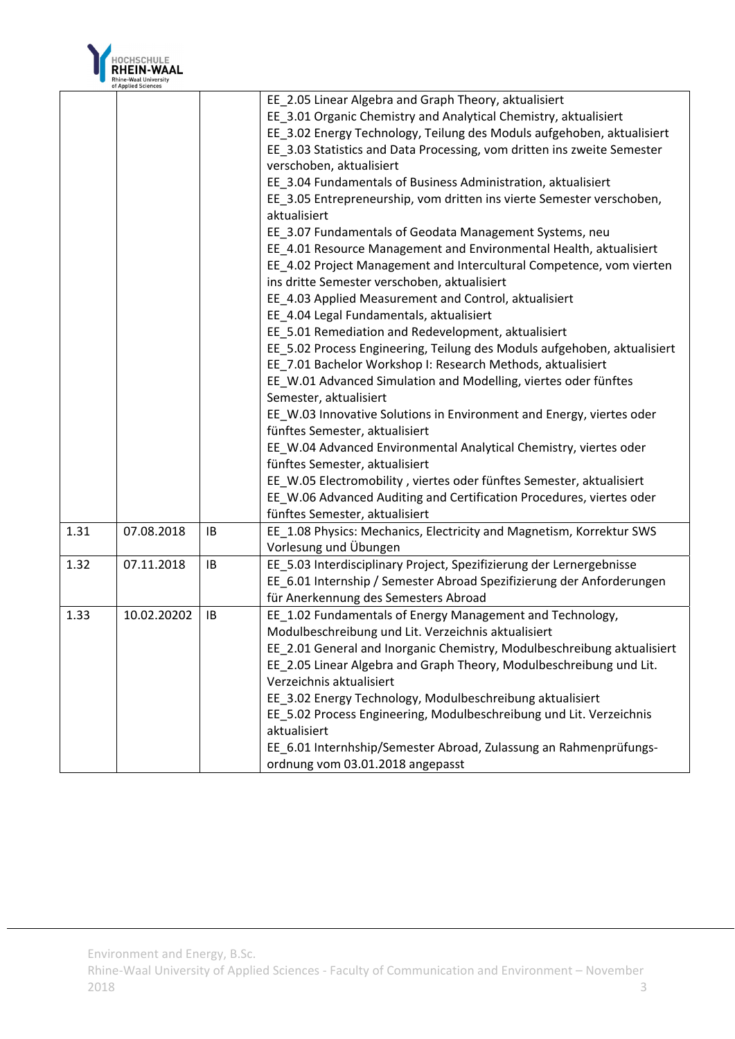| | | | |
|---|---|---|---|
| | | | EE_2.05 Linear Algebra and Graph Theory, aktualisiert<br>EE_3.01 Organic Chemistry and Analytical Chemistry, aktualisiert<br>EE_3.02 Energy Technology, Teilung des Moduls aufgehoben, aktualisiert<br>EE_3.03 Statistics and Data Processing, vom dritten ins zweite Semester verschoben, aktualisiert<br>EE_3.04 Fundamentals of Business Administration, aktualisiert<br>EE_3.05 Entrepreneurship, vom dritten ins vierte Semester verschoben, aktualisiert<br>EE_3.07 Fundamentals of Geodata Management Systems, neu<br>EE_4.01 Resource Management and Environmental Health, aktualisiert<br>EE_4.02 Project Management and Intercultural Competence, vom vierten ins dritte Semester verschoben, aktualisiert<br>EE_4.03 Applied Measurement and Control, aktualisiert<br>EE_4.04 Legal Fundamentals, aktualisiert<br>EE_5.01 Remediation and Redevelopment, aktualisiert<br>EE_5.02 Process Engineering, Teilung des Moduls aufgehoben, aktualisiert<br>EE_7.01 Bachelor Workshop I: Research Methods, aktualisiert<br>EE_W.01 Advanced Simulation and Modelling, viertes oder fünftes Semester, aktualisiert<br>EE_W.03 Innovative Solutions in Environment and Energy, viertes oder fünftes Semester, aktualisiert<br>EE_W.04 Advanced Environmental Analytical Chemistry, viertes oder fünftes Semester, aktualisiert<br>EE_W.05 Electromobility , viertes oder fünftes Semester, aktualisiert<br>EE_W.06 Advanced Auditing and Certification Procedures, viertes oder fünftes Semester, aktualisiert |
| 1.31 | 07.08.2018 | IB | EE_1.08 Physics: Mechanics, Electricity and Magnetism, Korrektur SWS Vorlesung und Übungen |
| 1.32 | 07.11.2018 | IB | EE_5.03 Interdisciplinary Project, Spezifizierung der Lernergebnisse<br>EE_6.01 Internship / Semester Abroad Spezifizierung der Anforderungen für Anerkennung des Semesters Abroad |
| 1.33 | 10.02.20202 | IB | EE_1.02 Fundamentals of Energy Management and Technology, Modulbeschreibung und Lit. Verzeichnis aktualisiert<br>EE_2.01 General and Inorganic Chemistry, Modulbeschreibung aktualisiert<br>EE_2.05 Linear Algebra and Graph Theory, Modulbeschreibung und Lit. Verzeichnis aktualisiert<br>EE_3.02 Energy Technology, Modulbeschreibung aktualisiert<br>EE_5.02 Process Engineering, Modulbeschreibung und Lit. Verzeichnis aktualisiert<br>EE_6.01 Internhship/Semester Abroad, Zulassung an Rahmenprüfungs-ordnung vom 03.01.2018 angepasst |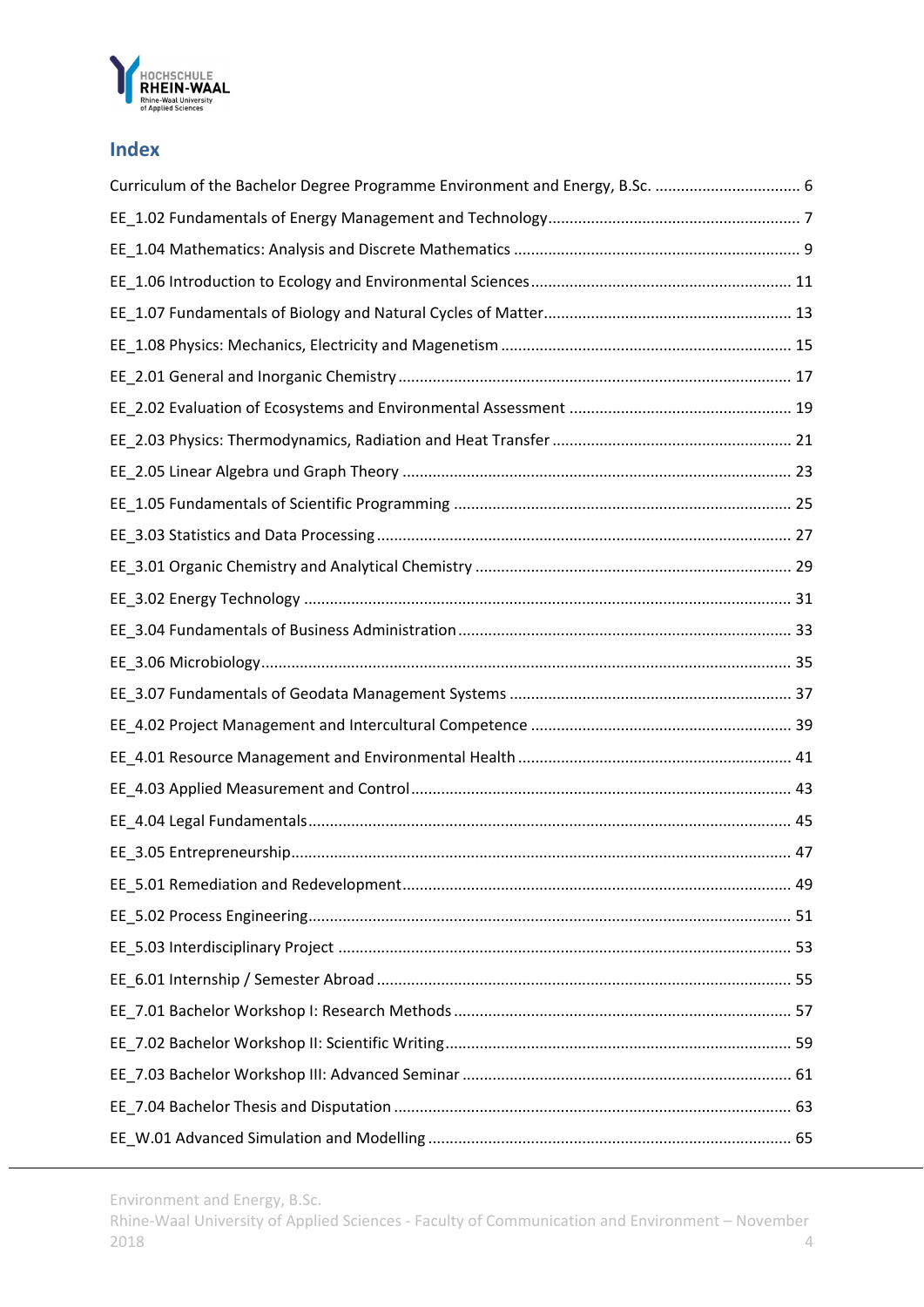# Index

Curriculum of the Bachelor Degree Programme Environment and Energy, B.Sc. .................................. 6

EE_1.02 Fundamentals of Energy Management and Technology........................................................... 7

EE_1.04 Mathematics: Analysis and Discrete Mathematics .................................................................. 9

EE_1.06 Introduction to Ecology and Environmental Sciences ............................................................ 11

EE_1.07 Fundamentals of Biology and Natural Cycles of Matter......................................................... 13

EE_1.08 Physics: Mechanics, Electricity and Magenetism ................................................................... 15

EE_2.01 General and Inorganic Chemistry ........................................................................................... 17

EE_2.02 Evaluation of Ecosystems and Environmental Assessment ................................................... 19

EE_2.03 Physics: Thermodynamics, Radiation and Heat Transfer ....................................................... 21

EE_2.05 Linear Algebra und Graph Theory .......................................................................................... 23

EE_1.05 Fundamentals of Scientific Programming .............................................................................. 25

EE_3.03 Statistics and Data Processing ................................................................................................ 27

EE_3.01 Organic Chemistry and Analytical Chemistry .......................................................................... 29

EE_3.02 Energy Technology ................................................................................................................ 31

EE_3.04 Fundamentals of Business Administration ............................................................................. 33

EE_3.06 Microbiology.......................................................................................................................... 35

EE_3.07 Fundamentals of Geodata Management Systems ................................................................. 37

EE_4.02 Project Management and Intercultural Competence ............................................................ 39

EE_4.01 Resource Management and Environmental Health ............................................................... 41

EE_4.03 Applied Measurement and Control........................................................................................ 43

EE_4.04 Legal Fundamentals................................................................................................................ 45

EE_3.05 Entrepreneurship.................................................................................................................... 47

EE_5.01 Remediation and Redevelopment.......................................................................................... 49

EE_5.02 Process Engineering............................................................................................................... 51

EE_5.03 Interdisciplinary Project ......................................................................................................... 53

EE_6.01 Internship / Semester Abroad ................................................................................................ 55

EE_7.01 Bachelor Workshop I: Research Methods .............................................................................. 57

EE_7.02 Bachelor Workshop II: Scientific Writing................................................................................. 59

EE_7.03 Bachelor Workshop III: Advanced Seminar ............................................................................ 61

EE_7.04 Bachelor Thesis and Disputation ............................................................................................ 63

EE_W.01 Advanced Simulation and Modelling .................................................................................... 65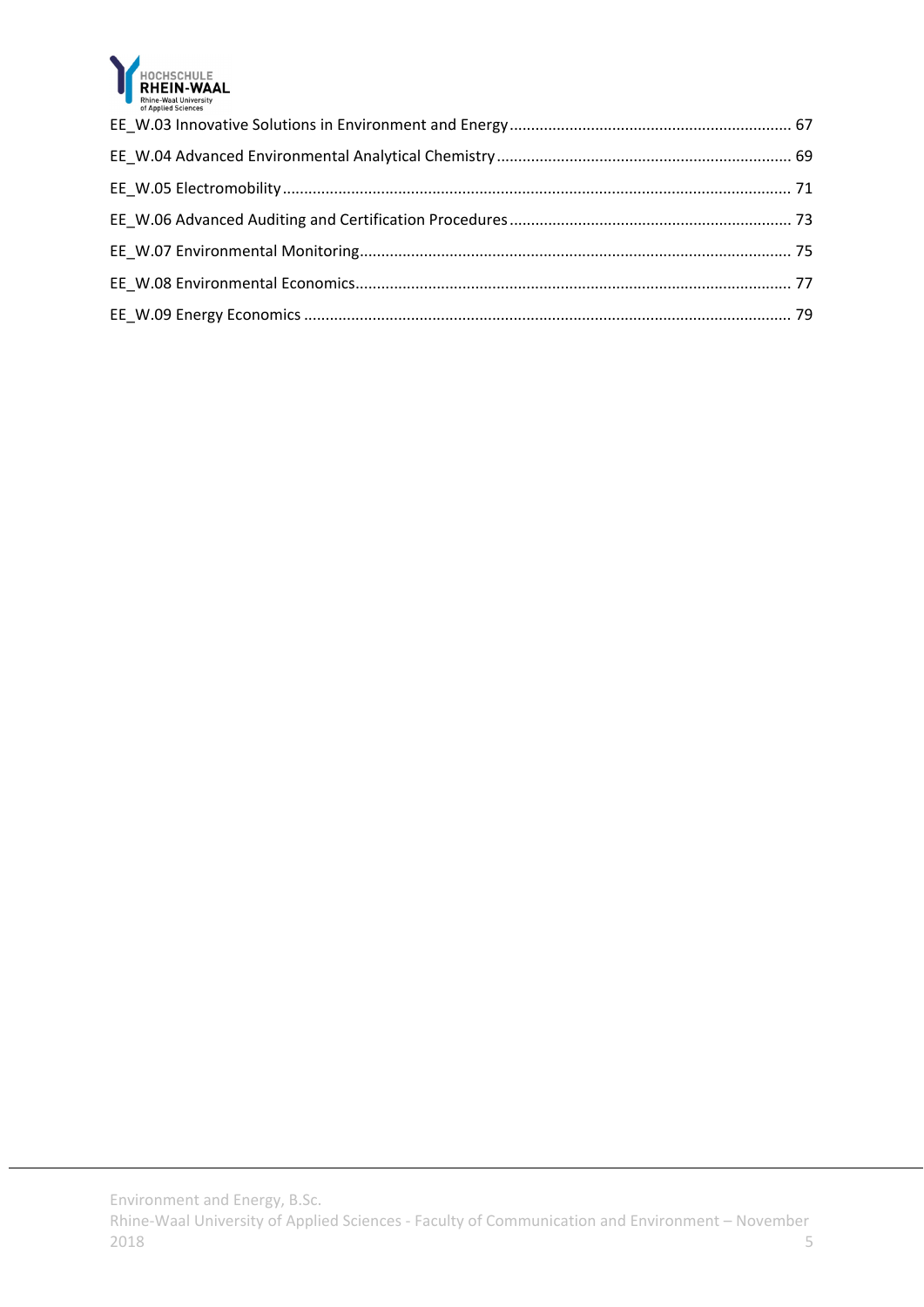EE_W.03 Innovative Solutions in Environment and Energy ........ 67

EE_W.04 Advanced Environmental Analytical Chemistry ........ 69

EE_W.05 Electromobility ........ 71

EE_W.06 Advanced Auditing and Certification Procedures ........ 73

EE_W.07 Environmental Monitoring ........ 75

EE_W.08 Environmental Economics ........ 77

EE_W.09 Energy Economics ........ 79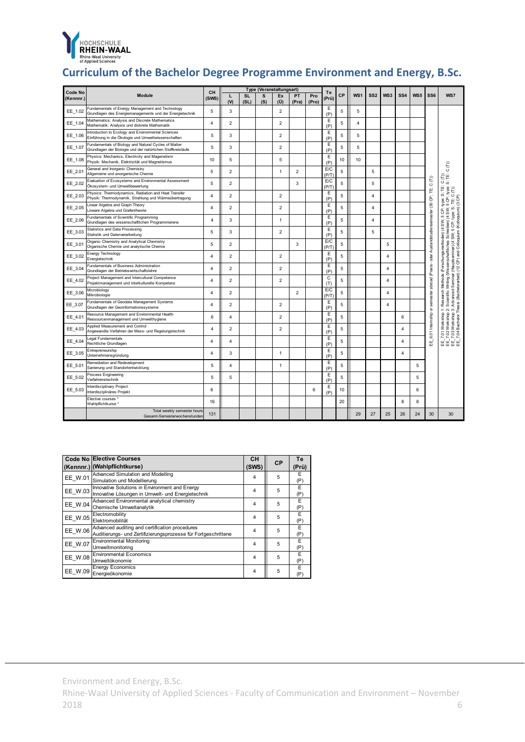# Curriculum of the Bachelor Degree Programme Environment and Energy, B.Sc.

| Code No (Kennnr.) | Module | CH (SWS) | Type (Veranstaltungsart) L (V) | SL (SL) | S (S) | Ex (Ü) | PT (Pra) | Pro (Pro) | Te (Prü) | CP | WS1 | SS2 | WS3 | SS4 | WS5 | SS6 | WS7 |
|---|---|---|---|---|---|---|---|---|---|---|---|---|---|---|---|---|---|
| EE_1.02 | Fundamentals of Energy Management and Technology<br>Grundlagen des Energiemanagements und der Energietechnik | 5 | 3 | | | 2 | | | E (P) | 5 | 5 | | | | | EE_6.01 Internship or semester abroad (Praxis- oder Auslandstudiensemester (30 CP; TE: C (T)) | EE_7.01 Workshop 1: Research Methods (Forschungsmethoden) (4 SW; 5 CP; type: S; TE: C (T))<br>EE_7.02 Workshop 2: Scientific Writing (Wissenschaftliches Schreiben) (4 SW; 5 CP; type: S; TE: C (T))<br>EE_7.03 Workshop 3: Advanced Seminar (Hauptseminar) (4 SW; 5 CP; type: S; TE: C (T))<br>EE_7.04 Bachelor Thesis (Bachelorarbeit) (12 CP) and Colloquium (Kolloquium) (3 CP) |
| EE_1.04 | Mathematics: Analysis and Discrete Mathematics<br>Mathematik: Analysis und diskrete Mathematik | 4 | 2 | | | 2 | | | E (P) | 5 | 4 | | | | | | |
| EE_1.06 | Introduction to Ecology and Environmental Sciences<br>Einführung in die Ökologie und Umweltwissenschaften | 5 | 3 | | | 2 | | | E (P) | 5 | 5 | | | | | | |
| EE_1.07 | Fundamentals of Biology and Natural Cycles of Matter<br>Grundlagen der Biologie und der natürlichen Stoffkreisläufe | 5 | 3 | | | 2 | | | E (P) | 5 | 5 | | | | | | |
| EE_1.08 | Physics: Mechanics, Electricity and Magenetism<br>Physik: Mechanik, Elektrizität und Magnetismus | 10 | 5 | | | 5 | | | E (P) | 10 | 10 | | | | | | |
| EE_2.01 | General and Inorganic Chemistry<br>Allgemeine und anorganische Chemie | 5 | 2 | | | 1 | 2 | | E/C (P/T) | 5 | | 5 | | | | | |
| EE_2.02 | Evaluation of Ecosystems and Environmental Assessment<br>Ökosystem- und Umweltbewertung | 5 | 2 | | | | 3 | | E/C (P/T) | 5 | | 5 | | | | | |
| EE_2.03 | Physics: Thermodynamics, Radiation and Heat Transfer<br>Physik: Thermodynamik, Strahlung und Wärmeübertragung | 4 | 2 | | | 2 | | | E (P) | 5 | | 4 | | | | | |
| EE_2.05 | Linear Algebra and Graph Theory<br>Lineare Algebra und Grafentheorie | 4 | 2 | | | 2 | | | E (P) | 5 | | 4 | | | | | |
| EE_2.06 | Fundamentals of Scientific Programming<br>Grundlagen des wissenschaftlichen Programmierens | 4 | 3 | | | 1 | | | E (P) | 5 | | 4 | | | | | |
| EE_3.03 | Statistics and Data Processing<br>Statistik und Datenverarbeitung | 5 | 3 | | | 2 | | | E (P) | 5 | | 5 | | | | | |
| EE_3.01 | Organic Chemistry and Analytical Chemistry<br>Organische Chemie und analytische Chemie | 5 | 2 | | | | 3 | | E/C (P/T) | 5 | | | 5 | | | | |
| EE_3.02 | Energy Technology<br>Energietechnik | 4 | 2 | | | 2 | | | E (P) | 5 | | | 4 | | | | |
| EE_3.04 | Fundamentals of Business Administration<br>Grundlagen der Betriebswirtschaftslehre | 4 | 2 | | | 2 | | | E (P) | 5 | | | 4 | | | | |
| EE_4.02 | Project Management and Intercultural Competence<br>Projektmanagement und interkulturelle Kompetenz | 4 | 2 | | | 2 | | | C (T) | 5 | | | 4 | | | | |
| EE_3.06 | Microbiology<br>Mikrobiologie | 4 | 2 | | | | 2 | | E/C (P/T) | 5 | | | 4 | | | | |
| EE_3.07 | Fundamentals of Geodata Management Systems<br>Grundlagen der Geoinformationssysteme | 4 | 2 | | | 2 | | | E (P) | 5 | | | 4 | | | | |
| EE_4.01 | Resource Management and Environmental Health<br>Ressourcenmanagement und Umwelthygiene | 6 | 4 | | | 2 | | | E (P) | 5 | | | | 6 | | | |
| EE_4.03 | Applied Measurement and Control<br>Angewandte Verfahren der Mess- und Regelungstechnik | 4 | 2 | | | 2 | | | E (P) | 5 | | | | 4 | | | |
| EE_4.04 | Legal Fundamentals<br>Rechtliche Grundlagen | 4 | 4 | | | | | | E (P) | 5 | | | | 4 | | | |
| EE_3.05 | Entrepreneurship<br>Unternehmensgründung | 4 | 3 | | | 1 | | | E (P) | 5 | | | | 4 | | | |
| EE_5.01 | Remediation and Redevelopment<br>Sanierung und Standortentwicklung | 5 | 4 | | | 1 | | | E (P) | 5 | | | | | 5 | | |
| EE_5.02 | Process Engineering<br>Verfahrenstechnik | 5 | 5 | | | | | | E (P) | 5 | | | | | 5 | | |
| EE_5.03 | Interdisciplinary Project<br>Interdisziplinäres Projekt | 6 | | | | | | 6 | E (P) | 10 | | | | | 6 | | |
| | Elective courses *<br>Wahlpflichtkurse * | 16 | | | | | | | | 20 | | | | 8 | 8 | | |
| | Total weekly semester hours<br>Gesamt-Semesterwochenstunden | 131 | | | | | | | | | 29 | 27 | 25 | 26 | 24 | 30 | 30 |

| Code No (Kennnr.) | Elective Courses (Wahlpflichtkurse) | CH (SWS) | CP | Te (Prü) |
|---|---|---|---|---|
| EE_W.01 | Advanced Simulation and Modelling<br>Simulation und Modellierung | 4 | 5 | E (P) |
| EE_W.03 | Innovative Solutions in Environment and Energy<br>Innovative Lösungen in Umwelt- und Energietechnik | 4 | 5 | E (P) |
| EE_W.04 | Advanced Environmental analytical chemistry<br>Chemische Umweltanalytik | 4 | 5 | E (P) |
| EE_W.05 | Electromobility<br>Elektromobilität | 4 | 5 | E (P) |
| EE_W.06 | Advanced auditing and certification procedures<br>Auditierungs- und Zertifizierungsprozesse für Fortgeschrittene | 4 | 5 | E (P) |
| EE_W.07 | Environmental Monitoring<br>Umweltmonitoring | 4 | 5 | E (P) |
| EE_W.08 | Environmental Economics<br>Umweltökonomie | 4 | 5 | E (P) |
| EE_W.09 | Energy Economics<br>Energieökonomie | 4 | 5 | E (P) |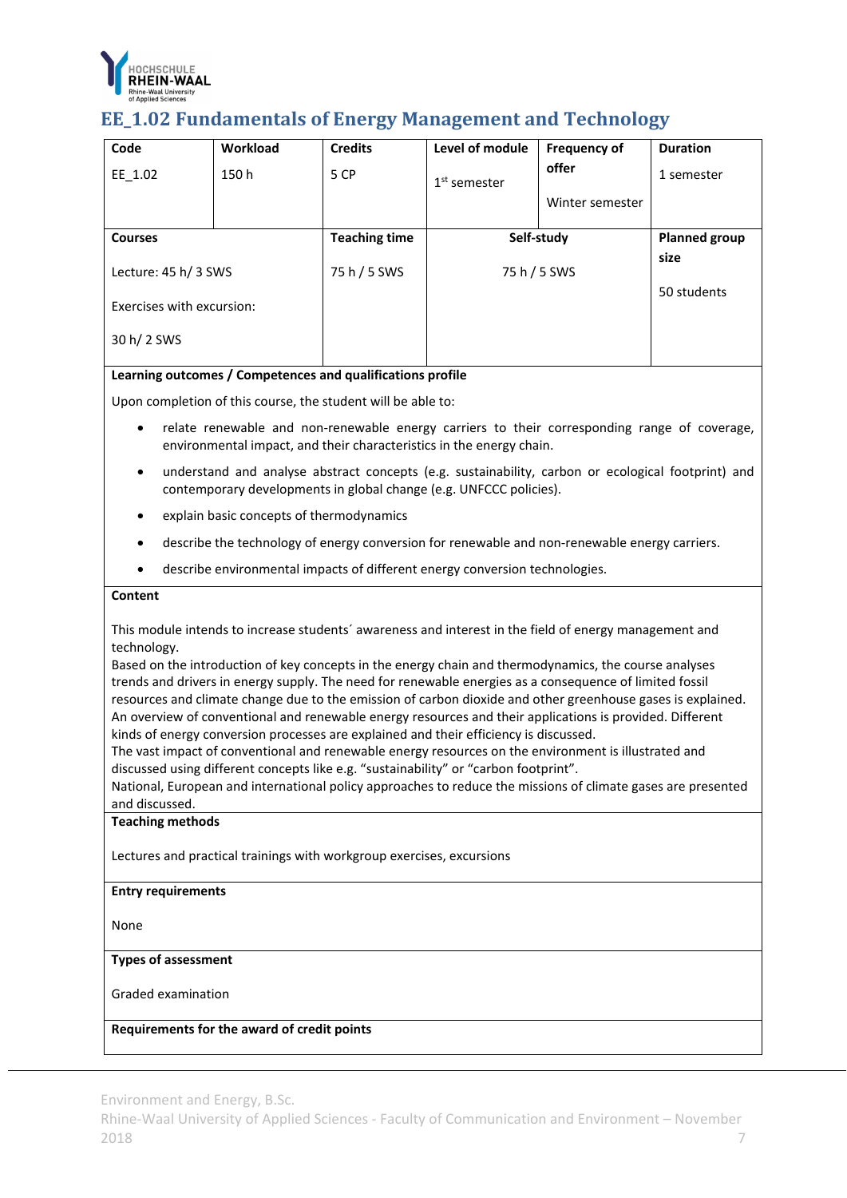## EE_1.02 Fundamentals of Energy Management and Technology

| Code | Workload | Credits | Level of module | Frequency of offer | Duration |
|---|---|---|---|---|---|
| EE_1.02 | 150 h | 5 CP | 1st semester | Winter semester | 1 semester |

| Courses | Teaching time | Self-study | Planned group size |
|---|---|---|---|
| Lecture: 45 h/ 3 SWS<br>Exercises with excursion:<br>30 h/ 2 SWS | 75 h / 5 SWS | 75 h / 5 SWS | 50 students |

**Learning outcomes / Competences and qualifications profile**

Upon completion of this course, the student will be able to:

- relate renewable and non-renewable energy carriers to their corresponding range of coverage, environmental impact, and their characteristics in the energy chain.
- understand and analyse abstract concepts (e.g. sustainability, carbon or ecological footprint) and contemporary developments in global change (e.g. UNFCCC policies).
- explain basic concepts of thermodynamics
- describe the technology of energy conversion for renewable and non-renewable energy carriers.
- describe environmental impacts of different energy conversion technologies.

**Content**

This module intends to increase students´ awareness and interest in the field of energy management and technology.
Based on the introduction of key concepts in the energy chain and thermodynamics, the course analyses trends and drivers in energy supply. The need for renewable energies as a consequence of limited fossil resources and climate change due to the emission of carbon dioxide and other greenhouse gases is explained. An overview of conventional and renewable energy resources and their applications is provided. Different kinds of energy conversion processes are explained and their efficiency is discussed.
The vast impact of conventional and renewable energy resources on the environment is illustrated and discussed using different concepts like e.g. "sustainability" or "carbon footprint".
National, European and international policy approaches to reduce the missions of climate gases are presented and discussed.

**Teaching methods**

Lectures and practical trainings with workgroup exercises, excursions

**Entry requirements**

None

**Types of assessment**

Graded examination

**Requirements for the award of credit points**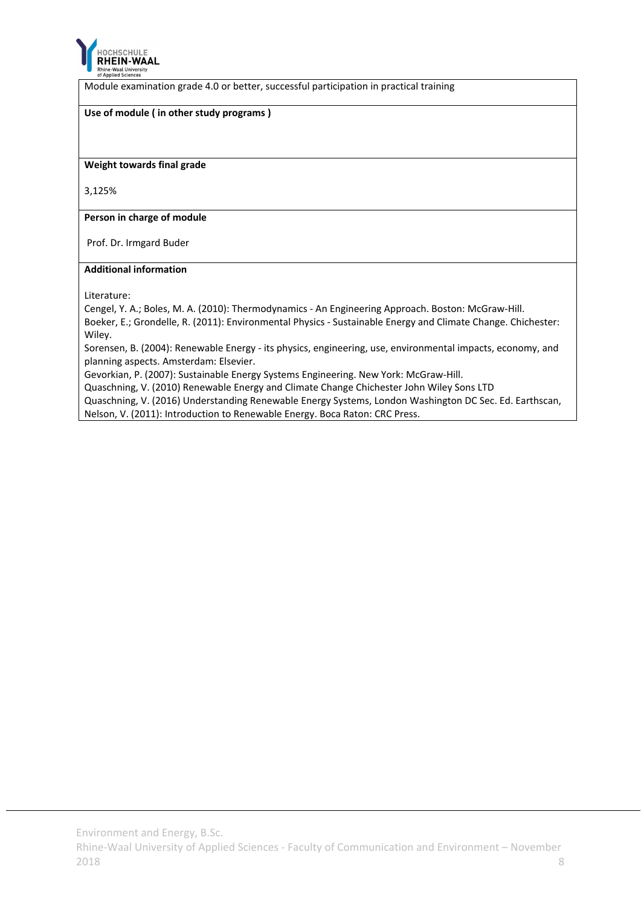Module examination grade 4.0 or better, successful participation in practical training

**Use of module ( in other study programs )**

**Weight towards final grade**

3,125%

**Person in charge of module**

Prof. Dr. Irmgard Buder

**Additional information**

Literature:
Cengel, Y. A.; Boles, M. A. (2010): Thermodynamics - An Engineering Approach. Boston: McGraw-Hill.
Boeker, E.; Grondelle, R. (2011): Environmental Physics - Sustainable Energy and Climate Change. Chichester: Wiley.
Sorensen, B. (2004): Renewable Energy - its physics, engineering, use, environmental impacts, economy, and planning aspects. Amsterdam: Elsevier.
Gevorkian, P. (2007): Sustainable Energy Systems Engineering. New York: McGraw-Hill.
Quaschning, V. (2010) Renewable Energy and Climate Change Chichester John Wiley Sons LTD
Quaschning, V. (2016) Understanding Renewable Energy Systems, London Washington DC Sec. Ed. Earthscan,
Nelson, V. (2011): Introduction to Renewable Energy. Boca Raton: CRC Press.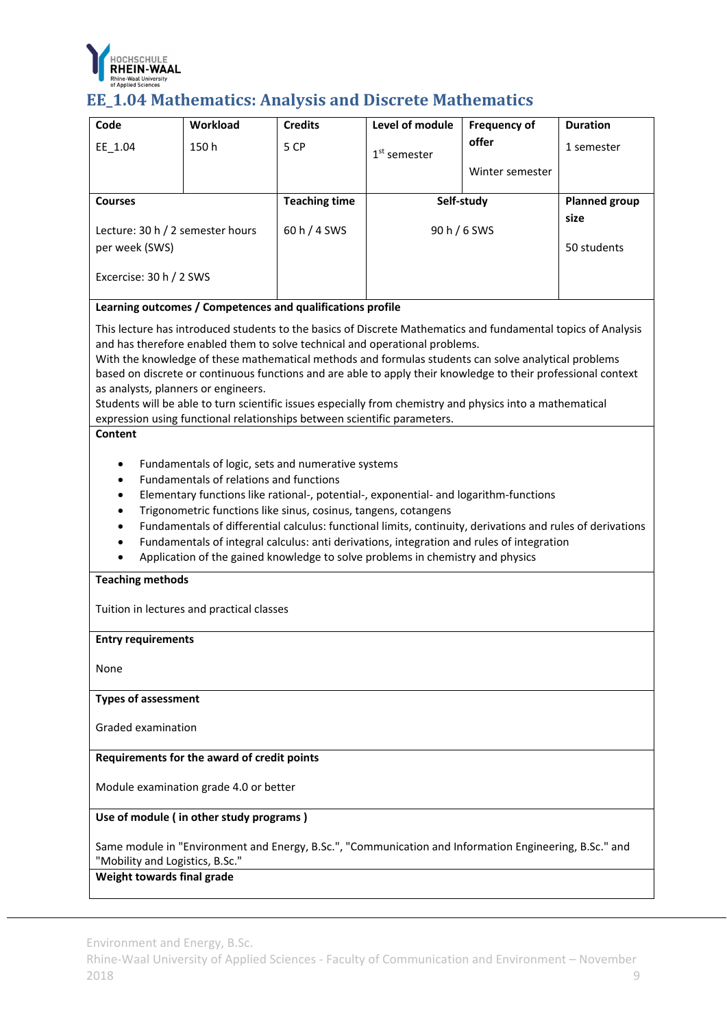## EE_1.04 Mathematics: Analysis and Discrete Mathematics

| Code | Workload | Credits | Level of module | Frequency of offer | Duration |
|---|---|---|---|---|---|
| EE_1.04 | 150 h | 5 CP | 1st semester | Winter semester | 1 semester |

| Courses | Teaching time | Self-study | Planned group size |
|---|---|---|---|
| Lecture: 30 h / 2 semester hours per week (SWS)<br><br>Excercise: 30 h / 2 SWS | 60 h / 4 SWS | 90 h / 6 SWS | 50 students |

**Learning outcomes / Competences and qualifications profile**

This lecture has introduced students to the basics of Discrete Mathematics and fundamental topics of Analysis and has therefore enabled them to solve technical and operational problems.
With the knowledge of these mathematical methods and formulas students can solve analytical problems based on discrete or continuous functions and are able to apply their knowledge to their professional context as analysts, planners or engineers.
Students will be able to turn scientific issues especially from chemistry and physics into a mathematical expression using functional relationships between scientific parameters.

**Content**

- Fundamentals of logic, sets and numerative systems
- Fundamentals of relations and functions
- Elementary functions like rational-, potential-, exponential- and logarithm-functions
- Trigonometric functions like sinus, cosinus, tangens, cotangens
- Fundamentals of differential calculus: functional limits, continuity, derivations and rules of derivations
- Fundamentals of integral calculus: anti derivations, integration and rules of integration
- Application of the gained knowledge to solve problems in chemistry and physics

**Teaching methods**

Tuition in lectures and practical classes

**Entry requirements**

None

**Types of assessment**

Graded examination

**Requirements for the award of credit points**

Module examination grade 4.0 or better

**Use of module ( in other study programs )**

Same module in "Environment and Energy, B.Sc.", "Communication and Information Engineering, B.Sc." and "Mobility and Logistics, B.Sc."

**Weight towards final grade**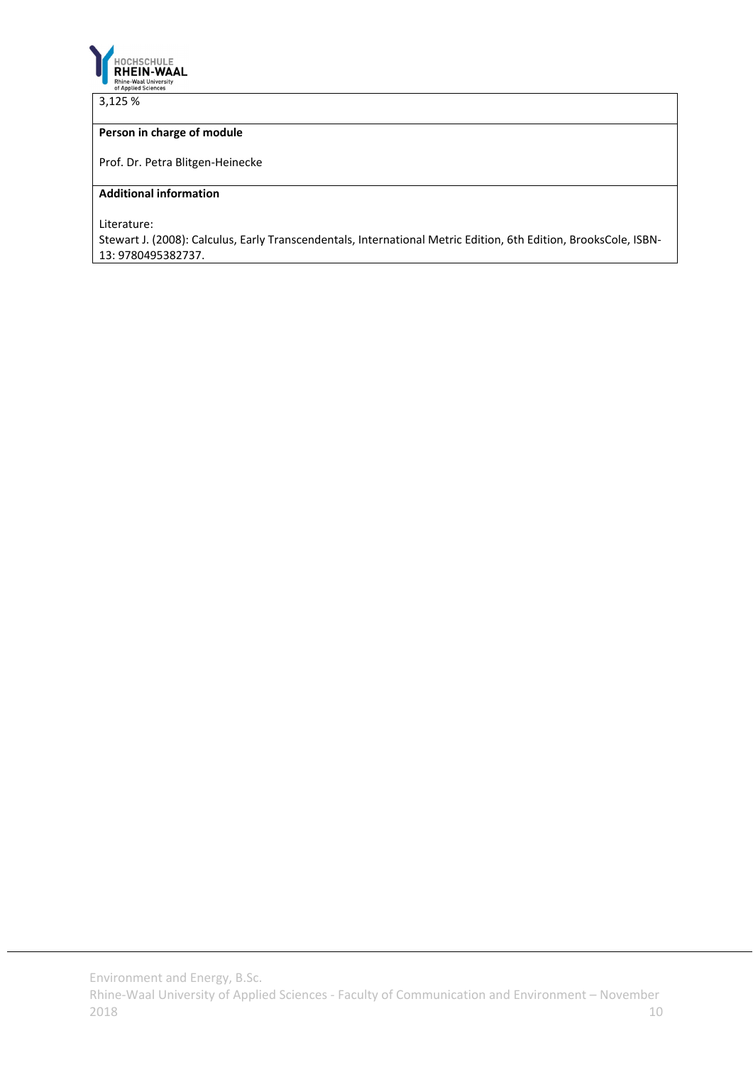3,125 %

**Person in charge of module**

Prof. Dr. Petra Blitgen-Heinecke

**Additional information**

Literature:
Stewart J. (2008): Calculus, Early Transcendentals, International Metric Edition, 6th Edition, BrooksCole, ISBN-13: 9780495382737.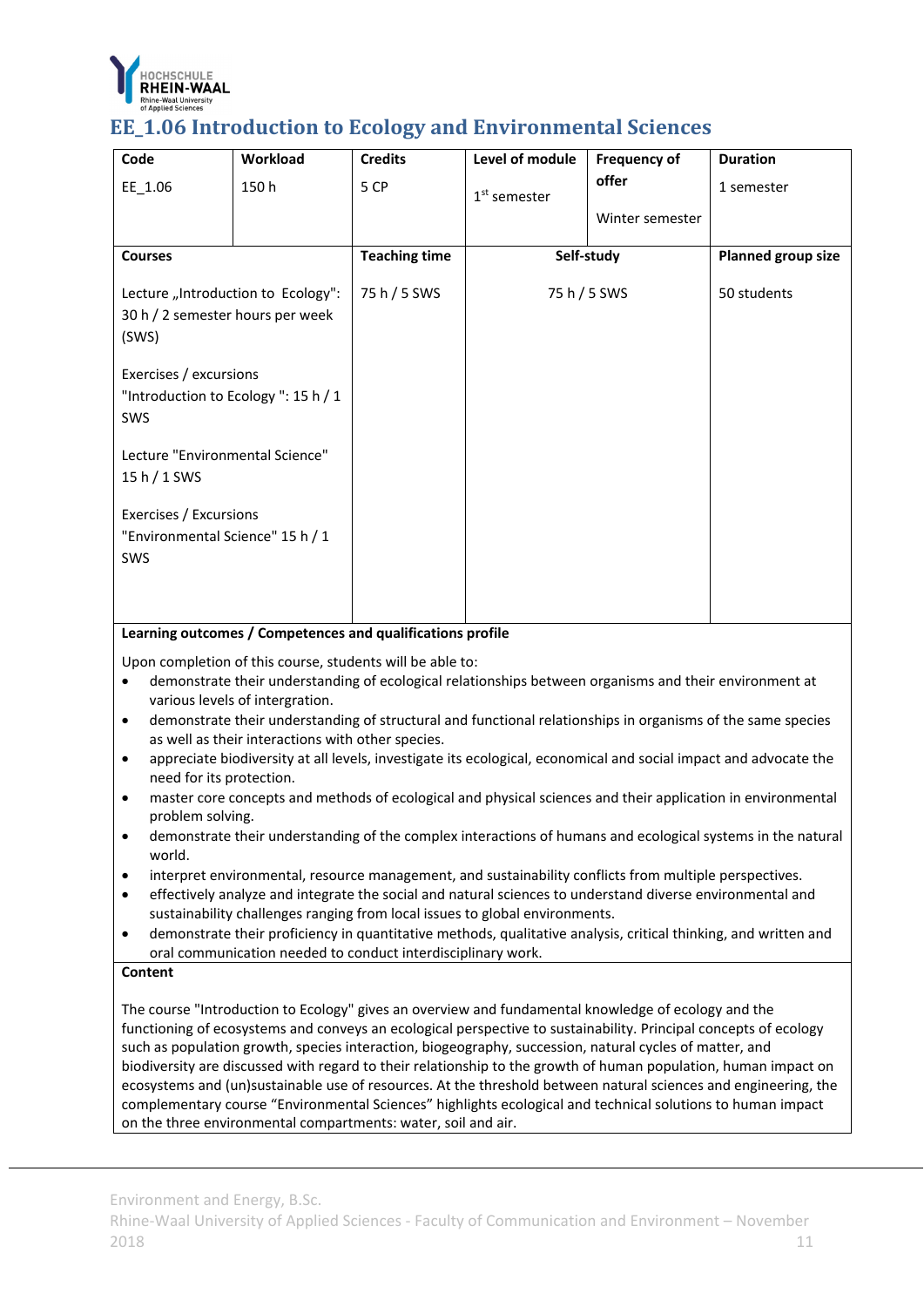## EE_1.06 Introduction to Ecology and Environmental Sciences

| Code | Workload | Credits | Level of module | Frequency of offer | Duration |
|---|---|---|---|---|---|
| EE_1.06 | 150 h | 5 CP | 1st semester | Winter semester | 1 semester |
| **Courses** | | **Teaching time** | **Self-study** | | **Planned group size** |
| Lecture „Introduction to Ecology": 30 h / 2 semester hours per week (SWS)<br><br>Exercises / excursions "Introduction to Ecology ": 15 h / 1 SWS<br><br>Lecture "Environmental Science" 15 h / 1 SWS<br><br>Exercises / Excursions "Environmental Science" 15 h / 1 SWS | | 75 h / 5 SWS | 75 h / 5 SWS | | 50 students |

**Learning outcomes / Competences and qualifications profile**

Upon completion of this course, students will be able to:

- demonstrate their understanding of ecological relationships between organisms and their environment at various levels of intergration.
- demonstrate their understanding of structural and functional relationships in organisms of the same species as well as their interactions with other species.
- appreciate biodiversity at all levels, investigate its ecological, economical and social impact and advocate the need for its protection.
- master core concepts and methods of ecological and physical sciences and their application in environmental problem solving.
- demonstrate their understanding of the complex interactions of humans and ecological systems in the natural world.
- interpret environmental, resource management, and sustainability conflicts from multiple perspectives.
- effectively analyze and integrate the social and natural sciences to understand diverse environmental and sustainability challenges ranging from local issues to global environments.
- demonstrate their proficiency in quantitative methods, qualitative analysis, critical thinking, and written and oral communication needed to conduct interdisciplinary work.

**Content**

The course "Introduction to Ecology" gives an overview and fundamental knowledge of ecology and the functioning of ecosystems and conveys an ecological perspective to sustainability. Principal concepts of ecology such as population growth, species interaction, biogeography, succession, natural cycles of matter, and biodiversity are discussed with regard to their relationship to the growth of human population, human impact on ecosystems and (un)sustainable use of resources. At the threshold between natural sciences and engineering, the complementary course "Environmental Sciences" highlights ecological and technical solutions to human impact on the three environmental compartments: water, soil and air.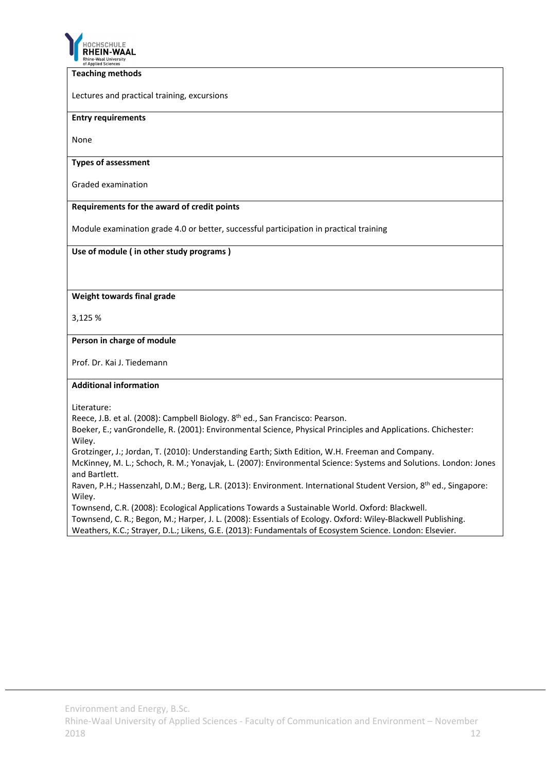**Teaching methods**

Lectures and practical training, excursions

**Entry requirements**

None

**Types of assessment**

Graded examination

**Requirements for the award of credit points**

Module examination grade 4.0 or better, successful participation in practical training

**Use of module ( in other study programs )**

**Weight towards final grade**

3,125 %

**Person in charge of module**

Prof. Dr. Kai J. Tiedemann

**Additional information**

Literature:
Reece, J.B. et al. (2008): Campbell Biology. 8th ed., San Francisco: Pearson.
Boeker, E.; vanGrondelle, R. (2001): Environmental Science, Physical Principles and Applications. Chichester: Wiley.
Grotzinger, J.; Jordan, T. (2010): Understanding Earth; Sixth Edition, W.H. Freeman and Company.
McKinney, M. L.; Schoch, R. M.; Yonavjak, L. (2007): Environmental Science: Systems and Solutions. London: Jones and Bartlett.
Raven, P.H.; Hassenzahl, D.M.; Berg, L.R. (2013): Environment. International Student Version, 8th ed., Singapore: Wiley.
Townsend, C.R. (2008): Ecological Applications Towards a Sustainable World. Oxford: Blackwell.
Townsend, C. R.; Begon, M.; Harper, J. L. (2008): Essentials of Ecology. Oxford: Wiley-Blackwell Publishing.
Weathers, K.C.; Strayer, D.L.; Likens, G.E. (2013): Fundamentals of Ecosystem Science. London: Elsevier.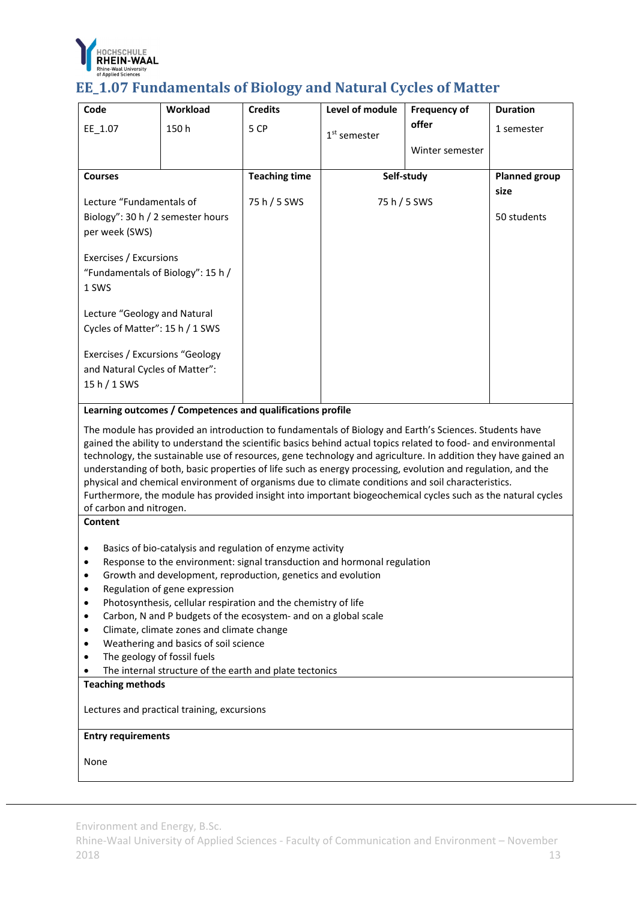## EE_1.07 Fundamentals of Biology and Natural Cycles of Matter

| Code | Workload | Credits | Level of module | Frequency of offer | Duration |
|---|---|---|---|---|---|
| EE_1.07 | 150 h | 5 CP | 1st semester | Winter semester | 1 semester |

| Courses | Teaching time | Self-study | Planned group size |
|---|---|---|---|
| Lecture "Fundamentals of Biology": 30 h / 2 semester hours per week (SWS)<br><br>Exercises / Excursions "Fundamentals of Biology": 15 h / 1 SWS<br><br>Lecture "Geology and Natural Cycles of Matter": 15 h / 1 SWS<br><br>Exercises / Excursions "Geology and Natural Cycles of Matter": 15 h / 1 SWS | 75 h / 5 SWS | 75 h / 5 SWS | 50 students |

**Learning outcomes / Competences and qualifications profile**

The module has provided an introduction to fundamentals of Biology and Earth's Sciences. Students have gained the ability to understand the scientific basics behind actual topics related to food- and environmental technology, the sustainable use of resources, gene technology and agriculture. In addition they have gained an understanding of both, basic properties of life such as energy processing, evolution and regulation, and the physical and chemical environment of organisms due to climate conditions and soil characteristics. Furthermore, the module has provided insight into important biogeochemical cycles such as the natural cycles of carbon and nitrogen.

**Content**

- Basics of bio-catalysis and regulation of enzyme activity
- Response to the environment: signal transduction and hormonal regulation
- Growth and development, reproduction, genetics and evolution
- Regulation of gene expression
- Photosynthesis, cellular respiration and the chemistry of life
- Carbon, N and P budgets of the ecosystem- and on a global scale
- Climate, climate zones and climate change
- Weathering and basics of soil science
- The geology of fossil fuels
- The internal structure of the earth and plate tectonics

**Teaching methods**

Lectures and practical training, excursions

**Entry requirements**

None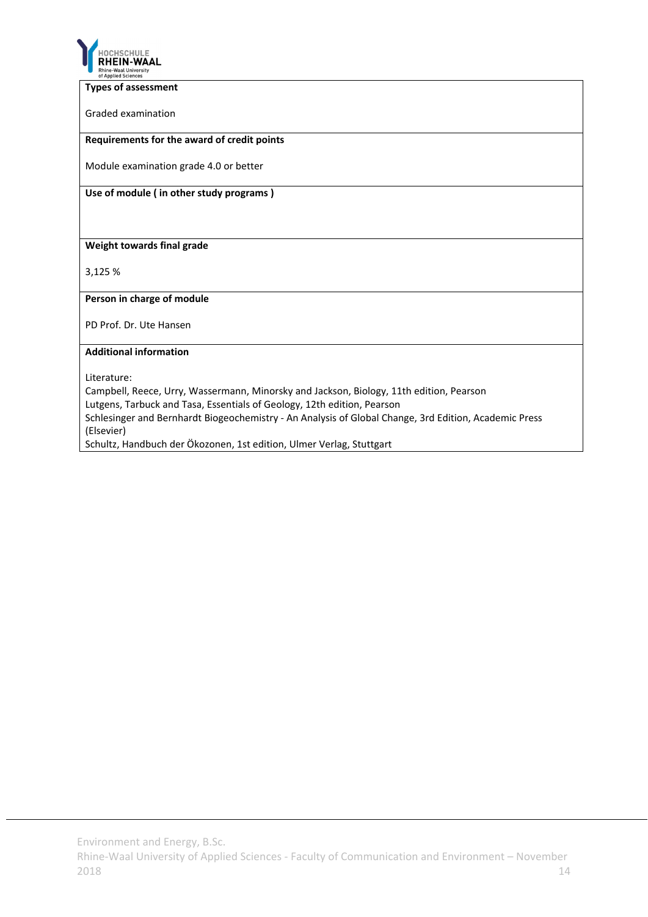**Types of assessment**

Graded examination

**Requirements for the award of credit points**

Module examination grade 4.0 or better

**Use of module ( in other study programs )**

**Weight towards final grade**

3,125 %

**Person in charge of module**

PD Prof. Dr. Ute Hansen

**Additional information**

Literature:
Campbell, Reece, Urry, Wassermann, Minorsky and Jackson, Biology, 11th edition, Pearson
Lutgens, Tarbuck and Tasa, Essentials of Geology, 12th edition, Pearson
Schlesinger and Bernhardt Biogeochemistry - An Analysis of Global Change, 3rd Edition, Academic Press (Elsevier)
Schultz, Handbuch der Ökozonen, 1st edition, Ulmer Verlag, Stuttgart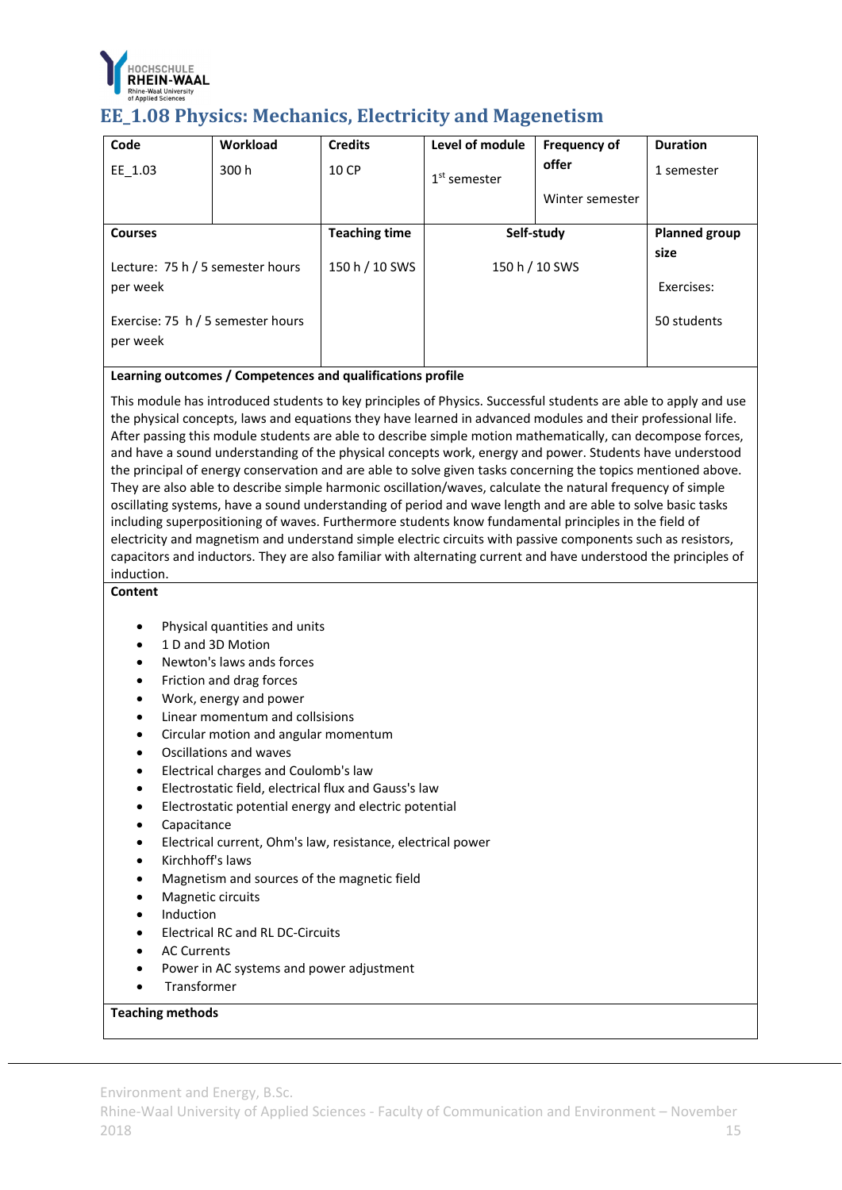## EE_1.08 Physics: Mechanics, Electricity and Magenetism

| Code | Workload | Credits | Level of module | Frequency of offer | Duration |
|---|---|---|---|---|---|
| EE_1.03 | 300 h | 10 CP | 1st semester | Winter semester | 1 semester |
| **Courses** | | **Teaching time** | **Self-study** | | **Planned group size** |
| Lecture: 75 h / 5 semester hours per week<br><br>Exercise: 75 h / 5 semester hours per week | | 150 h / 10 SWS | 150 h / 10 SWS | | Exercises:<br><br>50 students |

**Learning outcomes / Competences and qualifications profile**

This module has introduced students to key principles of Physics. Successful students are able to apply and use the physical concepts, laws and equations they have learned in advanced modules and their professional life. After passing this module students are able to describe simple motion mathematically, can decompose forces, and have a sound understanding of the physical concepts work, energy and power. Students have understood the principal of energy conservation and are able to solve given tasks concerning the topics mentioned above. They are also able to describe simple harmonic oscillation/waves, calculate the natural frequency of simple oscillating systems, have a sound understanding of period and wave length and are able to solve basic tasks including superpositioning of waves. Furthermore students know fundamental principles in the field of electricity and magnetism and understand simple electric circuits with passive components such as resistors, capacitors and inductors. They are also familiar with alternating current and have understood the principles of induction.

**Content**

- Physical quantities and units
- 1 D and 3D Motion
- Newton's laws ands forces
- Friction and drag forces
- Work, energy and power
- Linear momentum and collsisions
- Circular motion and angular momentum
- Oscillations and waves
- Electrical charges and Coulomb's law
- Electrostatic field, electrical flux and Gauss's law
- Electrostatic potential energy and electric potential
- Capacitance
- Electrical current, Ohm's law, resistance, electrical power
- Kirchhoff's laws
- Magnetism and sources of the magnetic field
- Magnetic circuits
- Induction
- Electrical RC and RL DC-Circuits
- AC Currents
- Power in AC systems and power adjustment
- Transformer

**Teaching methods**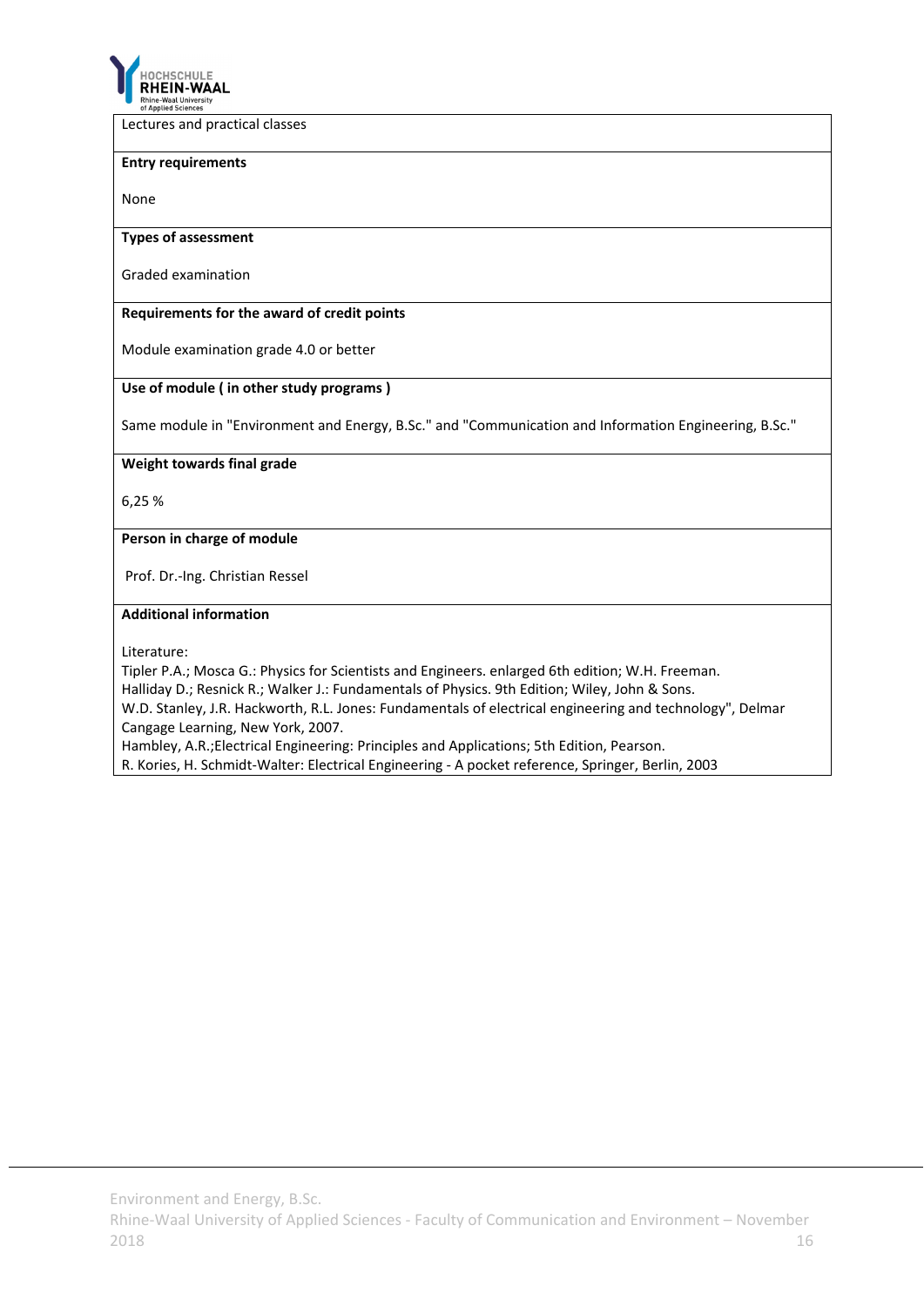Lectures and practical classes

**Entry requirements**

None

**Types of assessment**

Graded examination

**Requirements for the award of credit points**

Module examination grade 4.0 or better

**Use of module ( in other study programs )**

Same module in "Environment and Energy, B.Sc." and "Communication and Information Engineering, B.Sc."

**Weight towards final grade**

6,25 %

**Person in charge of module**

Prof. Dr.-Ing. Christian Ressel

**Additional information**

Literature:
Tipler P.A.; Mosca G.: Physics for Scientists and Engineers. enlarged 6th edition; W.H. Freeman.
Halliday D.; Resnick R.; Walker J.: Fundamentals of Physics. 9th Edition; Wiley, John & Sons.
W.D. Stanley, J.R. Hackworth, R.L. Jones: Fundamentals of electrical engineering and technology", Delmar Cangage Learning, New York, 2007.
Hambley, A.R.;Electrical Engineering: Principles and Applications; 5th Edition, Pearson.
R. Kories, H. Schmidt-Walter: Electrical Engineering - A pocket reference, Springer, Berlin, 2003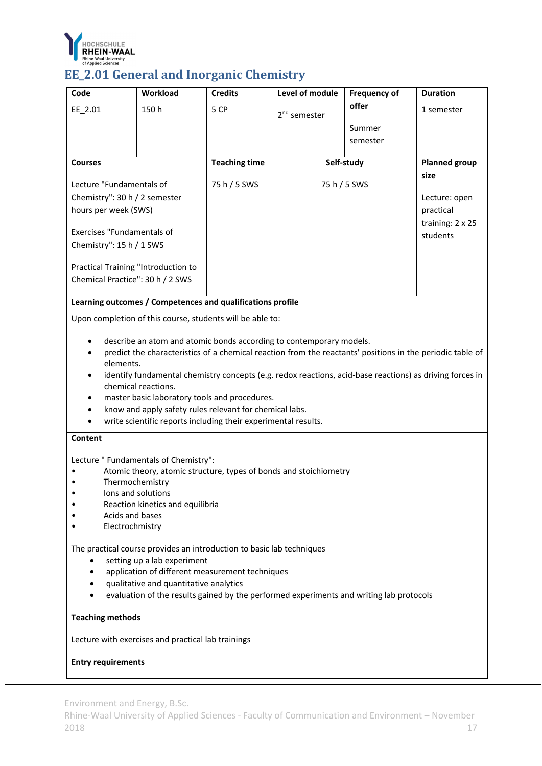## EE_2.01 General and Inorganic Chemistry

| Code | Workload | Credits | Level of module | Frequency of offer | Duration |
|---|---|---|---|---|---|
| EE_2.01 | 150 h | 5 CP | 2nd semester | Summer semester | 1 semester |

| Courses | Teaching time | Self-study | Planned group size |
|---|---|---|---|
| Lecture "Fundamentals of Chemistry": 30 h / 2 semester hours per week (SWS)<br><br>Exercises "Fundamentals of Chemistry": 15 h / 1 SWS<br><br>Practical Training "Introduction to Chemical Practice": 30 h / 2 SWS | 75 h / 5 SWS | 75 h / 5 SWS | Lecture: open<br>practical training: 2 x 25 students |

**Learning outcomes / Competences and qualifications profile**

Upon completion of this course, students will be able to:

- describe an atom and atomic bonds according to contemporary models.
- predict the characteristics of a chemical reaction from the reactants' positions in the periodic table of elements.
- identify fundamental chemistry concepts (e.g. redox reactions, acid-base reactions) as driving forces in chemical reactions.
- master basic laboratory tools and procedures.
- know and apply safety rules relevant for chemical labs.
- write scientific reports including their experimental results.

**Content**

Lecture " Fundamentals of Chemistry":

- Atomic theory, atomic structure, types of bonds and stoichiometry
- Thermochemistry
- Ions and solutions
- Reaction kinetics and equilibria
- Acids and bases
- Electrochmistry

The practical course provides an introduction to basic lab techniques

- setting up a lab experiment
- application of different measurement techniques
- qualitative and quantitative analytics
- evaluation of the results gained by the performed experiments and writing lab protocols

**Teaching methods**

Lecture with exercises and practical lab trainings

**Entry requirements**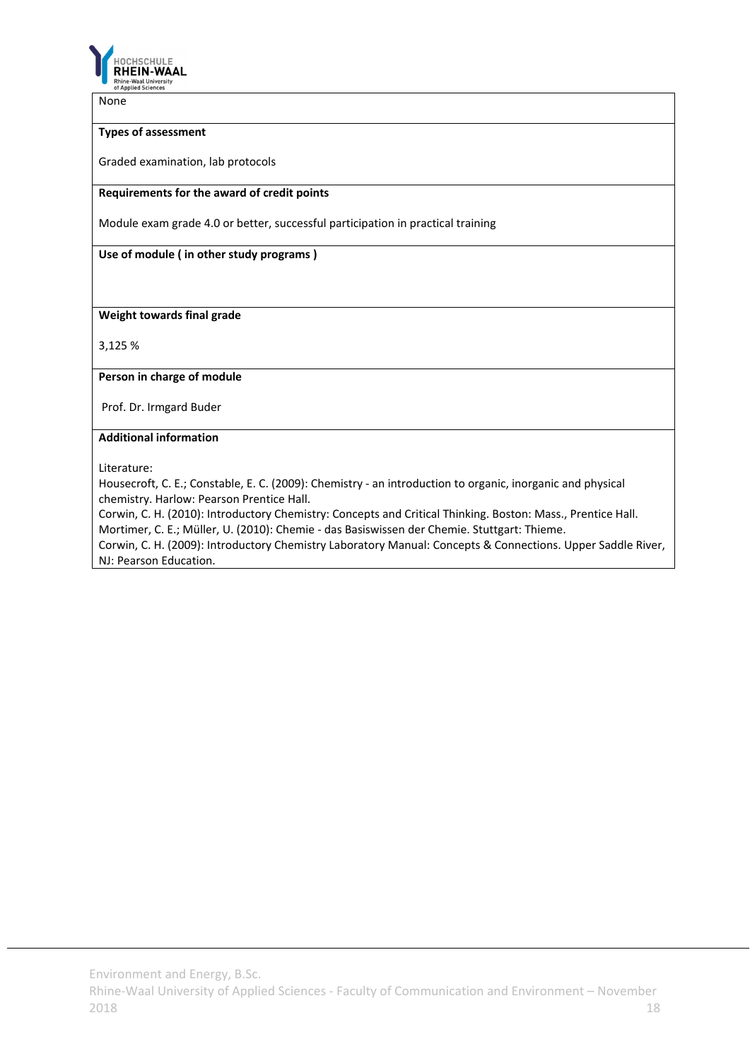None

**Types of assessment**

Graded examination, lab protocols

**Requirements for the award of credit points**

Module exam grade 4.0 or better, successful participation in practical training

**Use of module ( in other study programs )**

**Weight towards final grade**

3,125 %

**Person in charge of module**

Prof. Dr. Irmgard Buder

**Additional information**

Literature:
Housecroft, C. E.; Constable, E. C. (2009): Chemistry - an introduction to organic, inorganic and physical chemistry. Harlow: Pearson Prentice Hall.
Corwin, C. H. (2010): Introductory Chemistry: Concepts and Critical Thinking. Boston: Mass., Prentice Hall.
Mortimer, C. E.; Müller, U. (2010): Chemie - das Basiswissen der Chemie. Stuttgart: Thieme.
Corwin, C. H. (2009): Introductory Chemistry Laboratory Manual: Concepts & Connections. Upper Saddle River, NJ: Pearson Education.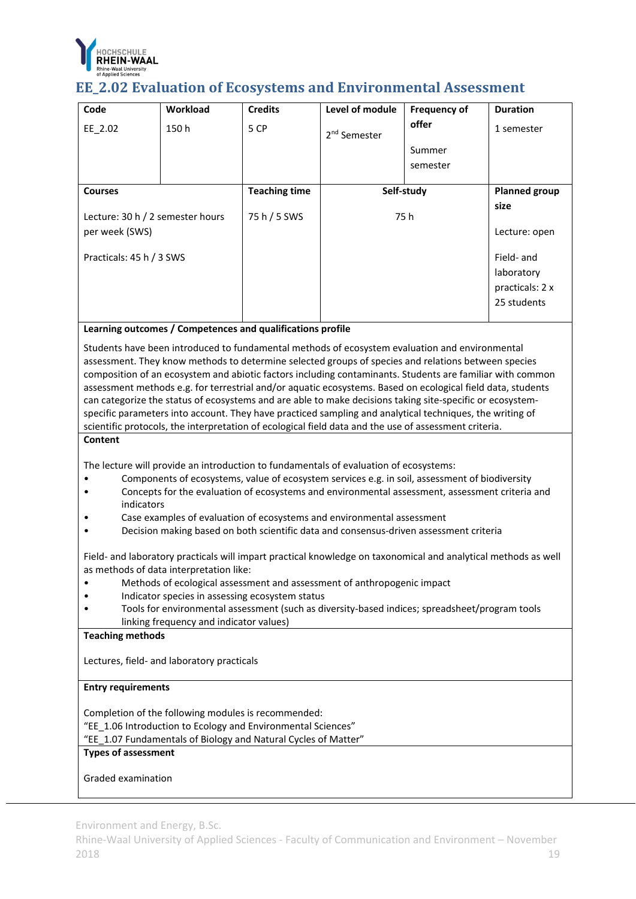# EE_2.02 Evaluation of Ecosystems and Environmental Assessment

| Code | Workload | Credits | Level of module | Frequency of offer | Duration |
|---|---|---|---|---|---|
| EE_2.02 | 150 h | 5 CP | 2nd Semester | Summer semester | 1 semester |

| Courses | Teaching time | Self-study | Planned group size |
|---|---|---|---|
| Lecture: 30 h / 2 semester hours per week (SWS)<br><br>Practicals: 45 h / 3 SWS | 75 h / 5 SWS | 75 h | Lecture: open<br><br>Field- and laboratory practicals: 2 x 25 students |

**Learning outcomes / Competences and qualifications profile**

Students have been introduced to fundamental methods of ecosystem evaluation and environmental assessment. They know methods to determine selected groups of species and relations between species composition of an ecosystem and abiotic factors including contaminants. Students are familiar with common assessment methods e.g. for terrestrial and/or aquatic ecosystems. Based on ecological field data, students can categorize the status of ecosystems and are able to make decisions taking site-specific or ecosystem-specific parameters into account. They have practiced sampling and analytical techniques, the writing of scientific protocols, the interpretation of ecological field data and the use of assessment criteria.

**Content**

The lecture will provide an introduction to fundamentals of evaluation of ecosystems:

- Components of ecosystems, value of ecosystem services e.g. in soil, assessment of biodiversity
- Concepts for the evaluation of ecosystems and environmental assessment, assessment criteria and indicators
- Case examples of evaluation of ecosystems and environmental assessment
- Decision making based on both scientific data and consensus-driven assessment criteria

Field- and laboratory practicals will impart practical knowledge on taxonomical and analytical methods as well as methods of data interpretation like:

- Methods of ecological assessment and assessment of anthropogenic impact
- Indicator species in assessing ecosystem status
- Tools for environmental assessment (such as diversity-based indices; spreadsheet/program tools linking frequency and indicator values)

**Teaching methods**

Lectures, field- and laboratory practicals

**Entry requirements**

Completion of the following modules is recommended:
"EE_1.06 Introduction to Ecology and Environmental Sciences"
"EE_1.07 Fundamentals of Biology and Natural Cycles of Matter"

**Types of assessment**

Graded examination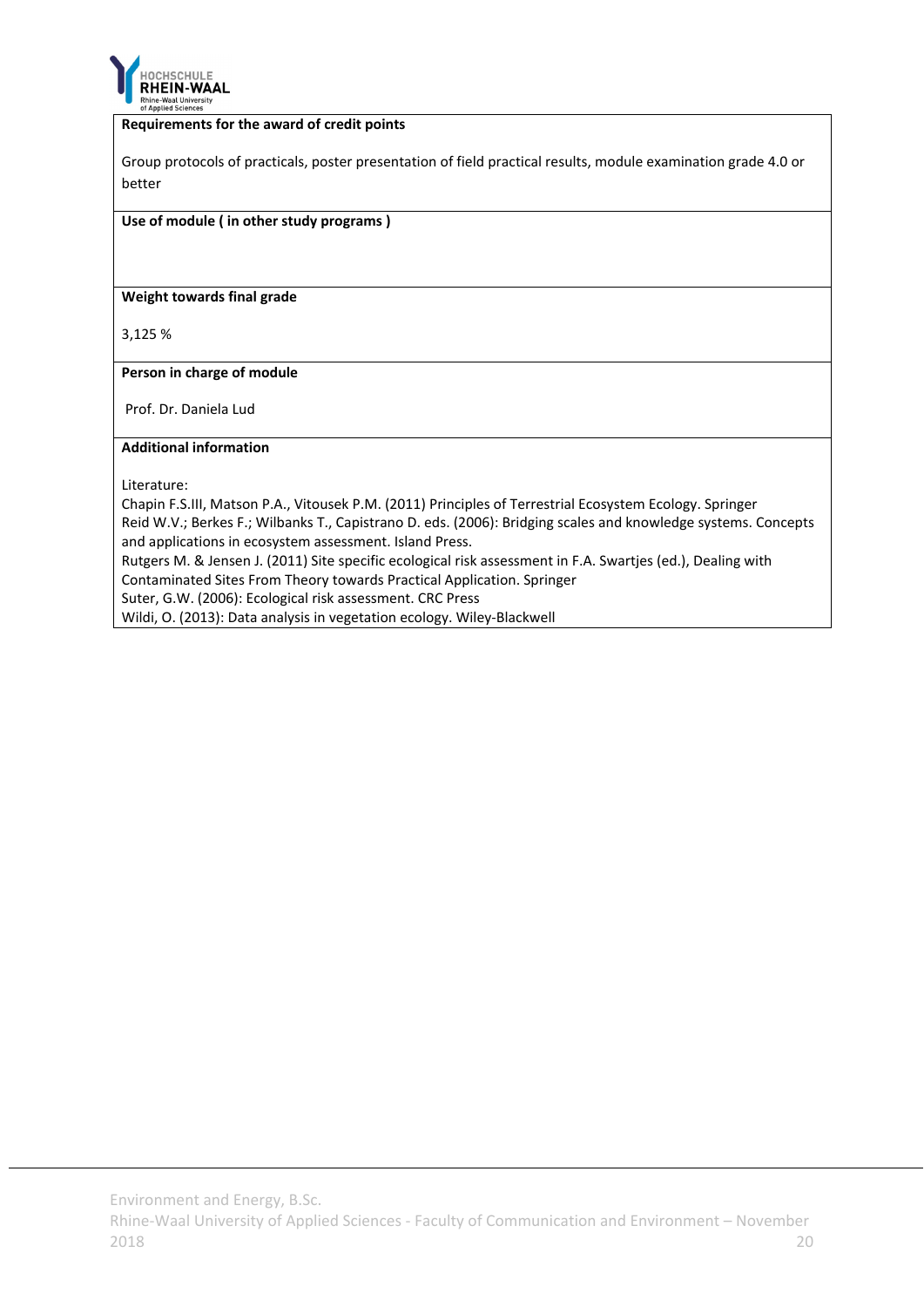**Requirements for the award of credit points**

Group protocols of practicals, poster presentation of field practical results, module examination grade 4.0 or better

**Use of module ( in other study programs )**

**Weight towards final grade**

3,125 %

**Person in charge of module**

Prof. Dr. Daniela Lud

**Additional information**

Literature:

Chapin F.S.III, Matson P.A., Vitousek P.M. (2011) Principles of Terrestrial Ecosystem Ecology. Springer
Reid W.V.; Berkes F.; Wilbanks T., Capistrano D. eds. (2006): Bridging scales and knowledge systems. Concepts and applications in ecosystem assessment. Island Press.
Rutgers M. & Jensen J. (2011) Site specific ecological risk assessment in F.A. Swartjes (ed.), Dealing with Contaminated Sites From Theory towards Practical Application. Springer
Suter, G.W. (2006): Ecological risk assessment. CRC Press
Wildi, O. (2013): Data analysis in vegetation ecology. Wiley-Blackwell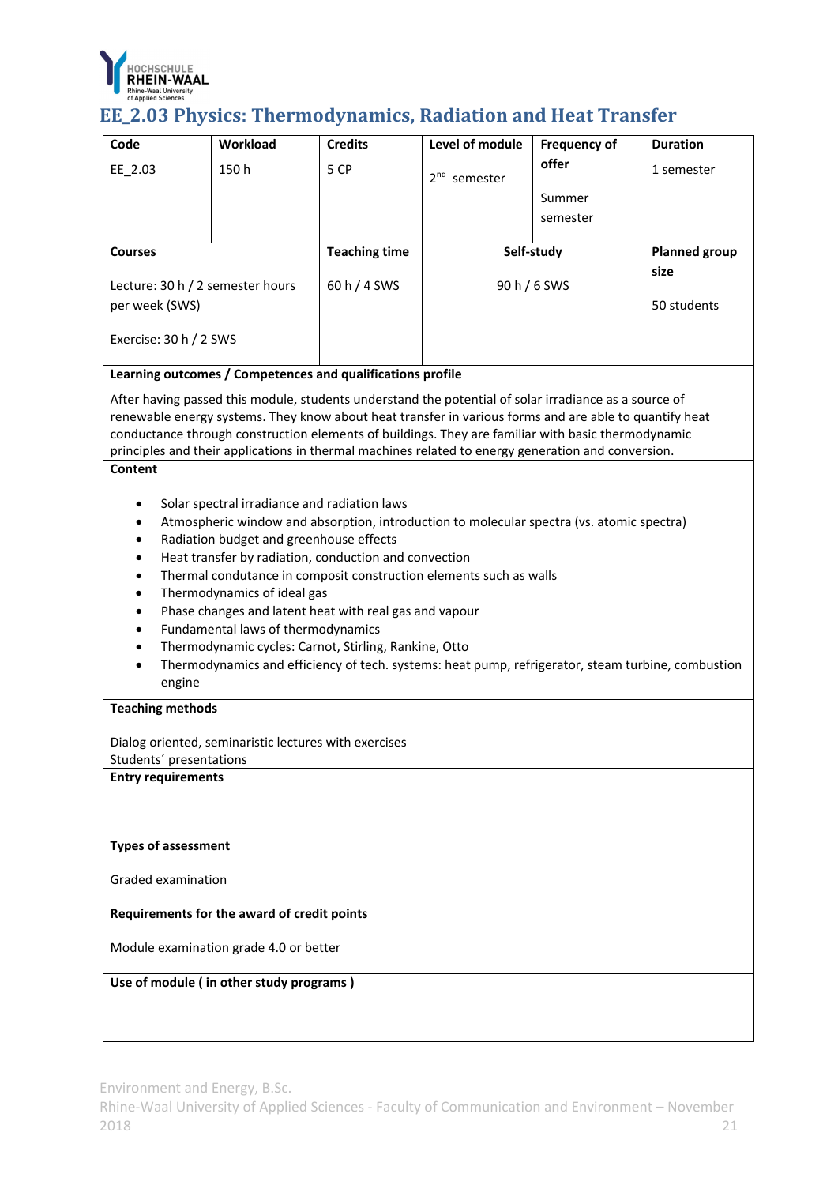## EE_2.03 Physics: Thermodynamics, Radiation and Heat Transfer

| Code | Workload | Credits | Level of module | Frequency of offer | Duration |
|---|---|---|---|---|---|
| EE_2.03 | 150 h | 5 CP | 2nd semester | Summer semester | 1 semester |

| Courses | Teaching time | Self-study | Planned group size |
|---|---|---|---|
| Lecture: 30 h / 2 semester hours per week (SWS)<br><br>Exercise: 30 h / 2 SWS | 60 h / 4 SWS | 90 h / 6 SWS | 50 students |

**Learning outcomes / Competences and qualifications profile**

After having passed this module, students understand the potential of solar irradiance as a source of renewable energy systems. They know about heat transfer in various forms and are able to quantify heat conductance through construction elements of buildings. They are familiar with basic thermodynamic principles and their applications in thermal machines related to energy generation and conversion.

**Content**

- Solar spectral irradiance and radiation laws
- Atmospheric window and absorption, introduction to molecular spectra (vs. atomic spectra)
- Radiation budget and greenhouse effects
- Heat transfer by radiation, conduction and convection
- Thermal condutance in composit construction elements such as walls
- Thermodynamics of ideal gas
- Phase changes and latent heat with real gas and vapour
- Fundamental laws of thermodynamics
- Thermodynamic cycles: Carnot, Stirling, Rankine, Otto
- Thermodynamics and efficiency of tech. systems: heat pump, refrigerator, steam turbine, combustion engine

**Teaching methods**

Dialog oriented, seminaristic lectures with exercises
Students´ presentations

**Entry requirements**

**Types of assessment**

Graded examination

**Requirements for the award of credit points**

Module examination grade 4.0 or better

**Use of module ( in other study programs )**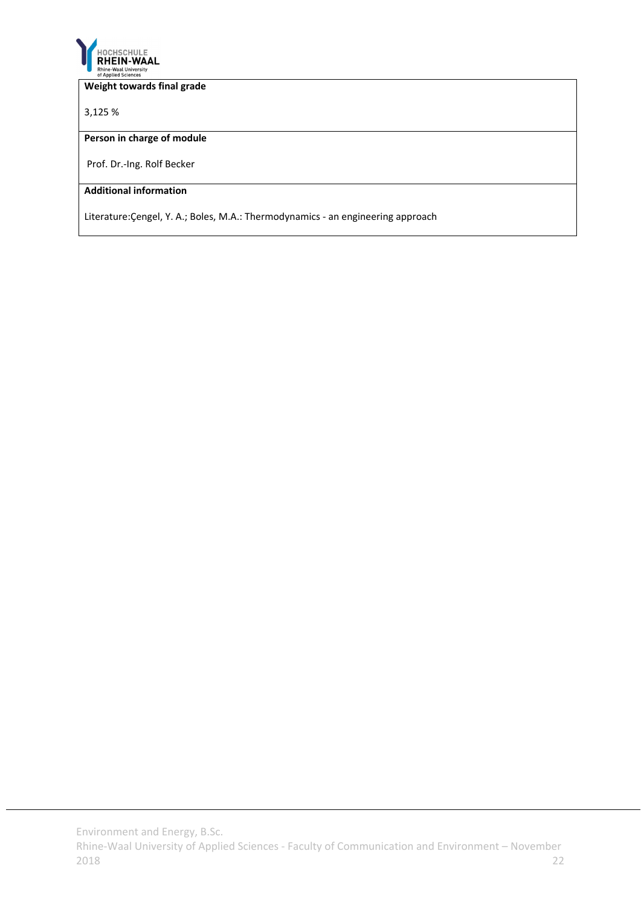**Weight towards final grade**

3,125 %

**Person in charge of module**

Prof. Dr.-Ing. Rolf Becker

**Additional information**

Literature:Çengel, Y. A.; Boles, M.A.: Thermodynamics - an engineering approach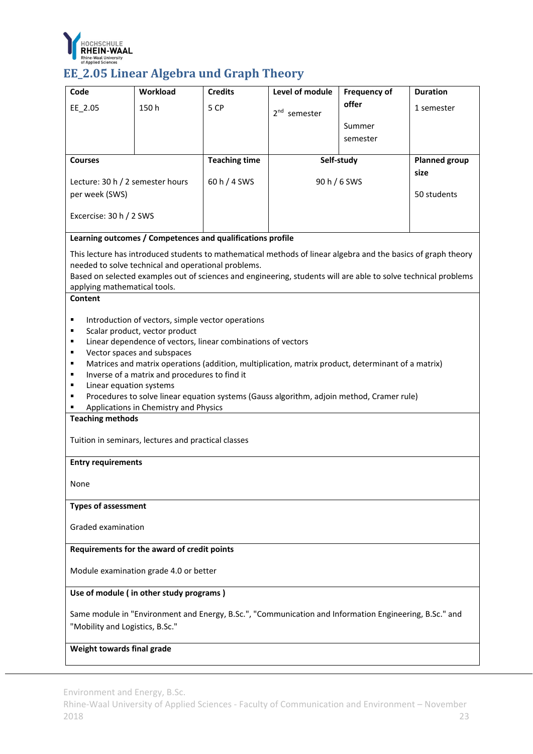# EE_2.05 Linear Algebra und Graph Theory

| Code | Workload | Credits | Level of module | Frequency of offer | Duration |
|---|---|---|---|---|---|
| EE_2.05 | 150 h | 5 CP | 2nd semester | Summer semester | 1 semester |

| Courses | Teaching time | Self-study | Planned group size |
|---|---|---|---|
| Lecture: 30 h / 2 semester hours per week (SWS)<br><br>Excercise: 30 h / 2 SWS | 60 h / 4 SWS | 90 h / 6 SWS | 50 students |

**Learning outcomes / Competences and qualifications profile**

This lecture has introduced students to mathematical methods of linear algebra and the basics of graph theory needed to solve technical and operational problems.
Based on selected examples out of sciences and engineering, students will are able to solve technical problems applying mathematical tools.

**Content**

- Introduction of vectors, simple vector operations
- Scalar product, vector product
- Linear dependence of vectors, linear combinations of vectors
- Vector spaces and subspaces
- Matrices and matrix operations (addition, multiplication, matrix product, determinant of a matrix)
- Inverse of a matrix and procedures to find it
- Linear equation systems
- Procedures to solve linear equation systems (Gauss algorithm, adjoin method, Cramer rule)
- Applications in Chemistry and Physics

**Teaching methods**

Tuition in seminars, lectures and practical classes

**Entry requirements**

None

**Types of assessment**

Graded examination

**Requirements for the award of credit points**

Module examination grade 4.0 or better

**Use of module ( in other study programs )**

Same module in "Environment and Energy, B.Sc.", "Communication and Information Engineering, B.Sc." and "Mobility and Logistics, B.Sc."

**Weight towards final grade**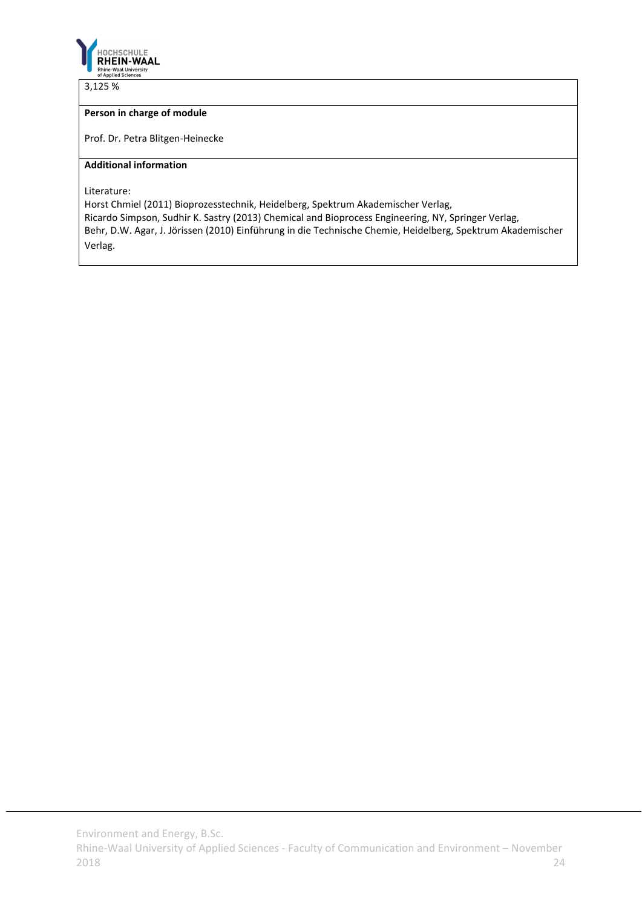3,125 %

**Person in charge of module**

Prof. Dr. Petra Blitgen-Heinecke

**Additional information**

Literature:
Horst Chmiel (2011) Bioprozesstechnik, Heidelberg, Spektrum Akademischer Verlag,
Ricardo Simpson, Sudhir K. Sastry (2013) Chemical and Bioprocess Engineering, NY, Springer Verlag,
Behr, D.W. Agar, J. Jörissen (2010) Einführung in die Technische Chemie, Heidelberg, Spektrum Akademischer Verlag.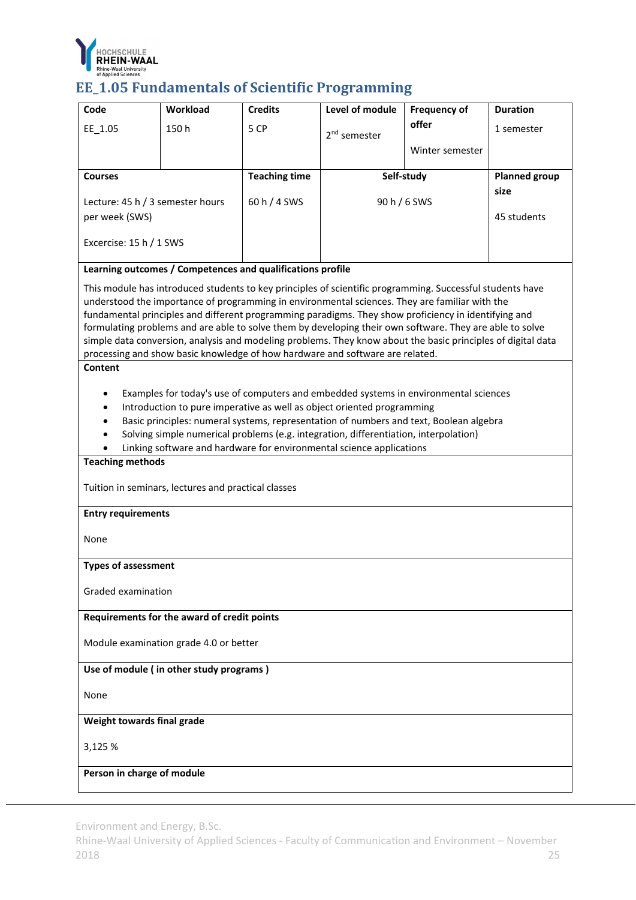## EE_1.05 Fundamentals of Scientific Programming

| Code | Workload | Credits | Level of module | Frequency of offer | Duration |
|---|---|---|---|---|---|
| EE_1.05 | 150 h | 5 CP | 2nd semester | Winter semester | 1 semester |

| Courses | Teaching time | Self-study | Planned group size |
|---|---|---|---|
| Lecture: 45 h / 3 semester hours per week (SWS)<br><br>Excercise: 15 h / 1 SWS | 60 h / 4 SWS | 90 h / 6 SWS | 45 students |

**Learning outcomes / Competences and qualifications profile**

This module has introduced students to key principles of scientific programming. Successful students have understood the importance of programming in environmental sciences. They are familiar with the fundamental principles and different programming paradigms. They show proficiency in identifying and formulating problems and are able to solve them by developing their own software. They are able to solve simple data conversion, analysis and modeling problems. They know about the basic principles of digital data processing and show basic knowledge of how hardware and software are related.

**Content**

- Examples for today's use of computers and embedded systems in environmental sciences
- Introduction to pure imperative as well as object oriented programming
- Basic principles: numeral systems, representation of numbers and text, Boolean algebra
- Solving simple numerical problems (e.g. integration, differentiation, interpolation)
- Linking software and hardware for environmental science applications

**Teaching methods**

Tuition in seminars, lectures and practical classes

**Entry requirements**

None

**Types of assessment**

Graded examination

**Requirements for the award of credit points**

Module examination grade 4.0 or better

**Use of module ( in other study programs )**

None

**Weight towards final grade**

3,125 %

**Person in charge of module**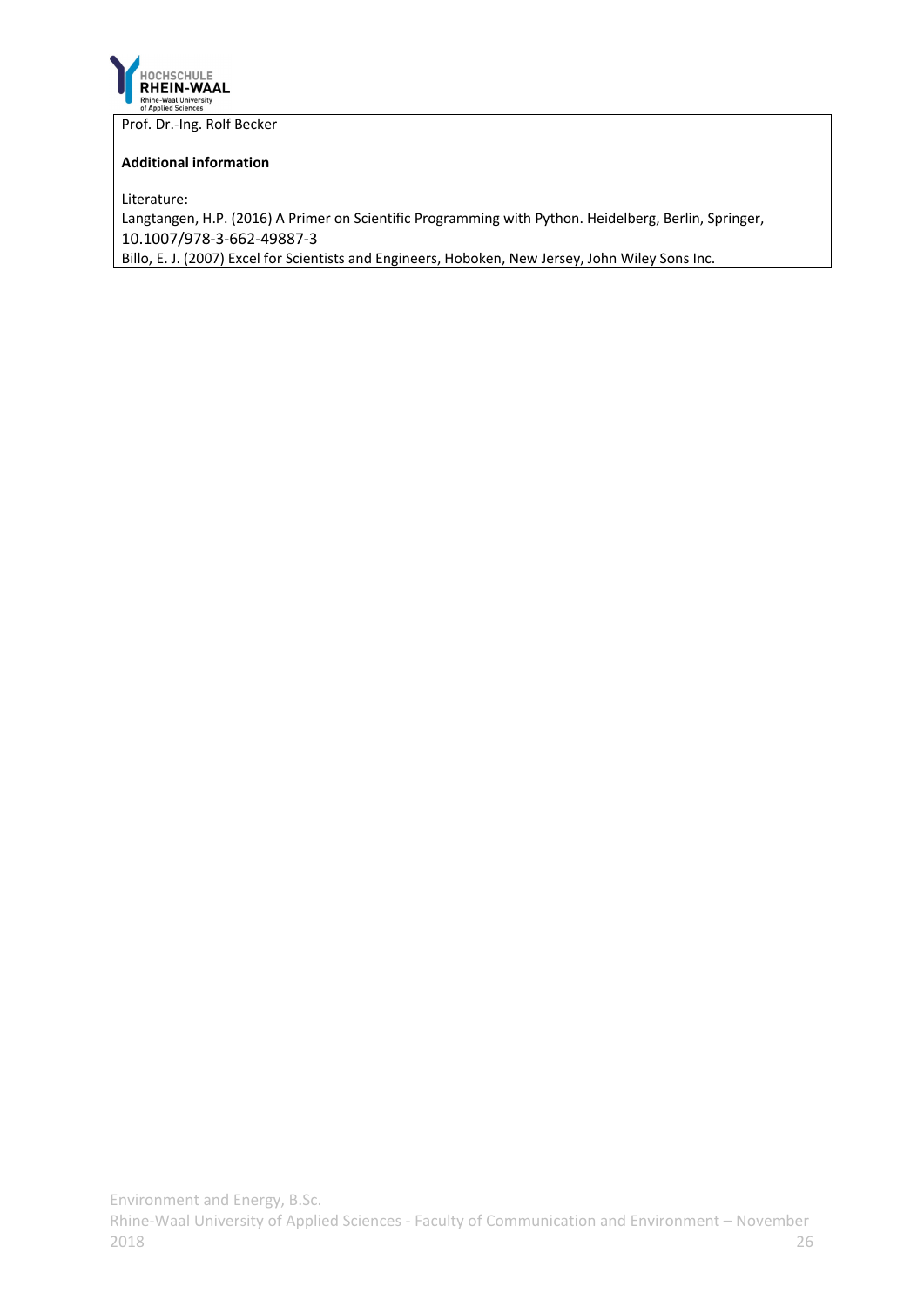| Prof. Dr.-Ing. Rolf Becker |
| --- |
| **Additional information**<br><br>Literature:<br>Langtangen, H.P. (2016) A Primer on Scientific Programming with Python. Heidelberg, Berlin, Springer, 10.1007/978-3-662-49887-3<br>Billo, E. J. (2007) Excel for Scientists and Engineers, Hoboken, New Jersey, John Wiley Sons Inc. |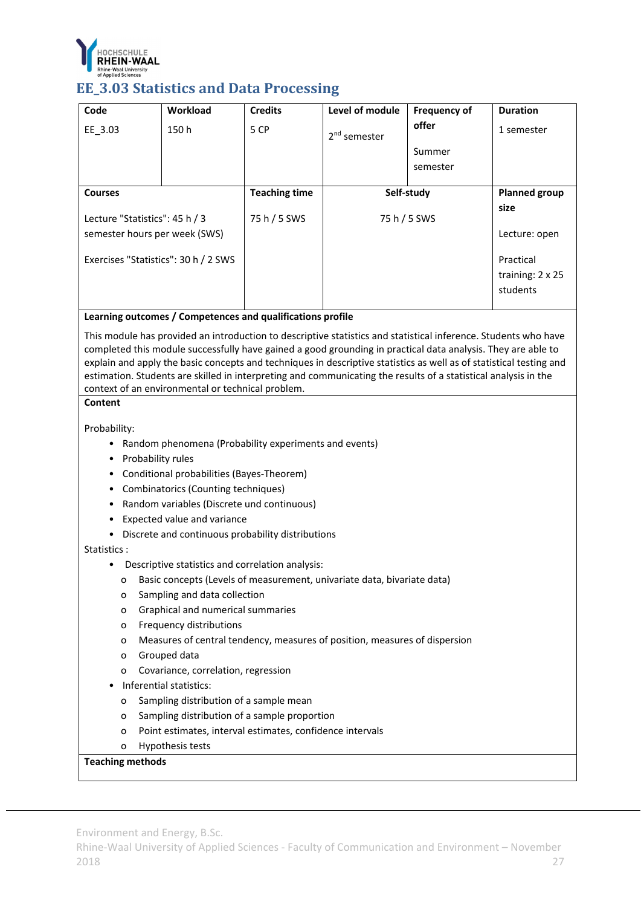# EE_3.03 Statistics and Data Processing

| Code | Workload | Credits | Level of module | Frequency of offer | Duration |
|---|---|---|---|---|---|
| EE_3.03 | 150 h | 5 CP | 2nd semester | Summer semester | 1 semester |

| Courses | Teaching time | Self-study | Planned group size |
|---|---|---|---|
| Lecture "Statistics": 45 h / 3 semester hours per week (SWS)<br><br>Exercises "Statistics": 30 h / 2 SWS | 75 h / 5 SWS | 75 h / 5 SWS | Lecture: open<br><br>Practical training: 2 x 25 students |

**Learning outcomes / Competences and qualifications profile**

This module has provided an introduction to descriptive statistics and statistical inference. Students who have completed this module successfully have gained a good grounding in practical data analysis. They are able to explain and apply the basic concepts and techniques in descriptive statistics as well as of statistical testing and estimation. Students are skilled in interpreting and communicating the results of a statistical analysis in the context of an environmental or technical problem.

**Content**

Probability:

- Random phenomena (Probability experiments and events)
- Probability rules
- Conditional probabilities (Bayes-Theorem)
- Combinatorics (Counting techniques)
- Random variables (Discrete und continuous)
- Expected value and variance
- Discrete and continuous probability distributions

Statistics :

- Descriptive statistics and correlation analysis:
  - Basic concepts (Levels of measurement, univariate data, bivariate data)
  - Sampling and data collection
  - Graphical and numerical summaries
  - Frequency distributions
  - Measures of central tendency, measures of position, measures of dispersion
  - Grouped data
  - Covariance, correlation, regression
- Inferential statistics:
  - Sampling distribution of a sample mean
  - Sampling distribution of a sample proportion
  - Point estimates, interval estimates, confidence intervals
  - Hypothesis tests

**Teaching methods**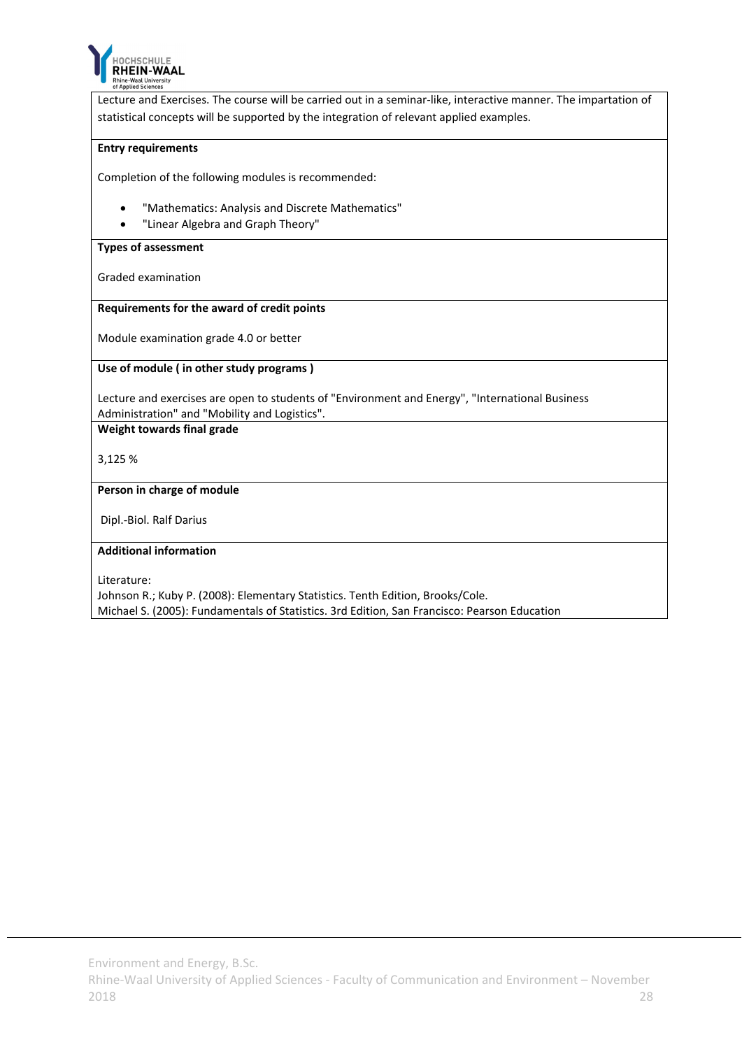Lecture and Exercises. The course will be carried out in a seminar-like, interactive manner. The impartation of statistical concepts will be supported by the integration of relevant applied examples.

**Entry requirements**

Completion of the following modules is recommended:

- "Mathematics: Analysis and Discrete Mathematics"
- "Linear Algebra and Graph Theory"

**Types of assessment**

Graded examination

**Requirements for the award of credit points**

Module examination grade 4.0 or better

**Use of module ( in other study programs )**

Lecture and exercises are open to students of "Environment and Energy", "International Business Administration" and "Mobility and Logistics".

**Weight towards final grade**

3,125 %

**Person in charge of module**

Dipl.-Biol. Ralf Darius

**Additional information**

Literature:
Johnson R.; Kuby P. (2008): Elementary Statistics. Tenth Edition, Brooks/Cole.
Michael S. (2005): Fundamentals of Statistics. 3rd Edition, San Francisco: Pearson Education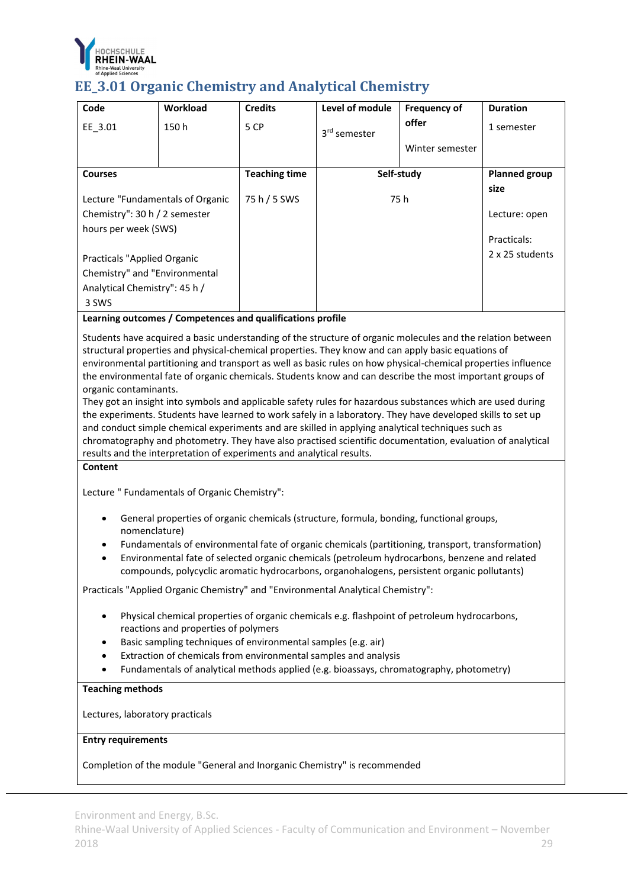## EE_3.01 Organic Chemistry and Analytical Chemistry

| Code | Workload | Credits | Level of module | Frequency of offer | Duration |
|---|---|---|---|---|---|
| EE_3.01 | 150 h | 5 CP | 3rd semester | Winter semester | 1 semester |

| Courses | Teaching time | Self-study | Planned group size |
|---|---|---|---|
| Lecture "Fundamentals of Organic Chemistry": 30 h / 2 semester hours per week (SWS)<br><br>Practicals "Applied Organic Chemistry" and "Environmental Analytical Chemistry": 45 h / 3 SWS | 75 h / 5 SWS | 75 h | Lecture: open<br><br>Practicals: 2 x 25 students |

**Learning outcomes / Competences and qualifications profile**

Students have acquired a basic understanding of the structure of organic molecules and the relation between structural properties and physical-chemical properties. They know and can apply basic equations of environmental partitioning and transport as well as basic rules on how physical-chemical properties influence the environmental fate of organic chemicals. Students know and can describe the most important groups of organic contaminants.
They got an insight into symbols and applicable safety rules for hazardous substances which are used during the experiments. Students have learned to work safely in a laboratory. They have developed skills to set up and conduct simple chemical experiments and are skilled in applying analytical techniques such as chromatography and photometry. They have also practised scientific documentation, evaluation of analytical results and the interpretation of experiments and analytical results.

**Content**

Lecture " Fundamentals of Organic Chemistry":

- General properties of organic chemicals (structure, formula, bonding, functional groups, nomenclature)
- Fundamentals of environmental fate of organic chemicals (partitioning, transport, transformation)
- Environmental fate of selected organic chemicals (petroleum hydrocarbons, benzene and related compounds, polycyclic aromatic hydrocarbons, organohalogens, persistent organic pollutants)

Practicals "Applied Organic Chemistry" and "Environmental Analytical Chemistry":

- Physical chemical properties of organic chemicals e.g. flashpoint of petroleum hydrocarbons, reactions and properties of polymers
- Basic sampling techniques of environmental samples (e.g. air)
- Extraction of chemicals from environmental samples and analysis
- Fundamentals of analytical methods applied (e.g. bioassays, chromatography, photometry)

**Teaching methods**

Lectures, laboratory practicals

**Entry requirements**

Completion of the module "General and Inorganic Chemistry" is recommended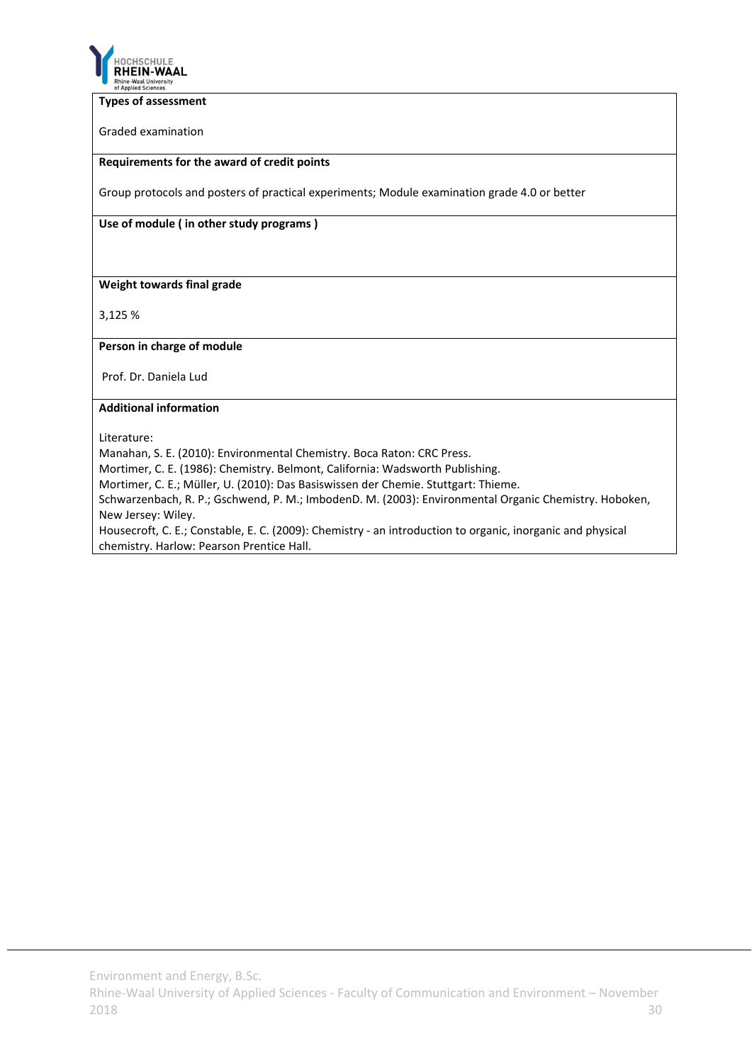**Types of assessment**

Graded examination

**Requirements for the award of credit points**

Group protocols and posters of practical experiments; Module examination grade 4.0 or better

**Use of module ( in other study programs )**

**Weight towards final grade**

3,125 %

**Person in charge of module**

Prof. Dr. Daniela Lud

**Additional information**

Literature:
Manahan, S. E. (2010): Environmental Chemistry. Boca Raton: CRC Press.
Mortimer, C. E. (1986): Chemistry. Belmont, California: Wadsworth Publishing.
Mortimer, C. E.; Müller, U. (2010): Das Basiswissen der Chemie. Stuttgart: Thieme.
Schwarzenbach, R. P.; Gschwend, P. M.; ImbodenD. M. (2003): Environmental Organic Chemistry. Hoboken, New Jersey: Wiley.
Housecroft, C. E.; Constable, E. C. (2009): Chemistry - an introduction to organic, inorganic and physical chemistry. Harlow: Pearson Prentice Hall.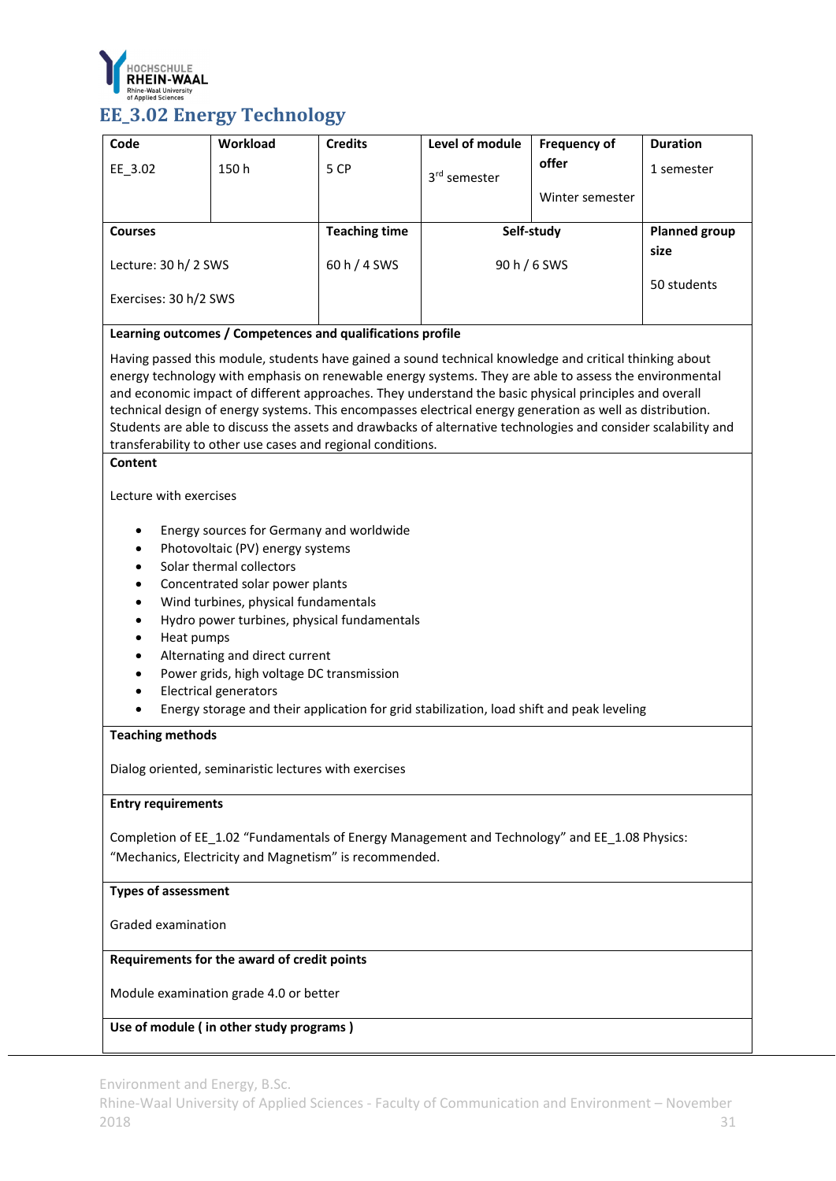## EE_3.02 Energy Technology

| Code | Workload | Credits | Level of module | Frequency of offer | Duration |
|---|---|---|---|---|---|
| EE_3.02 | 150 h | 5 CP | 3rd semester | Winter semester | 1 semester |

| Courses | Teaching time | Self-study | Planned group size |
|---|---|---|---|
| Lecture: 30 h/ 2 SWS<br>Exercises: 30 h/2 SWS | 60 h / 4 SWS | 90 h / 6 SWS | 50 students |

**Learning outcomes / Competences and qualifications profile**

Having passed this module, students have gained a sound technical knowledge and critical thinking about energy technology with emphasis on renewable energy systems. They are able to assess the environmental and economic impact of different approaches. They understand the basic physical principles and overall technical design of energy systems. This encompasses electrical energy generation as well as distribution. Students are able to discuss the assets and drawbacks of alternative technologies and consider scalability and transferability to other use cases and regional conditions.

**Content**

Lecture with exercises

- Energy sources for Germany and worldwide
- Photovoltaic (PV) energy systems
- Solar thermal collectors
- Concentrated solar power plants
- Wind turbines, physical fundamentals
- Hydro power turbines, physical fundamentals
- Heat pumps
- Alternating and direct current
- Power grids, high voltage DC transmission
- Electrical generators
- Energy storage and their application for grid stabilization, load shift and peak leveling

**Teaching methods**

Dialog oriented, seminaristic lectures with exercises

**Entry requirements**

Completion of EE_1.02 "Fundamentals of Energy Management and Technology" and EE_1.08 Physics: "Mechanics, Electricity and Magnetism" is recommended.

**Types of assessment**

Graded examination

**Requirements for the award of credit points**

Module examination grade 4.0 or better

**Use of module ( in other study programs )**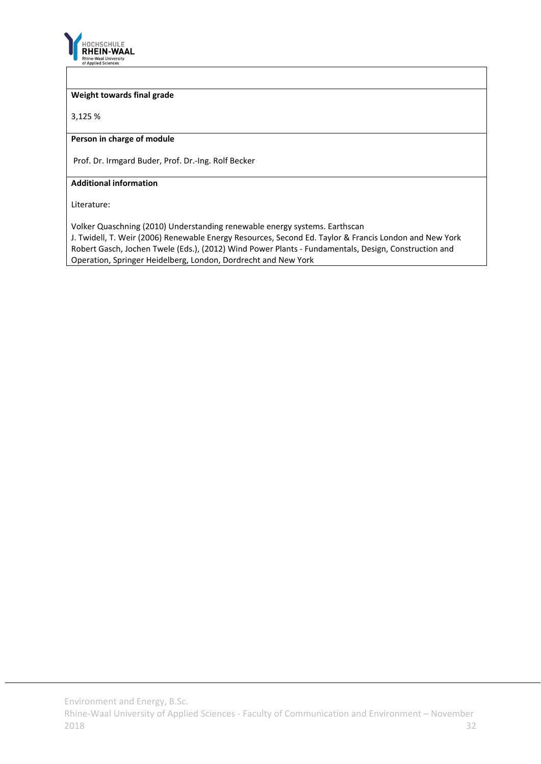**Weight towards final grade**

3,125 %

**Person in charge of module**

Prof. Dr. Irmgard Buder, Prof. Dr.-Ing. Rolf Becker

**Additional information**

Literature:

Volker Quaschning (2010) Understanding renewable energy systems. Earthscan
J. Twidell, T. Weir (2006) Renewable Energy Resources, Second Ed. Taylor & Francis London and New York
Robert Gasch, Jochen Twele (Eds.), (2012) Wind Power Plants - Fundamentals, Design, Construction and Operation, Springer Heidelberg, London, Dordrecht and New York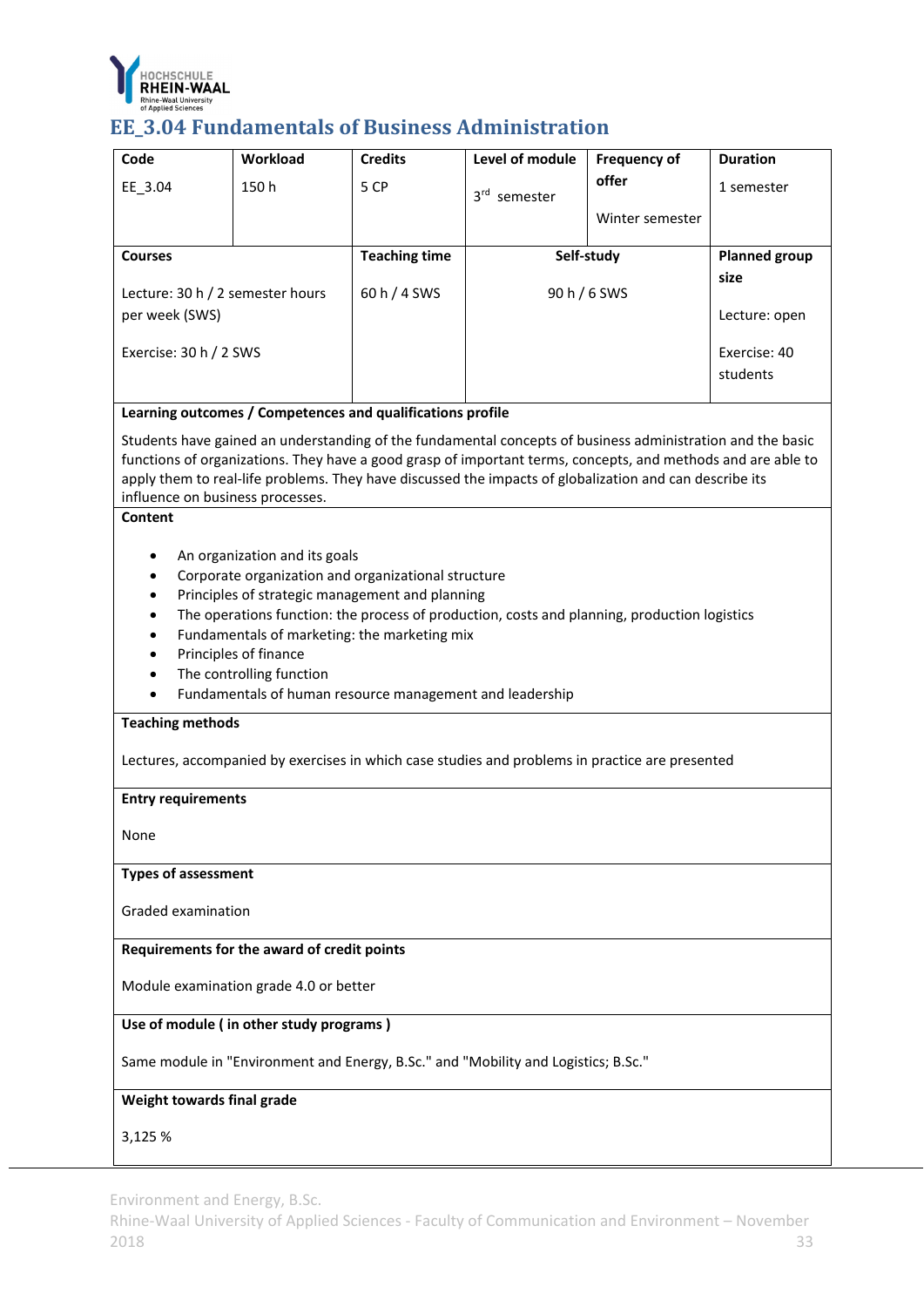## EE_3.04 Fundamentals of Business Administration

| Code | Workload | Credits | Level of module | Frequency of offer | Duration |
|---|---|---|---|---|---|
| EE_3.04 | 150 h | 5 CP | 3rd semester | Winter semester | 1 semester |

| Courses | Teaching time | Self-study | Planned group size |
|---|---|---|---|
| Lecture: 30 h / 2 semester hours per week (SWS)<br><br>Exercise: 30 h / 2 SWS | 60 h / 4 SWS | 90 h / 6 SWS | Lecture: open<br><br>Exercise: 40 students |

**Learning outcomes / Competences and qualifications profile**

Students have gained an understanding of the fundamental concepts of business administration and the basic functions of organizations. They have a good grasp of important terms, concepts, and methods and are able to apply them to real-life problems. They have discussed the impacts of globalization and can describe its influence on business processes.

**Content**

- An organization and its goals
- Corporate organization and organizational structure
- Principles of strategic management and planning
- The operations function: the process of production, costs and planning, production logistics
- Fundamentals of marketing: the marketing mix
- Principles of finance
- The controlling function
- Fundamentals of human resource management and leadership

**Teaching methods**

Lectures, accompanied by exercises in which case studies and problems in practice are presented

**Entry requirements**

None

**Types of assessment**

Graded examination

**Requirements for the award of credit points**

Module examination grade 4.0 or better

**Use of module ( in other study programs )**

Same module in "Environment and Energy, B.Sc." and "Mobility and Logistics; B.Sc."

**Weight towards final grade**

3,125 %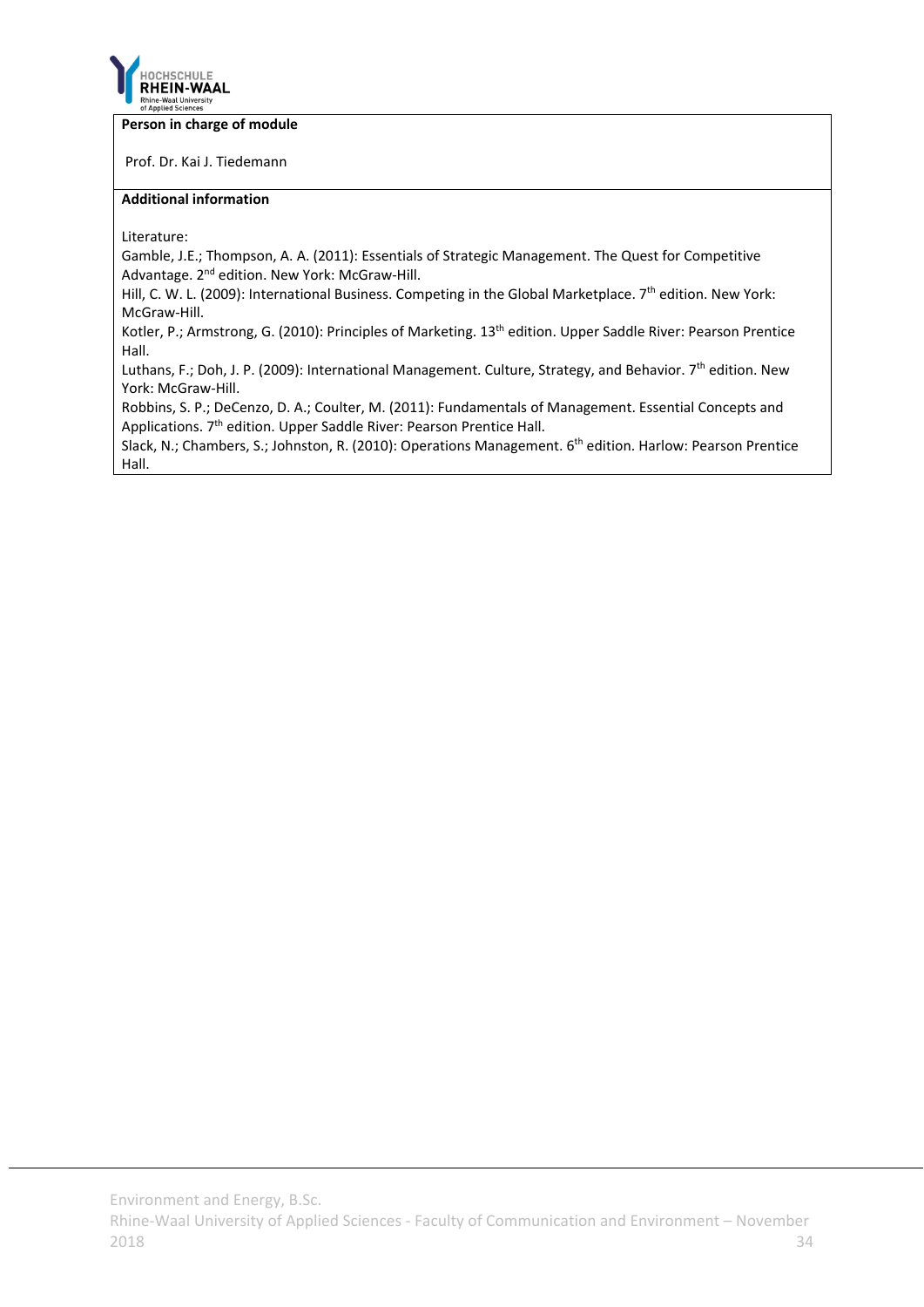**Person in charge of module**

Prof. Dr. Kai J. Tiedemann

**Additional information**

Literature:

Gamble, J.E.; Thompson, A. A. (2011): Essentials of Strategic Management. The Quest for Competitive Advantage. 2nd edition. New York: McGraw-Hill.

Hill, C. W. L. (2009): International Business. Competing in the Global Marketplace. 7th edition. New York: McGraw-Hill.

Kotler, P.; Armstrong, G. (2010): Principles of Marketing. 13th edition. Upper Saddle River: Pearson Prentice Hall.

Luthans, F.; Doh, J. P. (2009): International Management. Culture, Strategy, and Behavior. 7th edition. New York: McGraw-Hill.

Robbins, S. P.; DeCenzo, D. A.; Coulter, M. (2011): Fundamentals of Management. Essential Concepts and Applications. 7th edition. Upper Saddle River: Pearson Prentice Hall.

Slack, N.; Chambers, S.; Johnston, R. (2010): Operations Management. 6th edition. Harlow: Pearson Prentice Hall.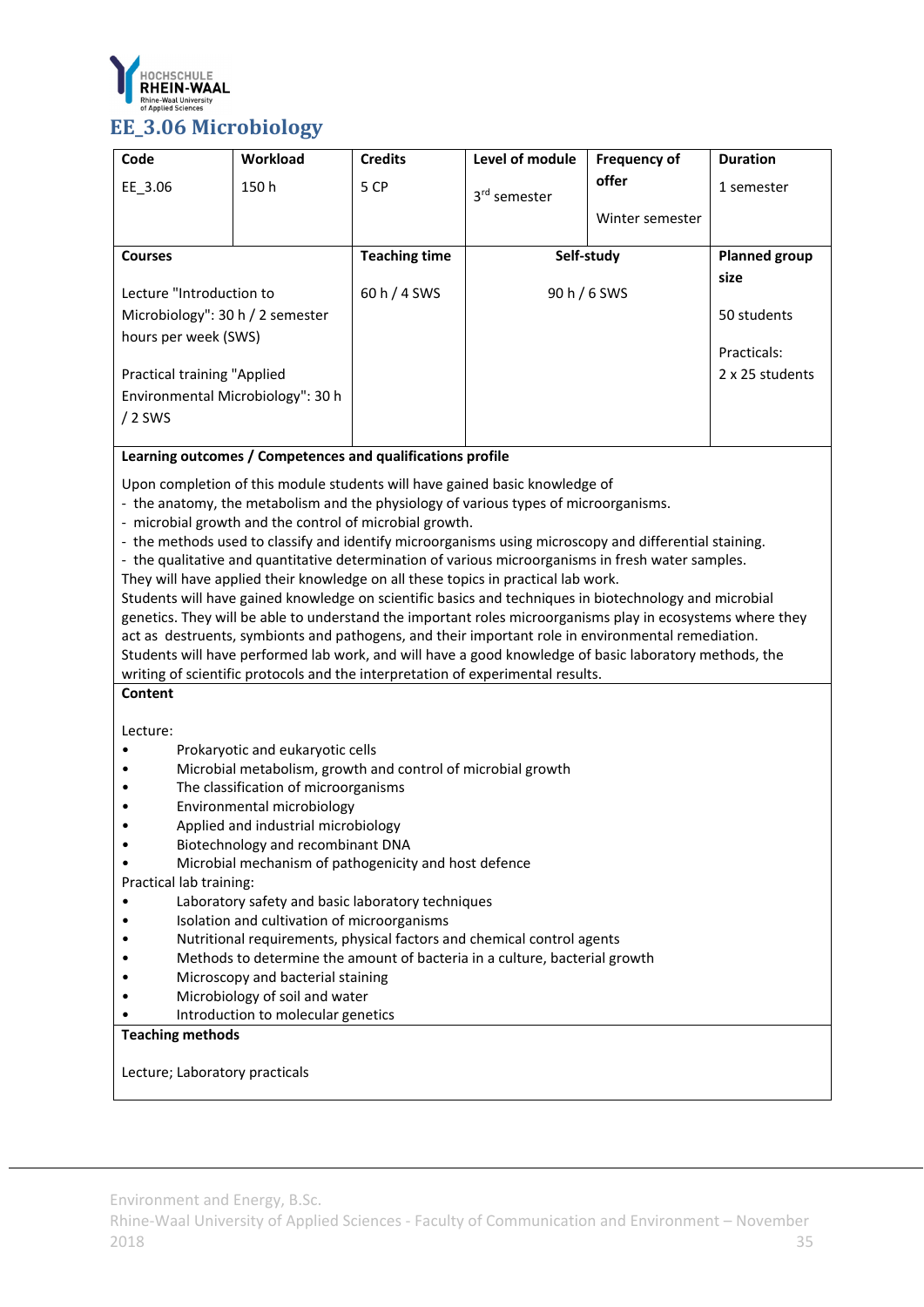## EE_3.06 Microbiology

| Code | Workload | Credits | Level of module | Frequency of offer | Duration |
|---|---|---|---|---|---|
| EE_3.06 | 150 h | 5 CP | 3rd semester | Winter semester | 1 semester |

| Courses | Teaching time | Self-study | Planned group size |
|---|---|---|---|
| Lecture "Introduction to Microbiology": 30 h / 2 semester hours per week (SWS)<br><br>Practical training "Applied Environmental Microbiology": 30 h / 2 SWS | 60 h / 4 SWS | 90 h / 6 SWS | 50 students<br><br>Practicals: 2 x 25 students |

**Learning outcomes / Competences and qualifications profile**

Upon completion of this module students will have gained basic knowledge of

- the anatomy, the metabolism and the physiology of various types of microorganisms.
- microbial growth and the control of microbial growth.
- the methods used to classify and identify microorganisms using microscopy and differential staining.
- the qualitative and quantitative determination of various microorganisms in fresh water samples.

They will have applied their knowledge on all these topics in practical lab work.
Students will have gained knowledge on scientific basics and techniques in biotechnology and microbial genetics. They will be able to understand the important roles microorganisms play in ecosystems where they act as destruents, symbionts and pathogens, and their important role in environmental remediation.
Students will have performed lab work, and will have a good knowledge of basic laboratory methods, the writing of scientific protocols and the interpretation of experimental results.

**Content**

Lecture:

- Prokaryotic and eukaryotic cells
- Microbial metabolism, growth and control of microbial growth
- The classification of microorganisms
- Environmental microbiology
- Applied and industrial microbiology
- Biotechnology and recombinant DNA
- Microbial mechanism of pathogenicity and host defence

Practical lab training:

- Laboratory safety and basic laboratory techniques
- Isolation and cultivation of microorganisms
- Nutritional requirements, physical factors and chemical control agents
- Methods to determine the amount of bacteria in a culture, bacterial growth
- Microscopy and bacterial staining
- Microbiology of soil and water
- Introduction to molecular genetics

**Teaching methods**

Lecture; Laboratory practicals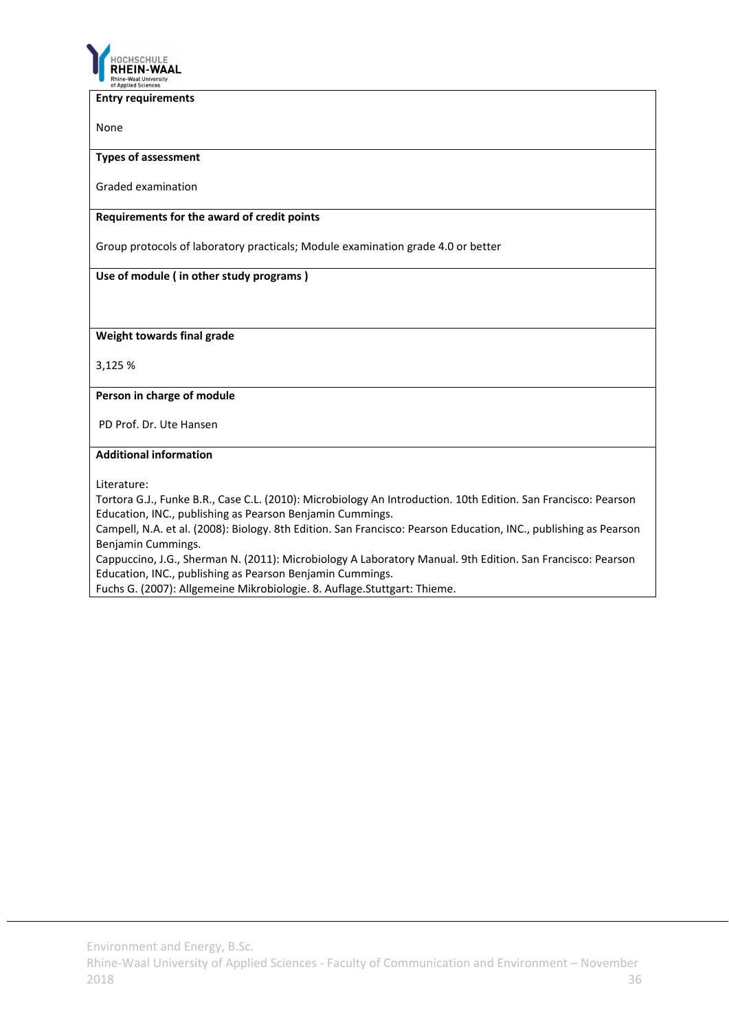**Entry requirements**

None

**Types of assessment**

Graded examination

**Requirements for the award of credit points**

Group protocols of laboratory practicals; Module examination grade 4.0 or better

**Use of module ( in other study programs )**

**Weight towards final grade**

3,125 %

**Person in charge of module**

PD Prof. Dr. Ute Hansen

**Additional information**

Literature:
Tortora G.J., Funke B.R., Case C.L. (2010): Microbiology An Introduction. 10th Edition. San Francisco: Pearson Education, INC., publishing as Pearson Benjamin Cummings.
Campell, N.A. et al. (2008): Biology. 8th Edition. San Francisco: Pearson Education, INC., publishing as Pearson Benjamin Cummings.
Cappuccino, J.G., Sherman N. (2011): Microbiology A Laboratory Manual. 9th Edition. San Francisco: Pearson Education, INC., publishing as Pearson Benjamin Cummings.
Fuchs G. (2007): Allgemeine Mikrobiologie. 8. Auflage.Stuttgart: Thieme.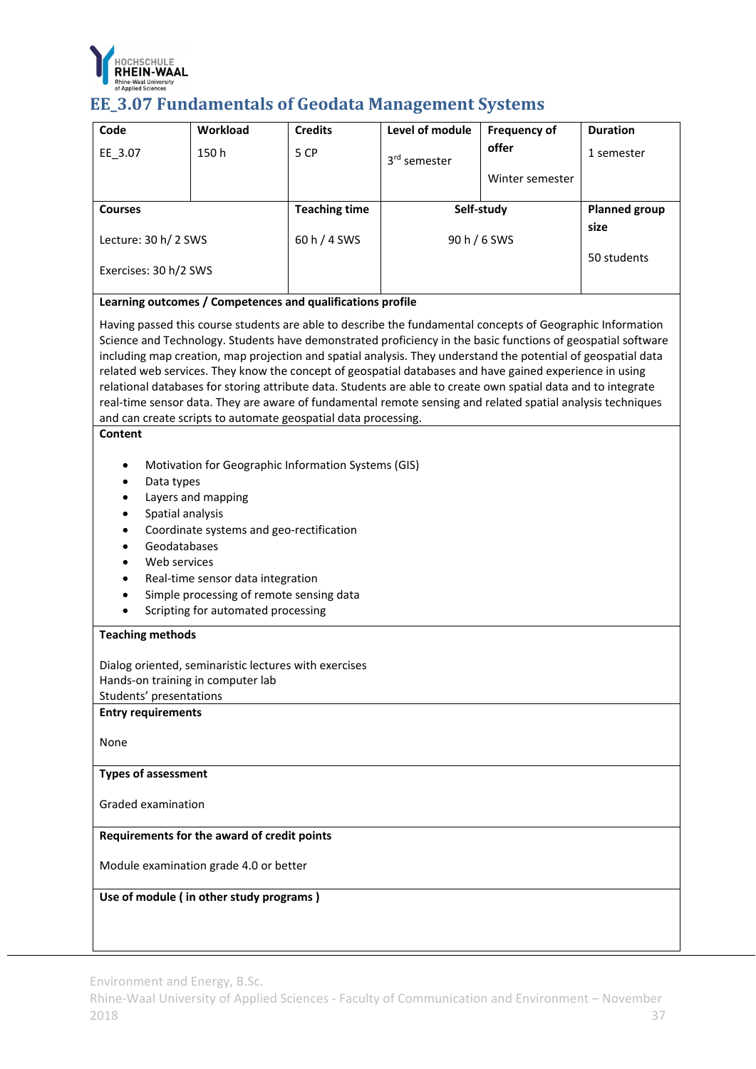## EE_3.07 Fundamentals of Geodata Management Systems

| Code | Workload | Credits | Level of module | Frequency of offer | Duration |
|---|---|---|---|---|---|
| EE_3.07 | 150 h | 5 CP | 3rd semester | Winter semester | 1 semester |

| Courses | Teaching time | Self-study | Planned group size |
|---|---|---|---|
| Lecture: 30 h/ 2 SWS<br>Exercises: 30 h/2 SWS | 60 h / 4 SWS | 90 h / 6 SWS | 50 students |

**Learning outcomes / Competences and qualifications profile**

Having passed this course students are able to describe the fundamental concepts of Geographic Information Science and Technology. Students have demonstrated proficiency in the basic functions of geospatial software including map creation, map projection and spatial analysis. They understand the potential of geospatial data related web services. They know the concept of geospatial databases and have gained experience in using relational databases for storing attribute data. Students are able to create own spatial data and to integrate real-time sensor data. They are aware of fundamental remote sensing and related spatial analysis techniques and can create scripts to automate geospatial data processing.

**Content**

- Motivation for Geographic Information Systems (GIS)
- Data types
- Layers and mapping
- Spatial analysis
- Coordinate systems and geo-rectification
- Geodatabases
- Web services
- Real-time sensor data integration
- Simple processing of remote sensing data
- Scripting for automated processing

**Teaching methods**

Dialog oriented, seminaristic lectures with exercises
Hands-on training in computer lab
Students' presentations

**Entry requirements**

None

**Types of assessment**

Graded examination

**Requirements for the award of credit points**

Module examination grade 4.0 or better

**Use of module ( in other study programs )**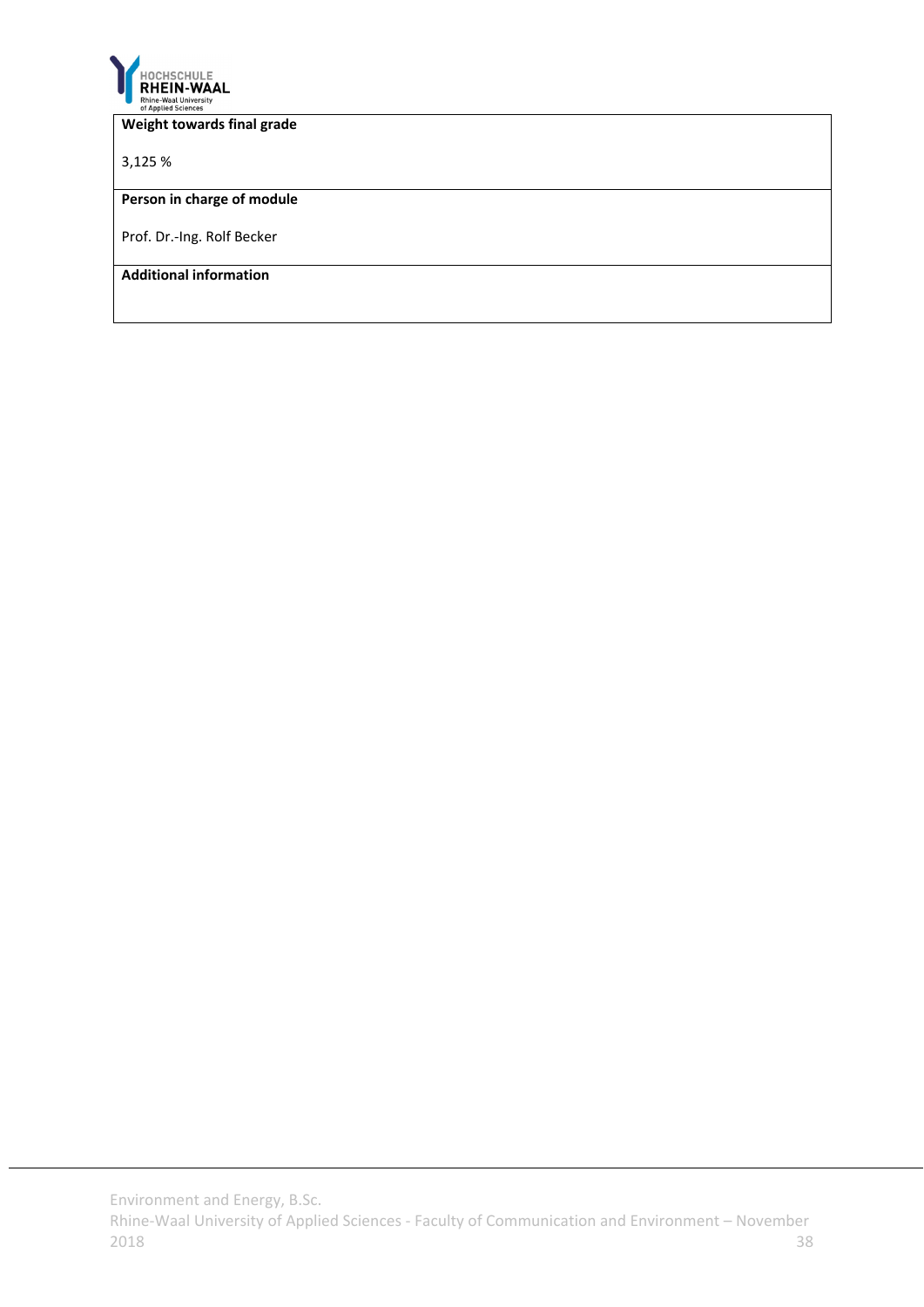**Weight towards final grade**

3,125 %

**Person in charge of module**

Prof. Dr.-Ing. Rolf Becker

**Additional information**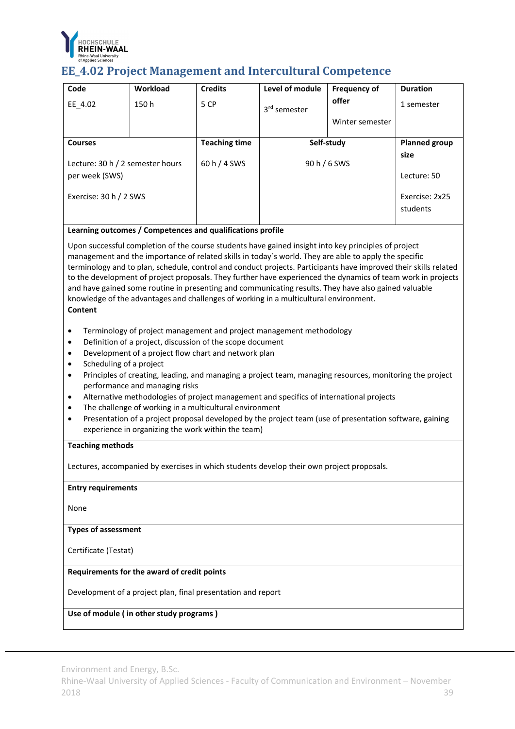## EE_4.02 Project Management and Intercultural Competence

| Code | Workload | Credits | Level of module | Frequency of offer | Duration |
|---|---|---|---|---|---|
| EE_4.02 | 150 h | 5 CP | 3rd semester | Winter semester | 1 semester |

| Courses | Teaching time | Self-study | Planned group size |
|---|---|---|---|
| Lecture: 30 h / 2 semester hours per week (SWS)<br>Exercise: 30 h / 2 SWS | 60 h / 4 SWS | 90 h / 6 SWS | Lecture: 50<br>Exercise: 2x25 students |

**Learning outcomes / Competences and qualifications profile**

Upon successful completion of the course students have gained insight into key principles of project management and the importance of related skills in today´s world. They are able to apply the specific terminology and to plan, schedule, control and conduct projects. Participants have improved their skills related to the development of project proposals. They further have experienced the dynamics of team work in projects and have gained some routine in presenting and communicating results. They have also gained valuable knowledge of the advantages and challenges of working in a multicultural environment.

**Content**

- Terminology of project management and project management methodology
- Definition of a project, discussion of the scope document
- Development of a project flow chart and network plan
- Scheduling of a project
- Principles of creating, leading, and managing a project team, managing resources, monitoring the project performance and managing risks
- Alternative methodologies of project management and specifics of international projects
- The challenge of working in a multicultural environment
- Presentation of a project proposal developed by the project team (use of presentation software, gaining experience in organizing the work within the team)

**Teaching methods**

Lectures, accompanied by exercises in which students develop their own project proposals.

**Entry requirements**

None

**Types of assessment**

Certificate (Testat)

**Requirements for the award of credit points**

Development of a project plan, final presentation and report

**Use of module ( in other study programs )**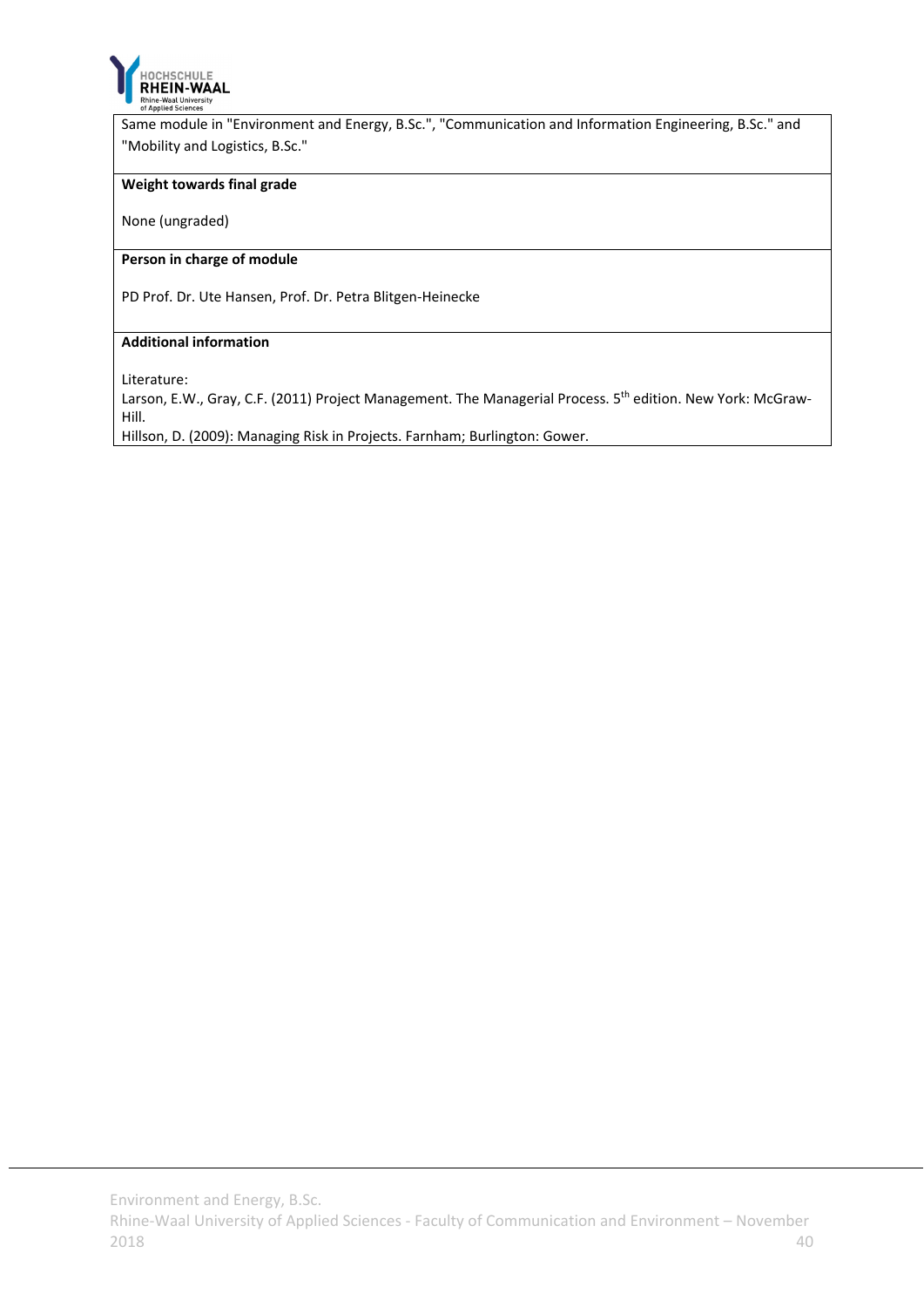Same module in "Environment and Energy, B.Sc.", "Communication and Information Engineering, B.Sc." and "Mobility and Logistics, B.Sc."

**Weight towards final grade**

None (ungraded)

**Person in charge of module**

PD Prof. Dr. Ute Hansen, Prof. Dr. Petra Blitgen-Heinecke

**Additional information**

Literature:
Larson, E.W., Gray, C.F. (2011) Project Management. The Managerial Process. 5th edition. New York: McGraw-Hill.
Hillson, D. (2009): Managing Risk in Projects. Farnham; Burlington: Gower.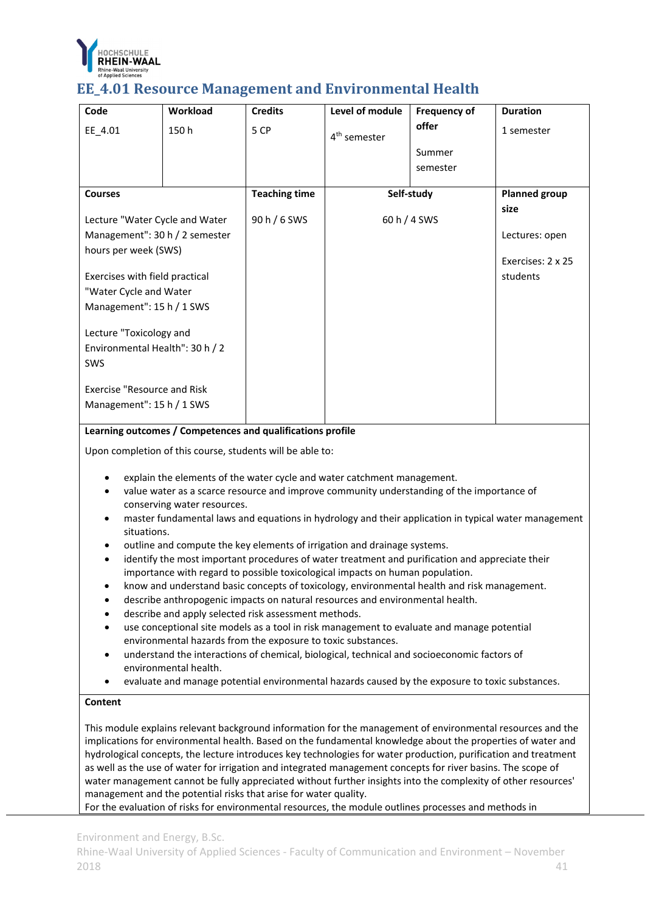# EE_4.01 Resource Management and Environmental Health

| Code | Workload | Credits | Level of module | Frequency of offer | Duration |
|---|---|---|---|---|---|
| EE_4.01 | 150 h | 5 CP | 4th semester | Summer semester | 1 semester |

| Courses | Teaching time | Self-study | Planned group size |
|---|---|---|---|
| Lecture "Water Cycle and Water Management": 30 h / 2 semester hours per week (SWS)<br><br>Exercises with field practical "Water Cycle and Water Management": 15 h / 1 SWS<br><br>Lecture "Toxicology and Environmental Health": 30 h / 2 SWS<br><br>Exercise "Resource and Risk Management": 15 h / 1 SWS | 90 h / 6 SWS | 60 h / 4 SWS | Lectures: open<br><br>Exercises: 2 x 25 students |

**Learning outcomes / Competences and qualifications profile**

Upon completion of this course, students will be able to:

- explain the elements of the water cycle and water catchment management.
- value water as a scarce resource and improve community understanding of the importance of conserving water resources.
- master fundamental laws and equations in hydrology and their application in typical water management situations.
- outline and compute the key elements of irrigation and drainage systems.
- identify the most important procedures of water treatment and purification and appreciate their importance with regard to possible toxicological impacts on human population.
- know and understand basic concepts of toxicology, environmental health and risk management.
- describe anthropogenic impacts on natural resources and environmental health.
- describe and apply selected risk assessment methods.
- use conceptional site models as a tool in risk management to evaluate and manage potential environmental hazards from the exposure to toxic substances.
- understand the interactions of chemical, biological, technical and socioeconomic factors of environmental health.
- evaluate and manage potential environmental hazards caused by the exposure to toxic substances.

**Content**

This module explains relevant background information for the management of environmental resources and the implications for environmental health. Based on the fundamental knowledge about the properties of water and hydrological concepts, the lecture introduces key technologies for water production, purification and treatment as well as the use of water for irrigation and integrated management concepts for river basins. The scope of water management cannot be fully appreciated without further insights into the complexity of other resources' management and the potential risks that arise for water quality.
For the evaluation of risks for environmental resources, the module outlines processes and methods in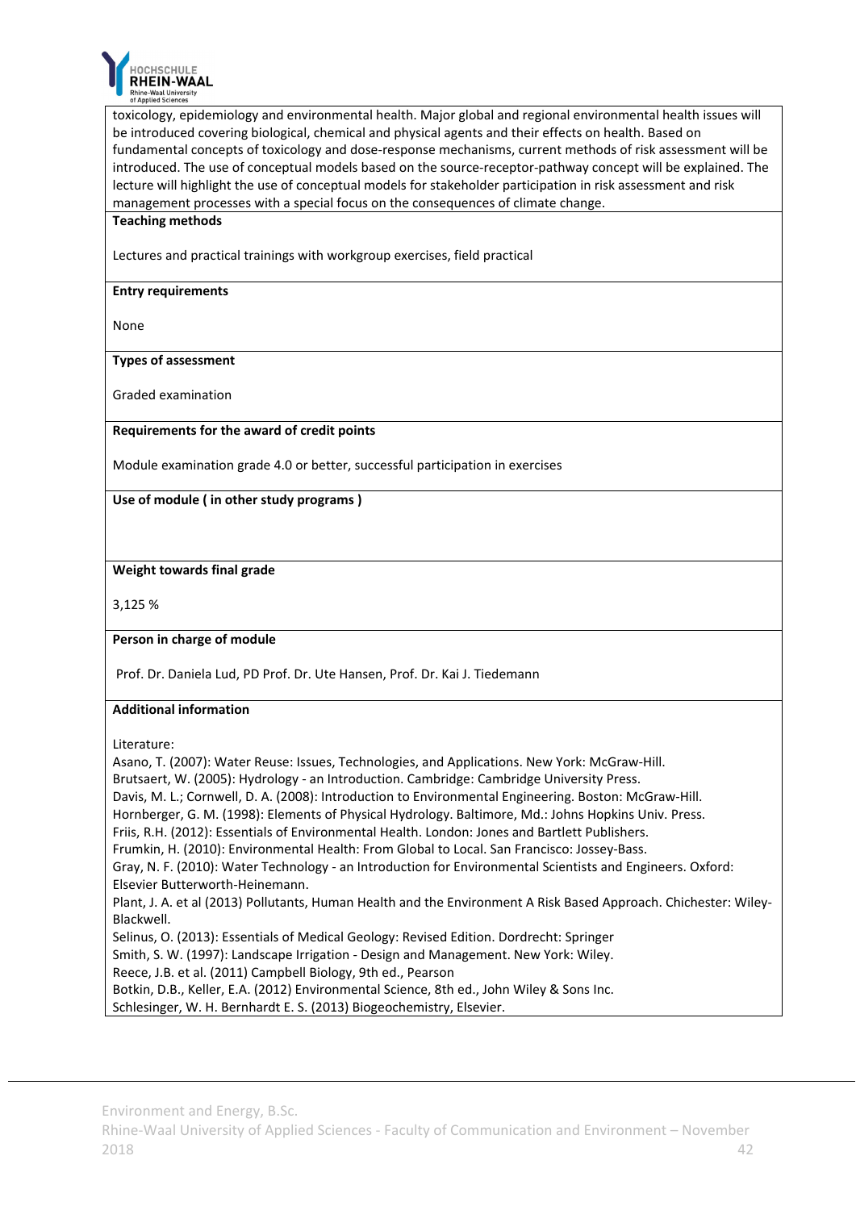toxicology, epidemiology and environmental health. Major global and regional environmental health issues will be introduced covering biological, chemical and physical agents and their effects on health. Based on fundamental concepts of toxicology and dose-response mechanisms, current methods of risk assessment will be introduced. The use of conceptual models based on the source-receptor-pathway concept will be explained. The lecture will highlight the use of conceptual models for stakeholder participation in risk assessment and risk management processes with a special focus on the consequences of climate change.

**Teaching methods**

Lectures and practical trainings with workgroup exercises, field practical

**Entry requirements**

None

**Types of assessment**

Graded examination

**Requirements for the award of credit points**

Module examination grade 4.0 or better, successful participation in exercises

**Use of module ( in other study programs )**

**Weight towards final grade**

3,125 %

**Person in charge of module**

Prof. Dr. Daniela Lud, PD Prof. Dr. Ute Hansen, Prof. Dr. Kai J. Tiedemann

**Additional information**

Literature:
Asano, T. (2007): Water Reuse: Issues, Technologies, and Applications. New York: McGraw-Hill.
Brutsaert, W. (2005): Hydrology - an Introduction. Cambridge: Cambridge University Press.
Davis, M. L.; Cornwell, D. A. (2008): Introduction to Environmental Engineering. Boston: McGraw-Hill.
Hornberger, G. M. (1998): Elements of Physical Hydrology. Baltimore, Md.: Johns Hopkins Univ. Press.
Friis, R.H. (2012): Essentials of Environmental Health. London: Jones and Bartlett Publishers.
Frumkin, H. (2010): Environmental Health: From Global to Local. San Francisco: Jossey-Bass.
Gray, N. F. (2010): Water Technology - an Introduction for Environmental Scientists and Engineers. Oxford: Elsevier Butterworth-Heinemann.
Plant, J. A. et al (2013) Pollutants, Human Health and the Environment A Risk Based Approach. Chichester: Wiley-Blackwell.
Selinus, O. (2013): Essentials of Medical Geology: Revised Edition. Dordrecht: Springer
Smith, S. W. (1997): Landscape Irrigation - Design and Management. New York: Wiley.
Reece, J.B. et al. (2011) Campbell Biology, 9th ed., Pearson
Botkin, D.B., Keller, E.A. (2012) Environmental Science, 8th ed., John Wiley & Sons Inc.
Schlesinger, W. H. Bernhardt E. S. (2013) Biogeochemistry, Elsevier.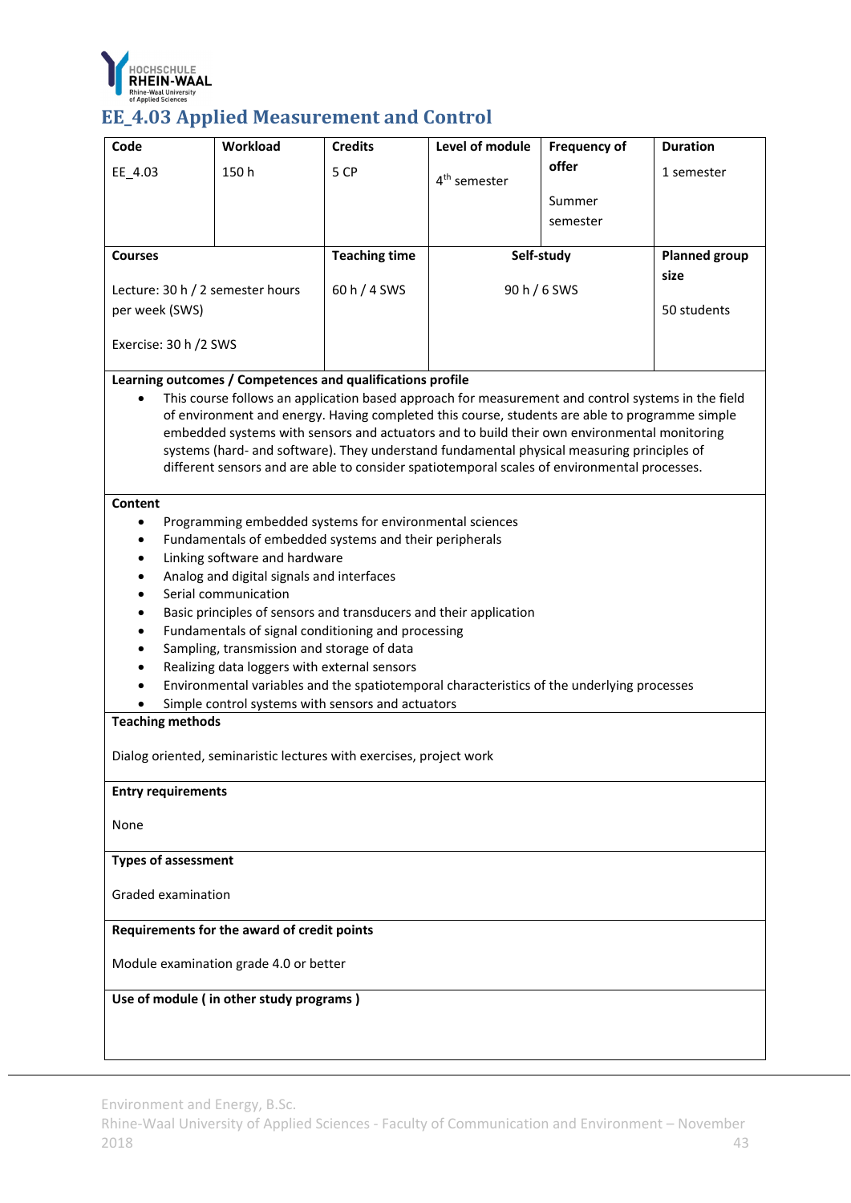# EE_4.03 Applied Measurement and Control

| Code | Workload | Credits | Level of module | Frequency of offer | Duration |
|---|---|---|---|---|---|
| EE_4.03 | 150 h | 5 CP | 4th semester | Summer semester | 1 semester |

| Courses | Teaching time | Self-study | Planned group size |
|---|---|---|---|
| Lecture: 30 h / 2 semester hours per week (SWS)<br><br>Exercise: 30 h /2 SWS | 60 h / 4 SWS | 90 h / 6 SWS | 50 students |

**Learning outcomes / Competences and qualifications profile**

- This course follows an application based approach for measurement and control systems in the field of environment and energy. Having completed this course, students are able to programme simple embedded systems with sensors and actuators and to build their own environmental monitoring systems (hard- and software). They understand fundamental physical measuring principles of different sensors and are able to consider spatiotemporal scales of environmental processes.

**Content**

- Programming embedded systems for environmental sciences
- Fundamentals of embedded systems and their peripherals
- Linking software and hardware
- Analog and digital signals and interfaces
- Serial communication
- Basic principles of sensors and transducers and their application
- Fundamentals of signal conditioning and processing
- Sampling, transmission and storage of data
- Realizing data loggers with external sensors
- Environmental variables and the spatiotemporal characteristics of the underlying processes
- Simple control systems with sensors and actuators

**Teaching methods**

Dialog oriented, seminaristic lectures with exercises, project work

**Entry requirements**

None

**Types of assessment**

Graded examination

**Requirements for the award of credit points**

Module examination grade 4.0 or better

**Use of module ( in other study programs )**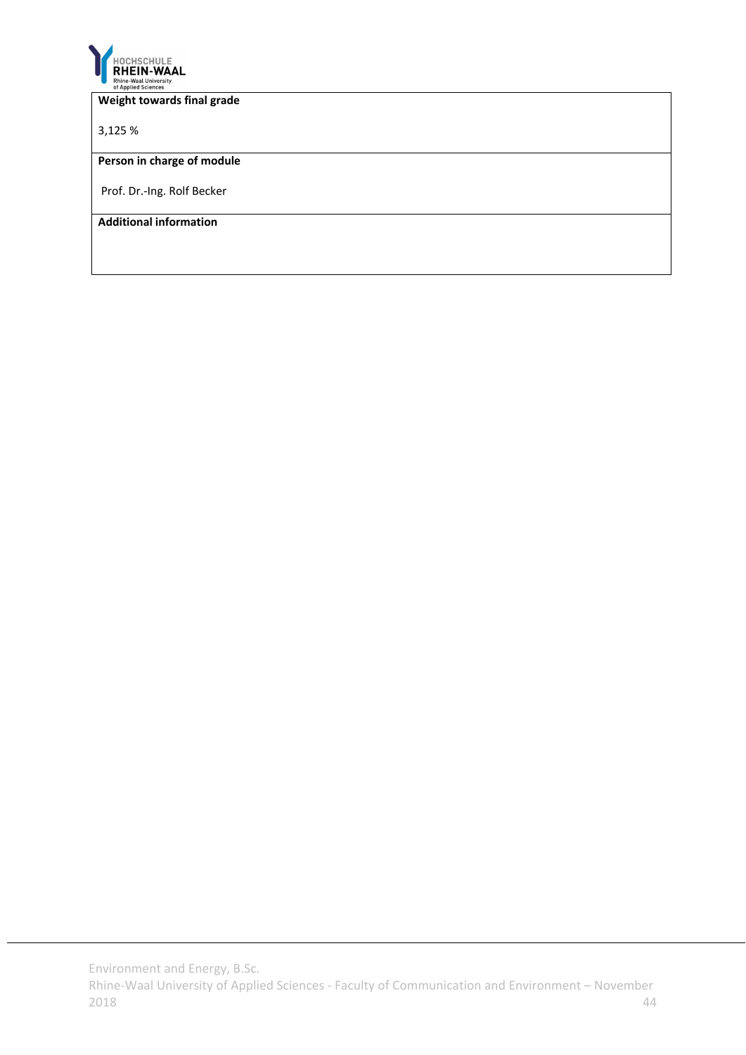**Weight towards final grade**

3,125 %

**Person in charge of module**

Prof. Dr.-Ing. Rolf Becker

**Additional information**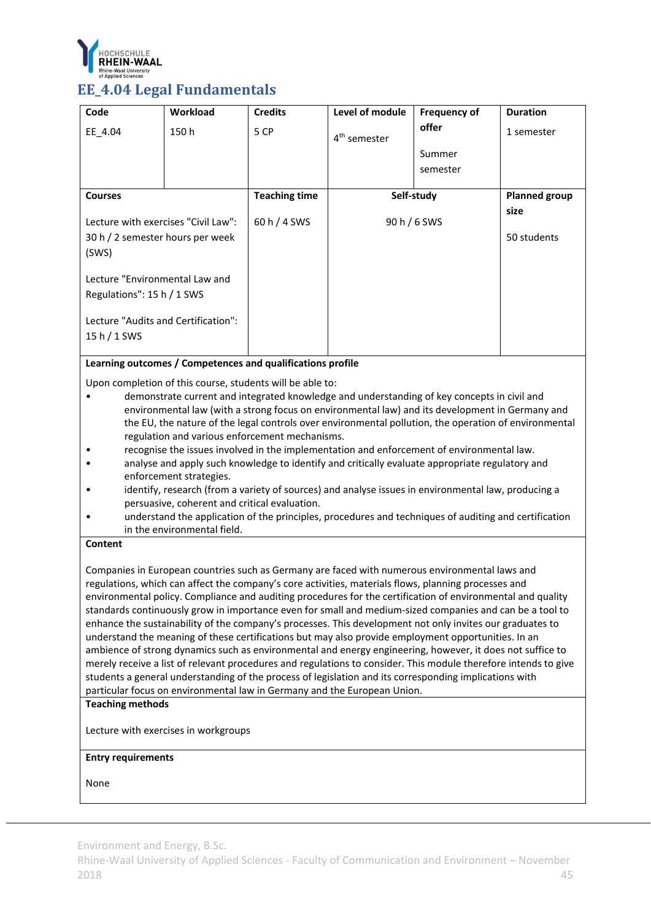## EE_4.04 Legal Fundamentals

| Code | Workload | Credits | Level of module | Frequency of offer | Duration |
|---|---|---|---|---|---|
| EE_4.04 | 150 h | 5 CP | 4th semester | Summer semester | 1 semester |

| Courses | Teaching time | Self-study | Planned group size |
|---|---|---|---|
| Lecture with exercises "Civil Law": 30 h / 2 semester hours per week (SWS)<br><br>Lecture "Environmental Law and Regulations": 15 h / 1 SWS<br><br>Lecture "Audits and Certification": 15 h / 1 SWS | 60 h / 4 SWS | 90 h / 6 SWS | 50 students |

**Learning outcomes / Competences and qualifications profile**

Upon completion of this course, students will be able to:

- demonstrate current and integrated knowledge and understanding of key concepts in civil and environmental law (with a strong focus on environmental law) and its development in Germany and the EU, the nature of the legal controls over environmental pollution, the operation of environmental regulation and various enforcement mechanisms.
- recognise the issues involved in the implementation and enforcement of environmental law.
- analyse and apply such knowledge to identify and critically evaluate appropriate regulatory and enforcement strategies.
- identify, research (from a variety of sources) and analyse issues in environmental law, producing a persuasive, coherent and critical evaluation.
- understand the application of the principles, procedures and techniques of auditing and certification in the environmental field.

**Content**

Companies in European countries such as Germany are faced with numerous environmental laws and regulations, which can affect the company's core activities, materials flows, planning processes and environmental policy. Compliance and auditing procedures for the certification of environmental and quality standards continuously grow in importance even for small and medium-sized companies and can be a tool to enhance the sustainability of the company's processes. This development not only invites our graduates to understand the meaning of these certifications but may also provide employment opportunities. In an ambience of strong dynamics such as environmental and energy engineering, however, it does not suffice to merely receive a list of relevant procedures and regulations to consider. This module therefore intends to give students a general understanding of the process of legislation and its corresponding implications with particular focus on environmental law in Germany and the European Union.

**Teaching methods**

Lecture with exercises in workgroups

**Entry requirements**

None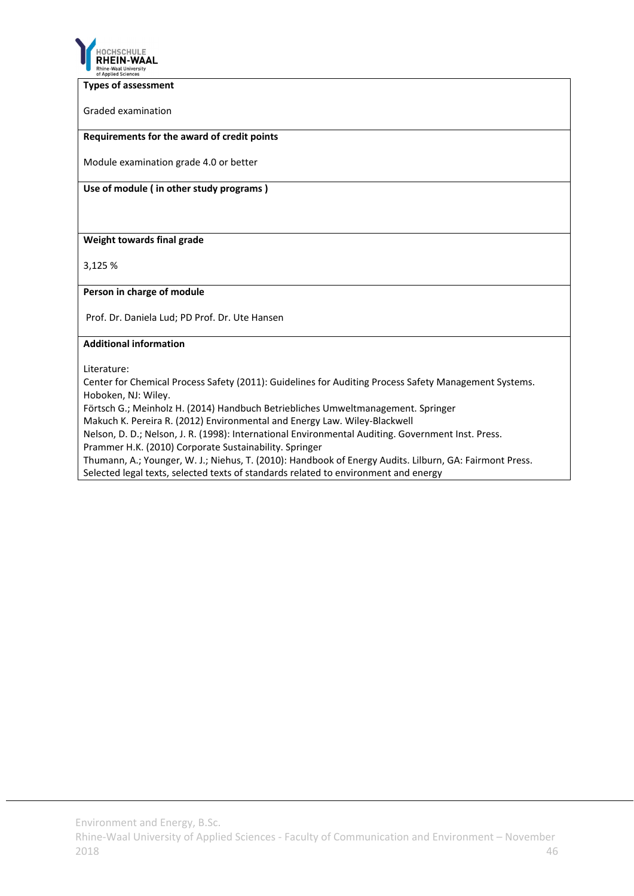**Types of assessment**

Graded examination

**Requirements for the award of credit points**

Module examination grade 4.0 or better

**Use of module ( in other study programs )**

**Weight towards final grade**

3,125 %

**Person in charge of module**

Prof. Dr. Daniela Lud; PD Prof. Dr. Ute Hansen

**Additional information**

Literature:

Center for Chemical Process Safety (2011): Guidelines for Auditing Process Safety Management Systems. Hoboken, NJ: Wiley.

Förtsch G.; Meinholz H. (2014) Handbuch Betriebliches Umweltmanagement. Springer

Makuch K. Pereira R. (2012) Environmental and Energy Law. Wiley-Blackwell

Nelson, D. D.; Nelson, J. R. (1998): International Environmental Auditing. Government Inst. Press.

Prammer H.K. (2010) Corporate Sustainability. Springer

Thumann, A.; Younger, W. J.; Niehus, T. (2010): Handbook of Energy Audits. Lilburn, GA: Fairmont Press.

Selected legal texts, selected texts of standards related to environment and energy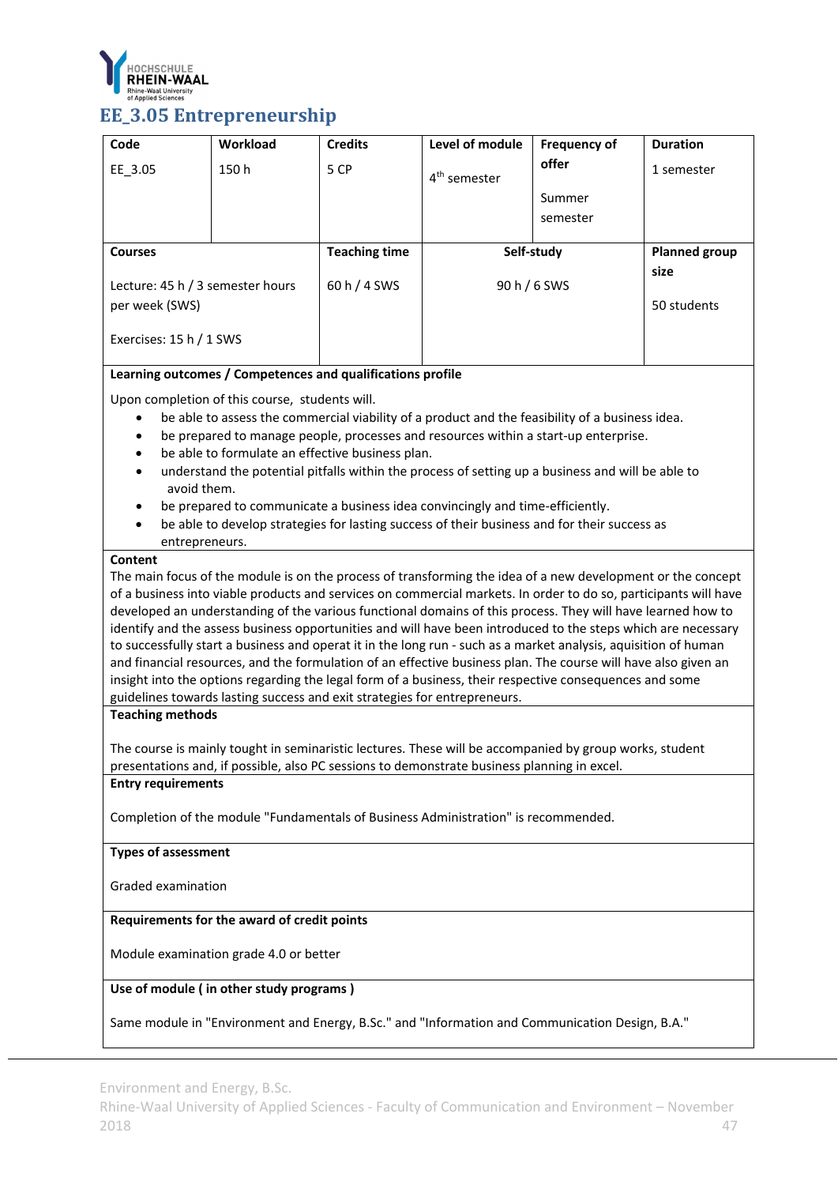## EE_3.05 Entrepreneurship

| Code | Workload | Credits | Level of module | Frequency of offer | Duration |
|---|---|---|---|---|---|
| EE_3.05 | 150 h | 5 CP | 4th semester | Summer semester | 1 semester |

| Courses | Teaching time | Self-study | Planned group size |
|---|---|---|---|
| Lecture: 45 h / 3 semester hours per week (SWS)<br><br>Exercises: 15 h / 1 SWS | 60 h / 4 SWS | 90 h / 6 SWS | 50 students |

**Learning outcomes / Competences and qualifications profile**

Upon completion of this course, students will.

- be able to assess the commercial viability of a product and the feasibility of a business idea.
- be prepared to manage people, processes and resources within a start-up enterprise.
- be able to formulate an effective business plan.
- understand the potential pitfalls within the process of setting up a business and will be able to avoid them.
- be prepared to communicate a business idea convincingly and time-efficiently.
- be able to develop strategies for lasting success of their business and for their success as entrepreneurs.

**Content**

The main focus of the module is on the process of transforming the idea of a new development or the concept of a business into viable products and services on commercial markets. In order to do so, participants will have developed an understanding of the various functional domains of this process. They will have learned how to identify and the assess business opportunities and will have been introduced to the steps which are necessary to successfully start a business and operat it in the long run - such as a market analysis, aquisition of human and financial resources, and the formulation of an effective business plan. The course will have also given an insight into the options regarding the legal form of a business, their respective consequences and some guidelines towards lasting success and exit strategies for entrepreneurs.

**Teaching methods**

The course is mainly tought in seminaristic lectures. These will be accompanied by group works, student presentations and, if possible, also PC sessions to demonstrate business planning in excel.

**Entry requirements**

Completion of the module "Fundamentals of Business Administration" is recommended.

**Types of assessment**

Graded examination

**Requirements for the award of credit points**

Module examination grade 4.0 or better

**Use of module ( in other study programs )**

Same module in "Environment and Energy, B.Sc." and "Information and Communication Design, B.A."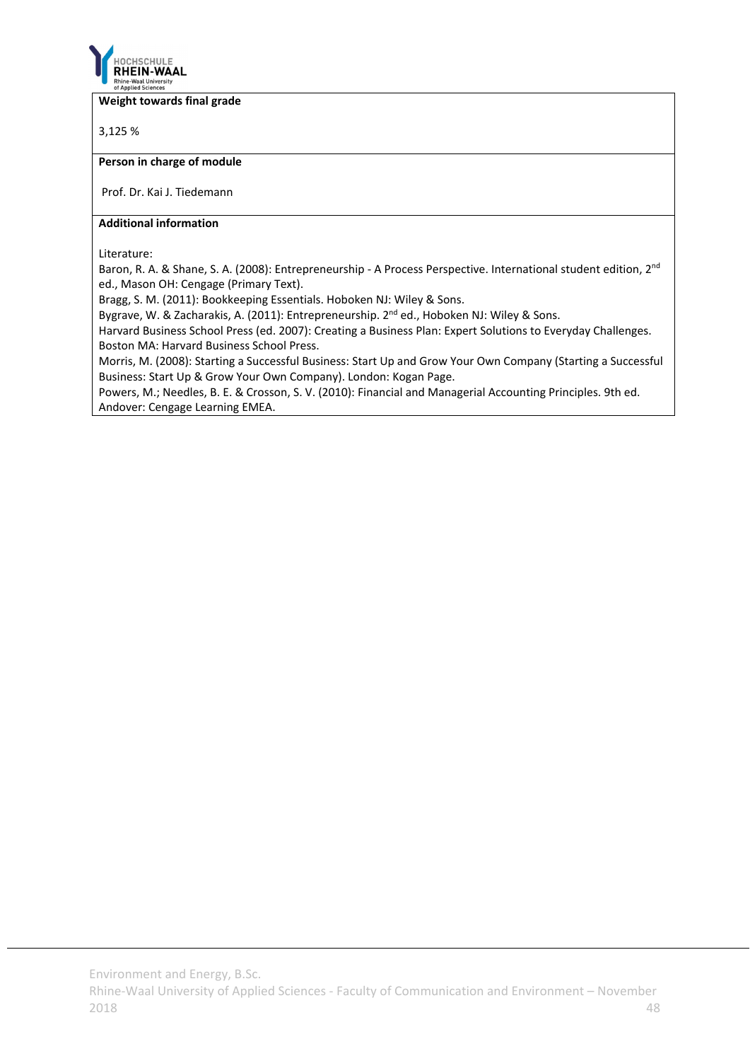**Weight towards final grade**

3,125 %

**Person in charge of module**

Prof. Dr. Kai J. Tiedemann

**Additional information**

Literature:
Baron, R. A. & Shane, S. A. (2008): Entrepreneurship - A Process Perspective. International student edition, 2nd ed., Mason OH: Cengage (Primary Text).
Bragg, S. M. (2011): Bookkeeping Essentials. Hoboken NJ: Wiley & Sons.
Bygrave, W. & Zacharakis, A. (2011): Entrepreneurship. 2nd ed., Hoboken NJ: Wiley & Sons.
Harvard Business School Press (ed. 2007): Creating a Business Plan: Expert Solutions to Everyday Challenges. Boston MA: Harvard Business School Press.
Morris, M. (2008): Starting a Successful Business: Start Up and Grow Your Own Company (Starting a Successful Business: Start Up & Grow Your Own Company). London: Kogan Page.
Powers, M.; Needles, B. E. & Crosson, S. V. (2010): Financial and Managerial Accounting Principles. 9th ed. Andover: Cengage Learning EMEA.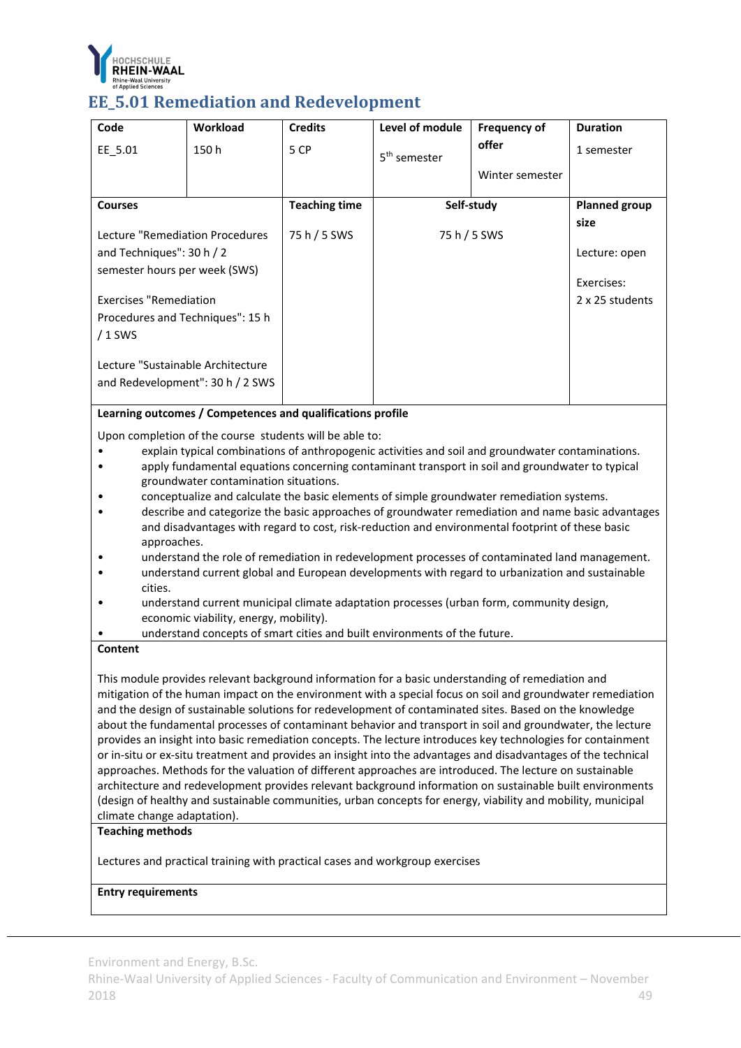## EE_5.01 Remediation and Redevelopment

| Code | Workload | Credits | Level of module | Frequency of offer | Duration |
|---|---|---|---|---|---|
| EE_5.01 | 150 h | 5 CP | 5th semester | Winter semester | 1 semester |

| Courses | Teaching time | Self-study | Planned group size |
|---|---|---|---|
| Lecture "Remediation Procedures and Techniques": 30 h / 2 semester hours per week (SWS)<br><br>Exercises "Remediation Procedures and Techniques": 15 h / 1 SWS<br><br>Lecture "Sustainable Architecture and Redevelopment": 30 h / 2 SWS | 75 h / 5 SWS | 75 h / 5 SWS | Lecture: open<br><br>Exercises: 2 x 25 students |

**Learning outcomes / Competences and qualifications profile**

Upon completion of the course students will be able to:

- explain typical combinations of anthropogenic activities and soil and groundwater contaminations.
- apply fundamental equations concerning contaminant transport in soil and groundwater to typical groundwater contamination situations.
- conceptualize and calculate the basic elements of simple groundwater remediation systems.
- describe and categorize the basic approaches of groundwater remediation and name basic advantages and disadvantages with regard to cost, risk-reduction and environmental footprint of these basic approaches.
- understand the role of remediation in redevelopment processes of contaminated land management.
- understand current global and European developments with regard to urbanization and sustainable cities.
- understand current municipal climate adaptation processes (urban form, community design, economic viability, energy, mobility).
- understand concepts of smart cities and built environments of the future.

**Content**

This module provides relevant background information for a basic understanding of remediation and mitigation of the human impact on the environment with a special focus on soil and groundwater remediation and the design of sustainable solutions for redevelopment of contaminated sites. Based on the knowledge about the fundamental processes of contaminant behavior and transport in soil and groundwater, the lecture provides an insight into basic remediation concepts. The lecture introduces key technologies for containment or in-situ or ex-situ treatment and provides an insight into the advantages and disadvantages of the technical approaches. Methods for the valuation of different approaches are introduced. The lecture on sustainable architecture and redevelopment provides relevant background information on sustainable built environments (design of healthy and sustainable communities, urban concepts for energy, viability and mobility, municipal climate change adaptation).

**Teaching methods**

Lectures and practical training with practical cases and workgroup exercises

**Entry requirements**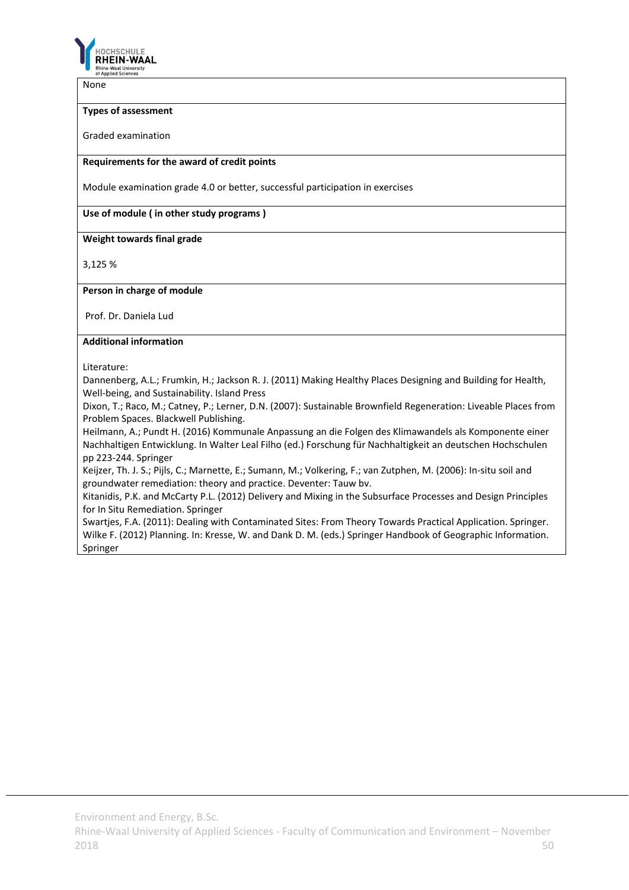None

**Types of assessment**

Graded examination

**Requirements for the award of credit points**

Module examination grade 4.0 or better, successful participation in exercises

**Use of module ( in other study programs )**

**Weight towards final grade**

3,125 %

**Person in charge of module**

Prof. Dr. Daniela Lud

**Additional information**

Literature:

Dannenberg, A.L.; Frumkin, H.; Jackson R. J. (2011) Making Healthy Places Designing and Building for Health, Well-being, and Sustainability. Island Press

Dixon, T.; Raco, M.; Catney, P.; Lerner, D.N. (2007): Sustainable Brownfield Regeneration: Liveable Places from Problem Spaces. Blackwell Publishing.

Heilmann, A.; Pundt H. (2016) Kommunale Anpassung an die Folgen des Klimawandels als Komponente einer Nachhaltigen Entwicklung. In Walter Leal Filho (ed.) Forschung für Nachhaltigkeit an deutschen Hochschulen pp 223-244. Springer

Keijzer, Th. J. S.; Pijls, C.; Marnette, E.; Sumann, M.; Volkering, F.; van Zutphen, M. (2006): In-situ soil and groundwater remediation: theory and practice. Deventer: Tauw bv.

Kitanidis, P.K. and McCarty P.L. (2012) Delivery and Mixing in the Subsurface Processes and Design Principles for In Situ Remediation. Springer

Swartjes, F.A. (2011): Dealing with Contaminated Sites: From Theory Towards Practical Application. Springer.

Wilke F. (2012) Planning. In: Kresse, W. and Dank D. M. (eds.) Springer Handbook of Geographic Information. Springer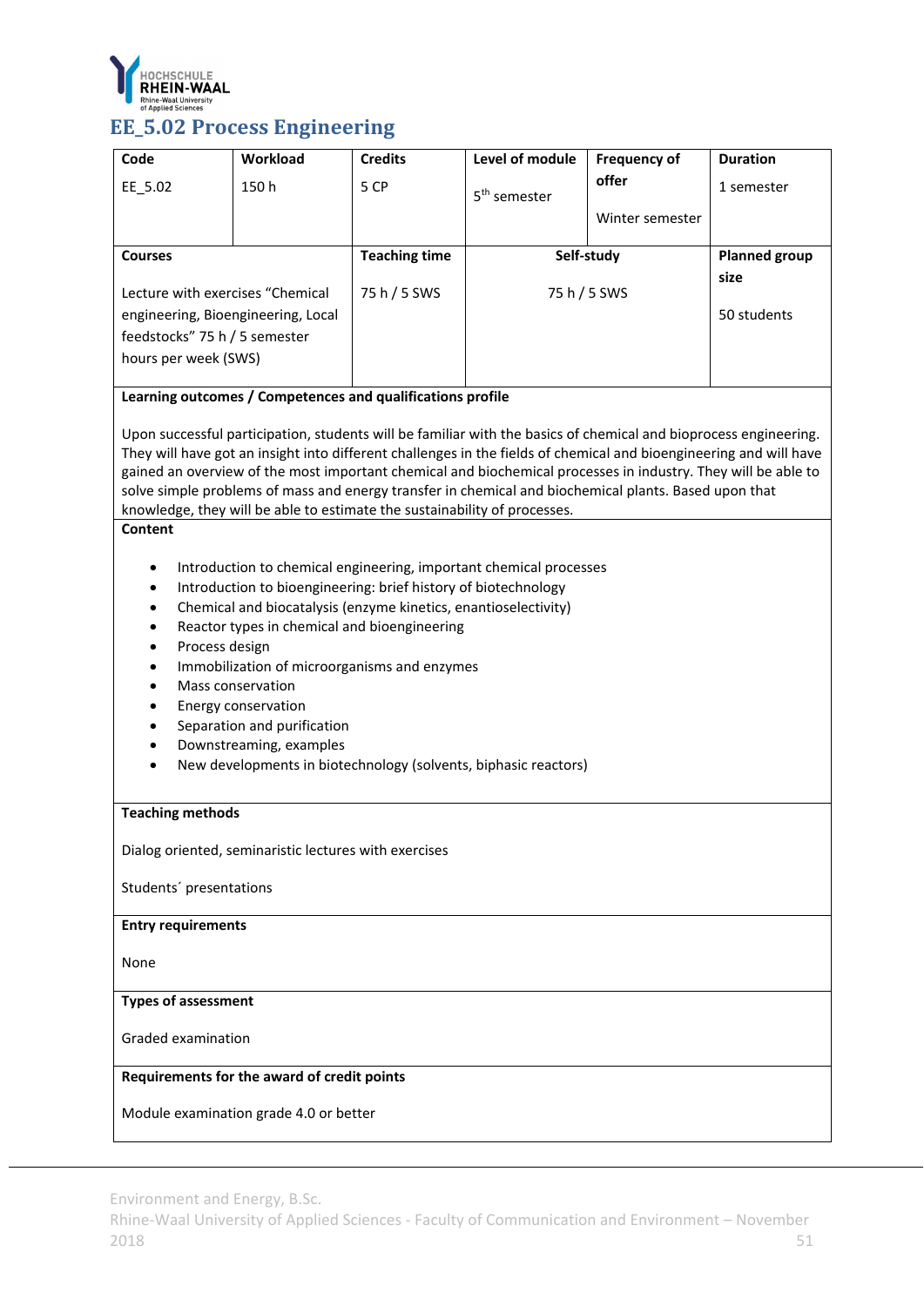## EE_5.02 Process Engineering

| Code | Workload | Credits | Level of module | Frequency of offer | Duration |
|---|---|---|---|---|---|
| EE_5.02 | 150 h | 5 CP | 5th semester | Winter semester | 1 semester |

| Courses | Teaching time | Self-study | Planned group size |
|---|---|---|---|
| Lecture with exercises "Chemical engineering, Bioengineering, Local feedstocks" 75 h / 5 semester hours per week (SWS) | 75 h / 5 SWS | 75 h / 5 SWS | 50 students |

**Learning outcomes / Competences and qualifications profile**

Upon successful participation, students will be familiar with the basics of chemical and bioprocess engineering. They will have got an insight into different challenges in the fields of chemical and bioengineering and will have gained an overview of the most important chemical and biochemical processes in industry. They will be able to solve simple problems of mass and energy transfer in chemical and biochemical plants. Based upon that knowledge, they will be able to estimate the sustainability of processes.

**Content**

- Introduction to chemical engineering, important chemical processes
- Introduction to bioengineering: brief history of biotechnology
- Chemical and biocatalysis (enzyme kinetics, enantioselectivity)
- Reactor types in chemical and bioengineering
- Process design
- Immobilization of microorganisms and enzymes
- Mass conservation
- Energy conservation
- Separation and purification
- Downstreaming, examples
- New developments in biotechnology (solvents, biphasic reactors)

**Teaching methods**

Dialog oriented, seminaristic lectures with exercises

Students´ presentations

**Entry requirements**

None

**Types of assessment**

Graded examination

**Requirements for the award of credit points**

Module examination grade 4.0 or better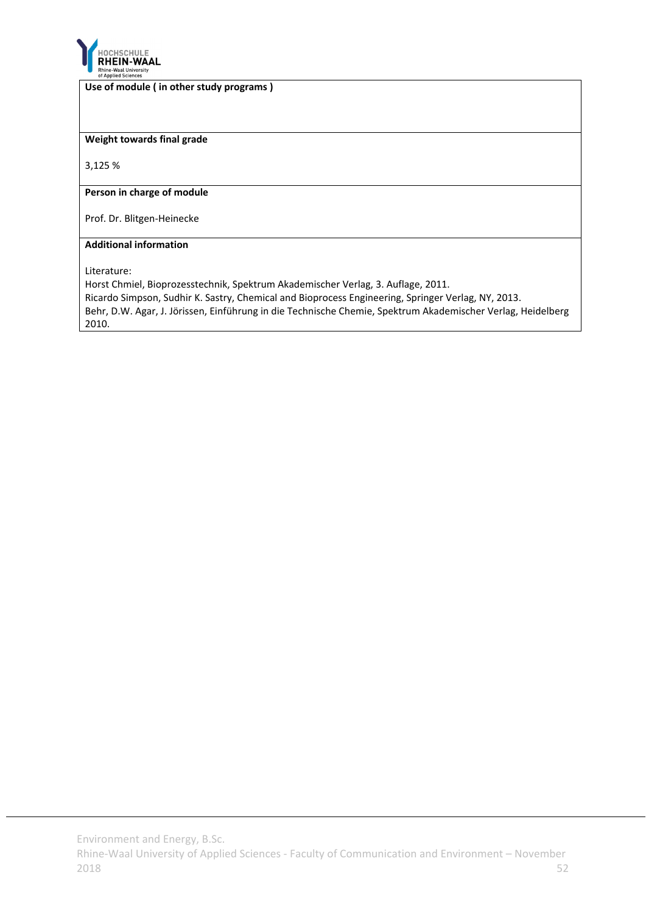**Use of module ( in other study programs )**

**Weight towards final grade**

3,125 %

**Person in charge of module**

Prof. Dr. Blitgen-Heinecke

**Additional information**

Literature:
Horst Chmiel, Bioprozesstechnik, Spektrum Akademischer Verlag, 3. Auflage, 2011.
Ricardo Simpson, Sudhir K. Sastry, Chemical and Bioprocess Engineering, Springer Verlag, NY, 2013.
Behr, D.W. Agar, J. Jörissen, Einführung in die Technische Chemie, Spektrum Akademischer Verlag, Heidelberg 2010.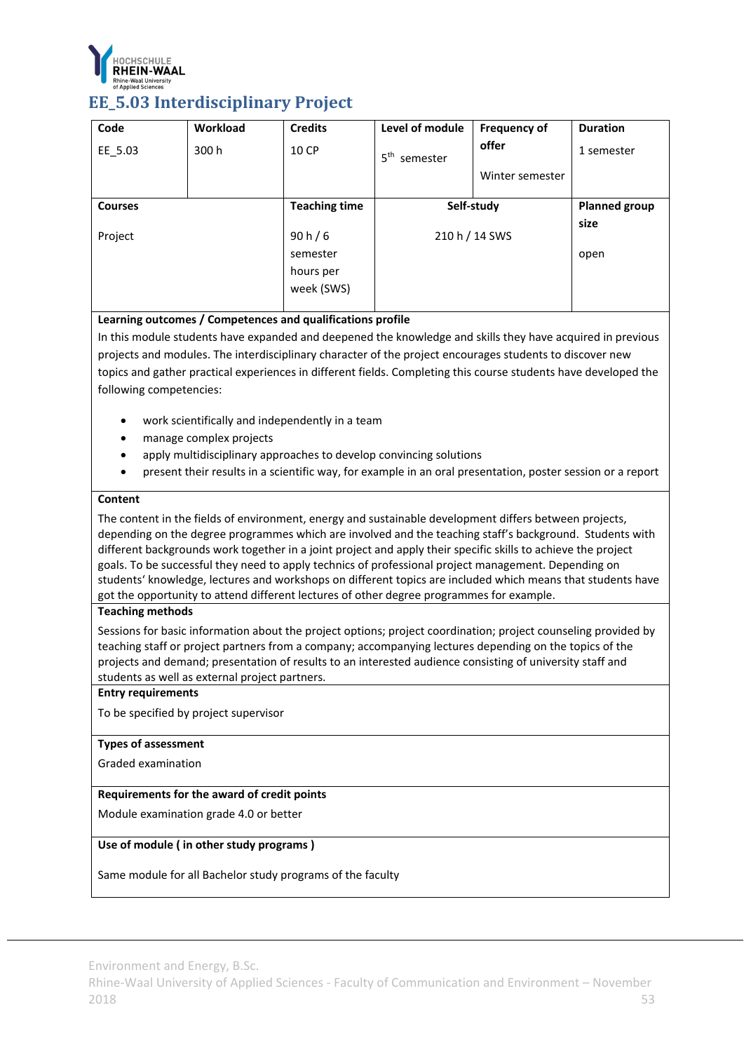# EE_5.03 Interdisciplinary Project

| Code | Workload | Credits | Level of module | Frequency of offer | Duration |
|---|---|---|---|---|---|
| EE_5.03 | 300 h | 10 CP | 5th semester | Winter semester | 1 semester |

| Courses | Teaching time | Self-study | Planned group size |
|---|---|---|---|
| Project | 90 h / 6 semester hours per week (SWS) | 210 h / 14 SWS | open |

**Learning outcomes / Competences and qualifications profile**

In this module students have expanded and deepened the knowledge and skills they have acquired in previous projects and modules. The interdisciplinary character of the project encourages students to discover new topics and gather practical experiences in different fields. Completing this course students have developed the following competencies:

- work scientifically and independently in a team
- manage complex projects
- apply multidisciplinary approaches to develop convincing solutions
- present their results in a scientific way, for example in an oral presentation, poster session or a report

**Content**

The content in the fields of environment, energy and sustainable development differs between projects, depending on the degree programmes which are involved and the teaching staff's background. Students with different backgrounds work together in a joint project and apply their specific skills to achieve the project goals. To be successful they need to apply technics of professional project management. Depending on students' knowledge, lectures and workshops on different topics are included which means that students have got the opportunity to attend different lectures of other degree programmes for example.

**Teaching methods**

Sessions for basic information about the project options; project coordination; project counseling provided by teaching staff or project partners from a company; accompanying lectures depending on the topics of the projects and demand; presentation of results to an interested audience consisting of university staff and students as well as external project partners.

**Entry requirements**

To be specified by project supervisor

**Types of assessment**

Graded examination

**Requirements for the award of credit points**

Module examination grade 4.0 or better

**Use of module ( in other study programs )**

Same module for all Bachelor study programs of the faculty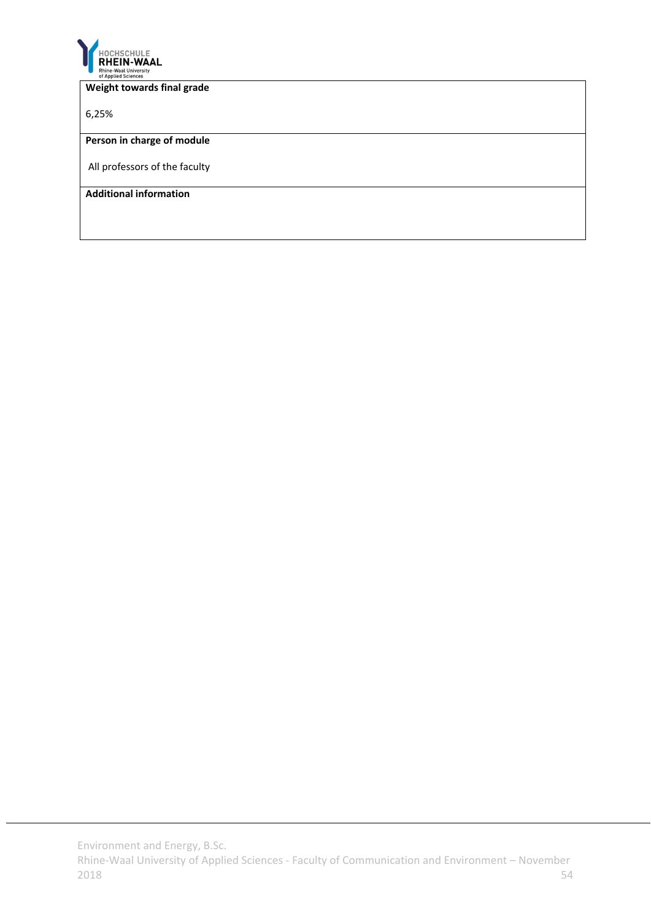| **Weight towards final grade** |
| --- |
| 6,25% |
| **Person in charge of module** |
| All professors of the faculty |
| **Additional information** |
| |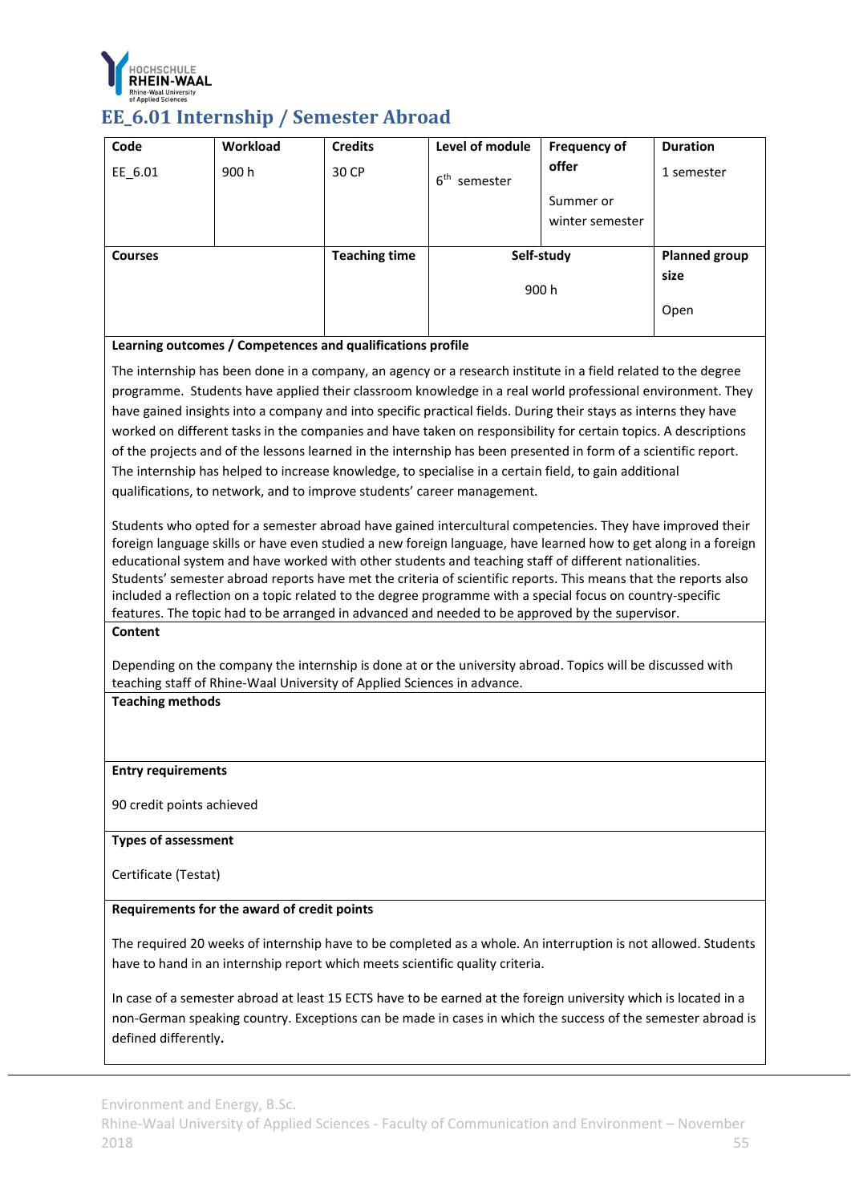## EE_6.01 Internship / Semester Abroad

| Code | Workload | Credits | Level of module | Frequency of offer | Duration |
|---|---|---|---|---|---|
| EE_6.01 | 900 h | 30 CP | 6th semester | Summer or winter semester | 1 semester |

| Courses | Teaching time | Self-study | Planned group size |
|---|---|---|---|
| | | 900 h | Open |

**Learning outcomes / Competences and qualifications profile**

The internship has been done in a company, an agency or a research institute in a field related to the degree programme. Students have applied their classroom knowledge in a real world professional environment. They have gained insights into a company and into specific practical fields. During their stays as interns they have worked on different tasks in the companies and have taken on responsibility for certain topics. A descriptions of the projects and of the lessons learned in the internship has been presented in form of a scientific report. The internship has helped to increase knowledge, to specialise in a certain field, to gain additional qualifications, to network, and to improve students' career management.

Students who opted for a semester abroad have gained intercultural competencies. They have improved their foreign language skills or have even studied a new foreign language, have learned how to get along in a foreign educational system and have worked with other students and teaching staff of different nationalities. Students' semester abroad reports have met the criteria of scientific reports. This means that the reports also included a reflection on a topic related to the degree programme with a special focus on country-specific features. The topic had to be arranged in advanced and needed to be approved by the supervisor.

**Content**

Depending on the company the internship is done at or the university abroad. Topics will be discussed with teaching staff of Rhine-Waal University of Applied Sciences in advance.

**Teaching methods**

**Entry requirements**

90 credit points achieved

**Types of assessment**

Certificate (Testat)

**Requirements for the award of credit points**

The required 20 weeks of internship have to be completed as a whole. An interruption is not allowed. Students have to hand in an internship report which meets scientific quality criteria.

In case of a semester abroad at least 15 ECTS have to be earned at the foreign university which is located in a non-German speaking country. Exceptions can be made in cases in which the success of the semester abroad is defined differently.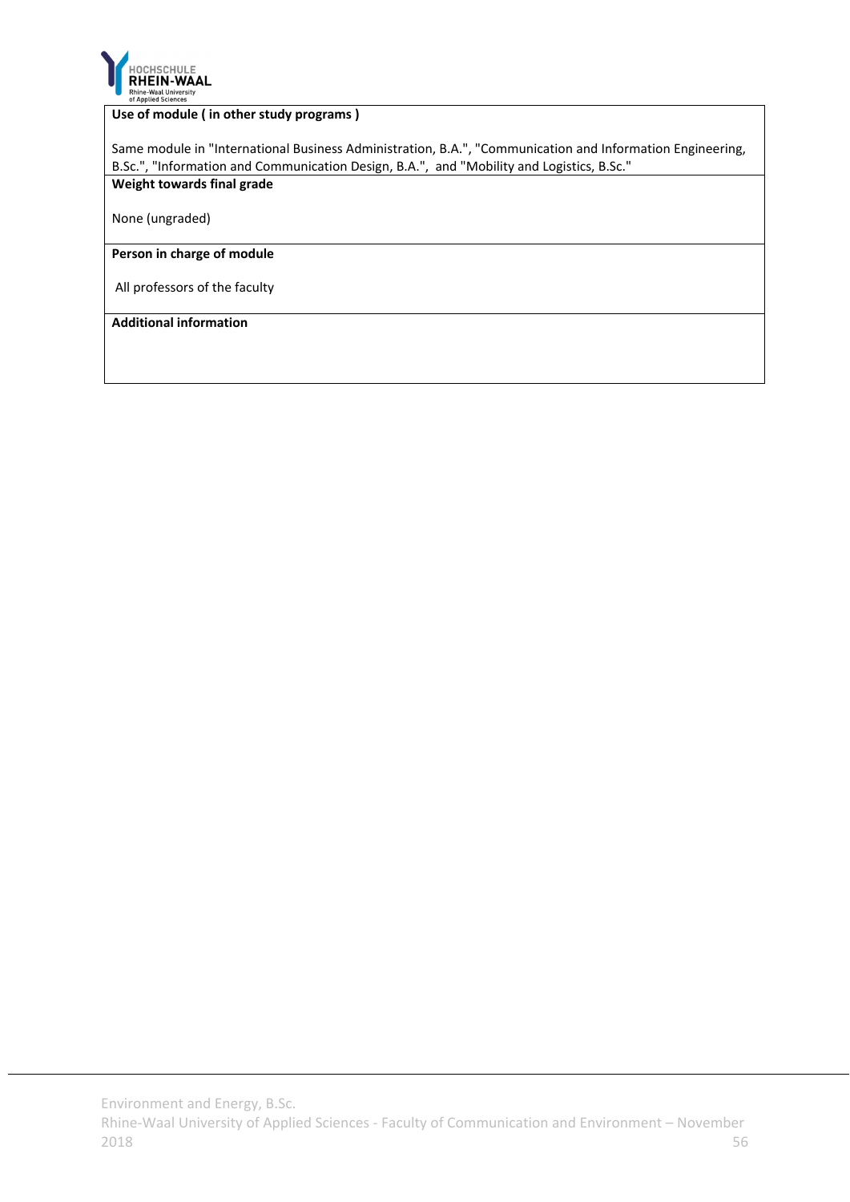**Use of module ( in other study programs )**

Same module in "International Business Administration, B.A.", "Communication and Information Engineering, B.Sc.", "Information and Communication Design, B.A.", and "Mobility and Logistics, B.Sc."

**Weight towards final grade**

None (ungraded)

**Person in charge of module**

All professors of the faculty

**Additional information**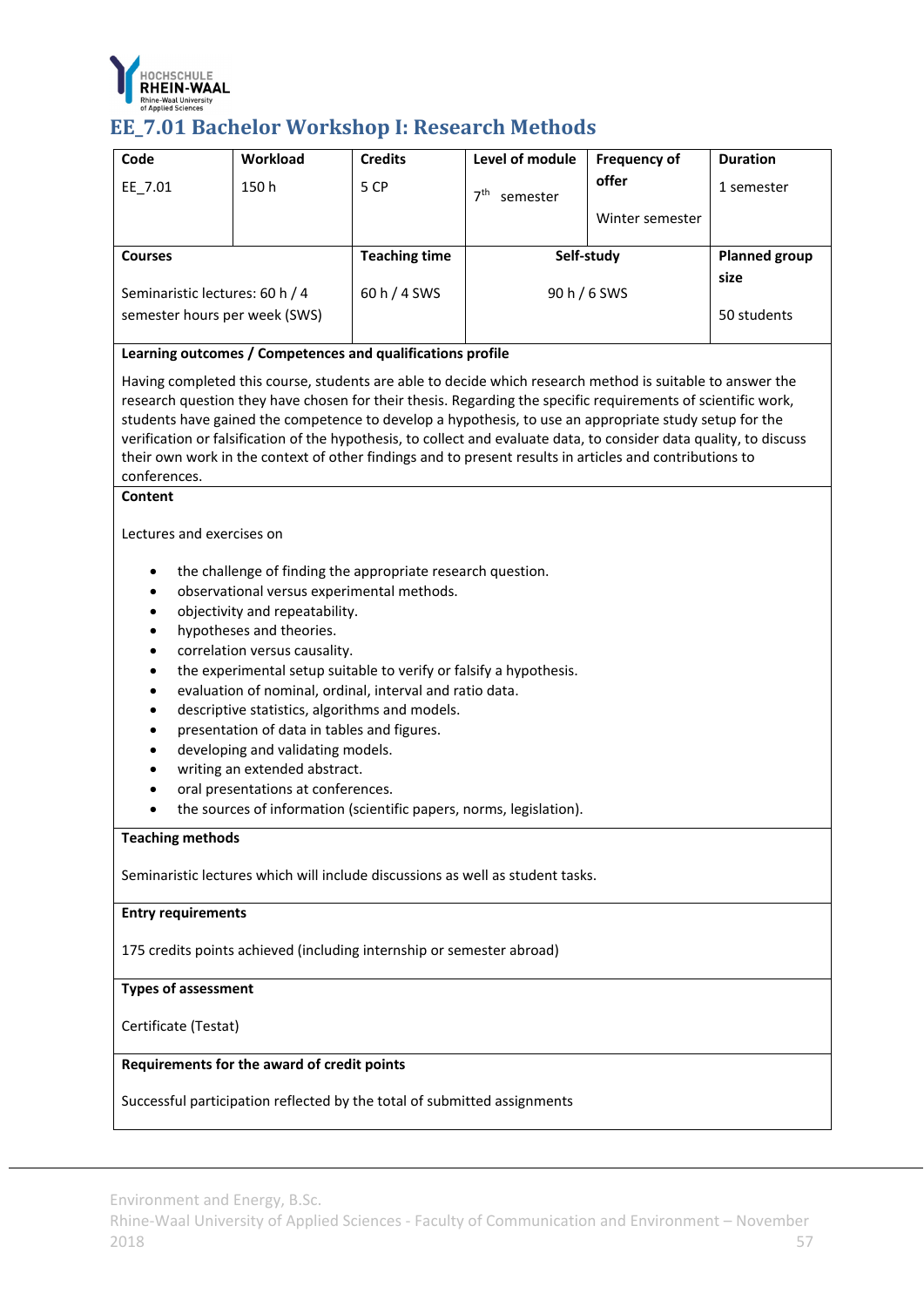## EE_7.01 Bachelor Workshop I: Research Methods

| Code | Workload | Credits | Level of module | Frequency of offer | Duration |
|---|---|---|---|---|---|
| EE_7.01 | 150 h | 5 CP | 7th semester | Winter semester | 1 semester |

| Courses | Teaching time | Self-study | Planned group size |
|---|---|---|---|
| Seminaristic lectures: 60 h / 4 semester hours per week (SWS) | 60 h / 4 SWS | 90 h / 6 SWS | 50 students |

**Learning outcomes / Competences and qualifications profile**

Having completed this course, students are able to decide which research method is suitable to answer the research question they have chosen for their thesis. Regarding the specific requirements of scientific work, students have gained the competence to develop a hypothesis, to use an appropriate study setup for the verification or falsification of the hypothesis, to collect and evaluate data, to consider data quality, to discuss their own work in the context of other findings and to present results in articles and contributions to conferences.

**Content**

Lectures and exercises on

- the challenge of finding the appropriate research question.
- observational versus experimental methods.
- objectivity and repeatability.
- hypotheses and theories.
- correlation versus causality.
- the experimental setup suitable to verify or falsify a hypothesis.
- evaluation of nominal, ordinal, interval and ratio data.
- descriptive statistics, algorithms and models.
- presentation of data in tables and figures.
- developing and validating models.
- writing an extended abstract.
- oral presentations at conferences.
- the sources of information (scientific papers, norms, legislation).

**Teaching methods**

Seminaristic lectures which will include discussions as well as student tasks.

**Entry requirements**

175 credits points achieved (including internship or semester abroad)

**Types of assessment**

Certificate (Testat)

**Requirements for the award of credit points**

Successful participation reflected by the total of submitted assignments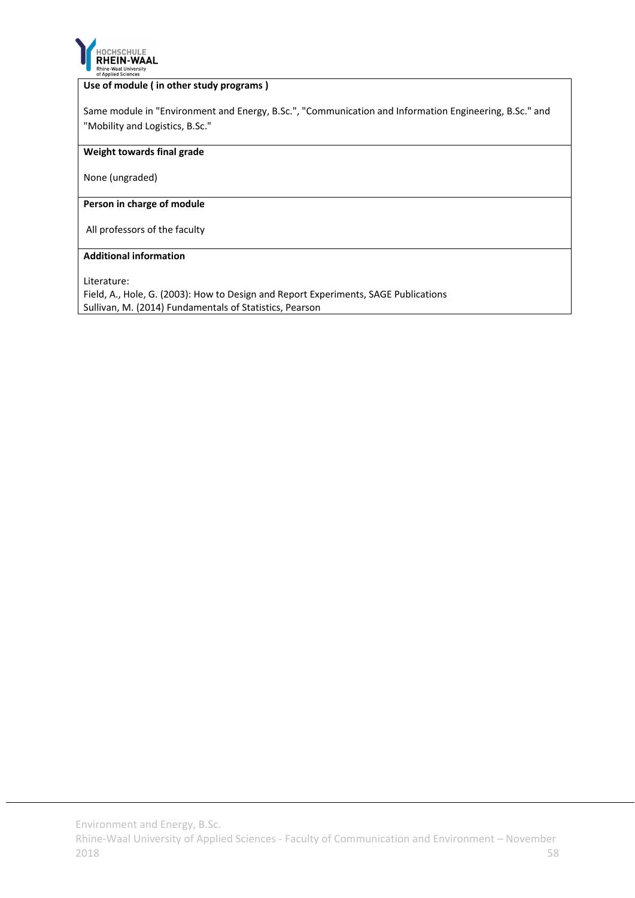**Use of module ( in other study programs )**

Same module in "Environment and Energy, B.Sc.", "Communication and Information Engineering, B.Sc." and "Mobility and Logistics, B.Sc."

**Weight towards final grade**

None (ungraded)

**Person in charge of module**

All professors of the faculty

**Additional information**

Literature:
Field, A., Hole, G. (2003): How to Design and Report Experiments, SAGE Publications
Sullivan, M. (2014) Fundamentals of Statistics, Pearson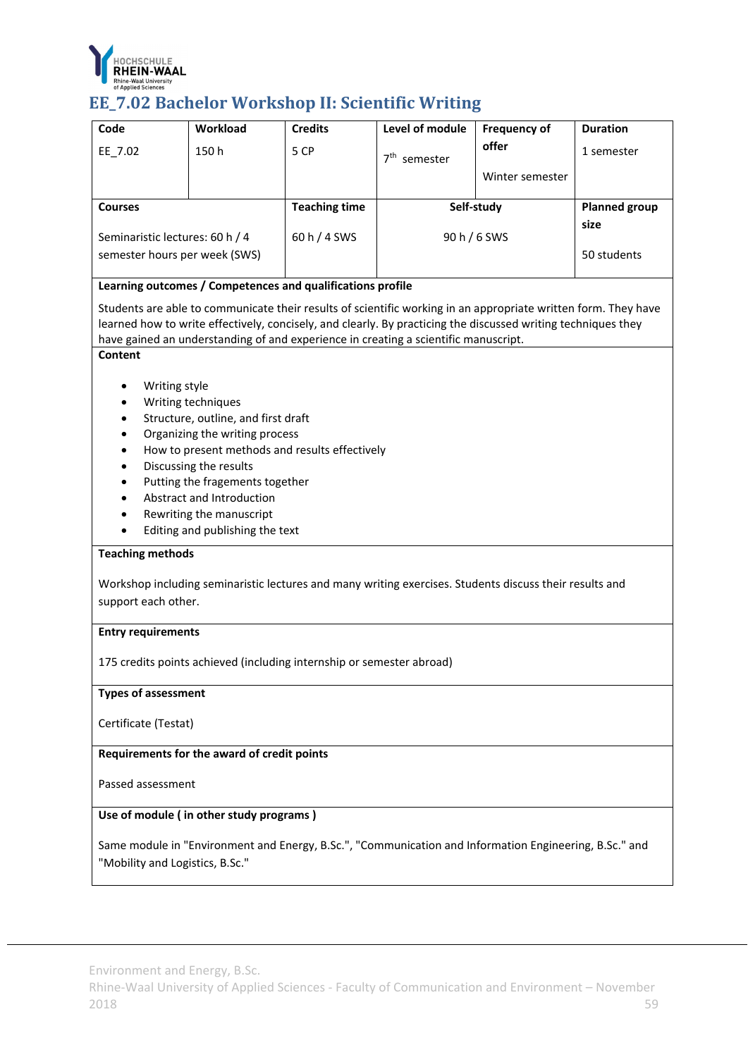## EE_7.02 Bachelor Workshop II: Scientific Writing

| Code | Workload | Credits | Level of module | Frequency of offer | Duration |
|---|---|---|---|---|---|
| EE_7.02 | 150 h | 5 CP | 7th semester | Winter semester | 1 semester |

| Courses | Teaching time | Self-study | Planned group size |
|---|---|---|---|
| Seminaristic lectures: 60 h / 4 semester hours per week (SWS) | 60 h / 4 SWS | 90 h / 6 SWS | 50 students |

**Learning outcomes / Competences and qualifications profile**

Students are able to communicate their results of scientific working in an appropriate written form. They have learned how to write effectively, concisely, and clearly. By practicing the discussed writing techniques they have gained an understanding of and experience in creating a scientific manuscript.

**Content**

- Writing style
- Writing techniques
- Structure, outline, and first draft
- Organizing the writing process
- How to present methods and results effectively
- Discussing the results
- Putting the fragements together
- Abstract and Introduction
- Rewriting the manuscript
- Editing and publishing the text

**Teaching methods**

Workshop including seminaristic lectures and many writing exercises. Students discuss their results and support each other.

**Entry requirements**

175 credits points achieved (including internship or semester abroad)

**Types of assessment**

Certificate (Testat)

**Requirements for the award of credit points**

Passed assessment

**Use of module ( in other study programs )**

Same module in "Environment and Energy, B.Sc.", "Communication and Information Engineering, B.Sc." and "Mobility and Logistics, B.Sc."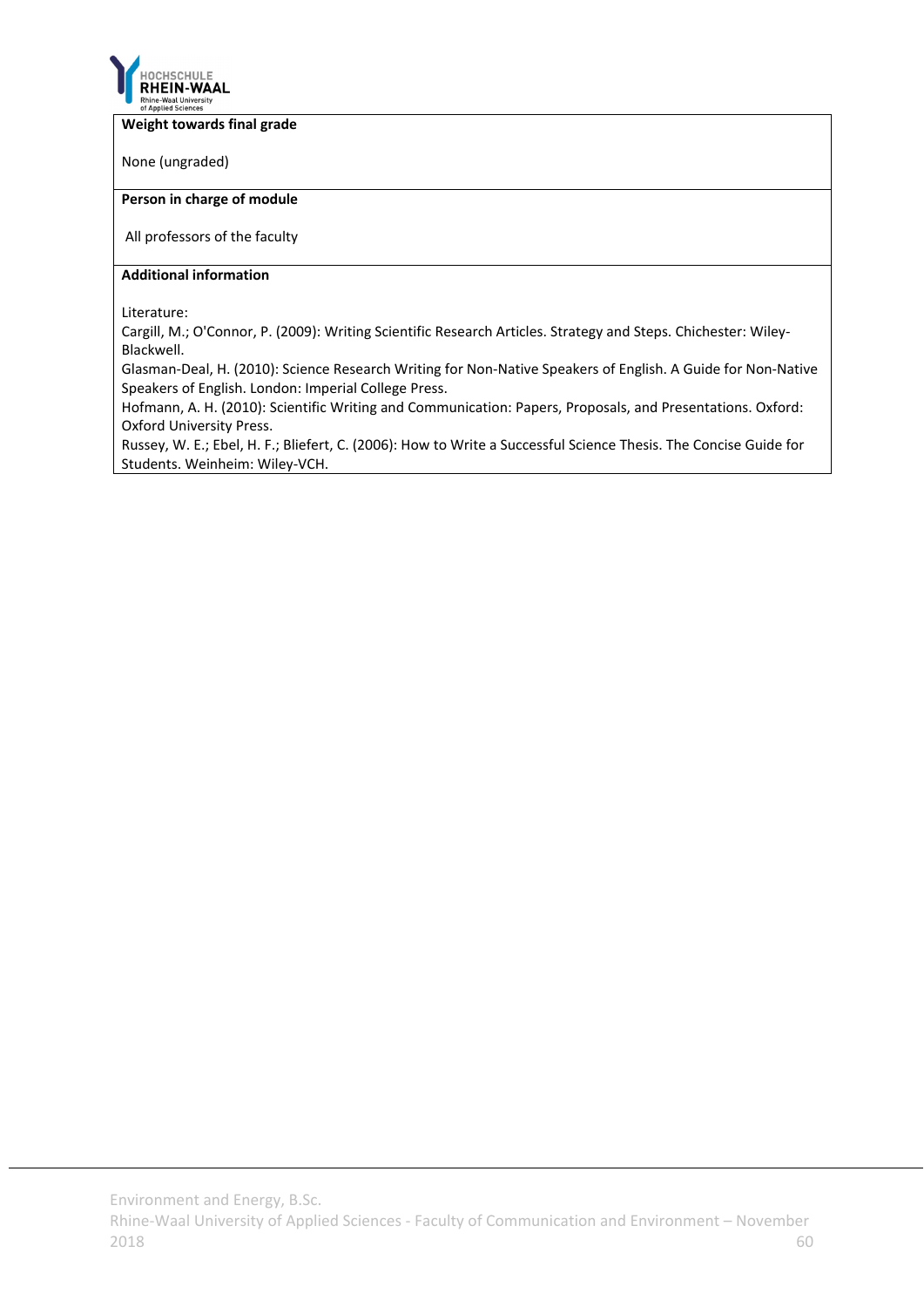| **Weight towards final grade** |
|---|
| None (ungraded) |
| **Person in charge of module** |
| All professors of the faculty |
| **Additional information** |
| Literature:<br>Cargill, M.; O'Connor, P. (2009): Writing Scientific Research Articles. Strategy and Steps. Chichester: Wiley-Blackwell.<br>Glasman-Deal, H. (2010): Science Research Writing for Non-Native Speakers of English. A Guide for Non-Native Speakers of English. London: Imperial College Press.<br>Hofmann, A. H. (2010): Scientific Writing and Communication: Papers, Proposals, and Presentations. Oxford: Oxford University Press.<br>Russey, W. E.; Ebel, H. F.; Bliefert, C. (2006): How to Write a Successful Science Thesis. The Concise Guide for Students. Weinheim: Wiley-VCH. |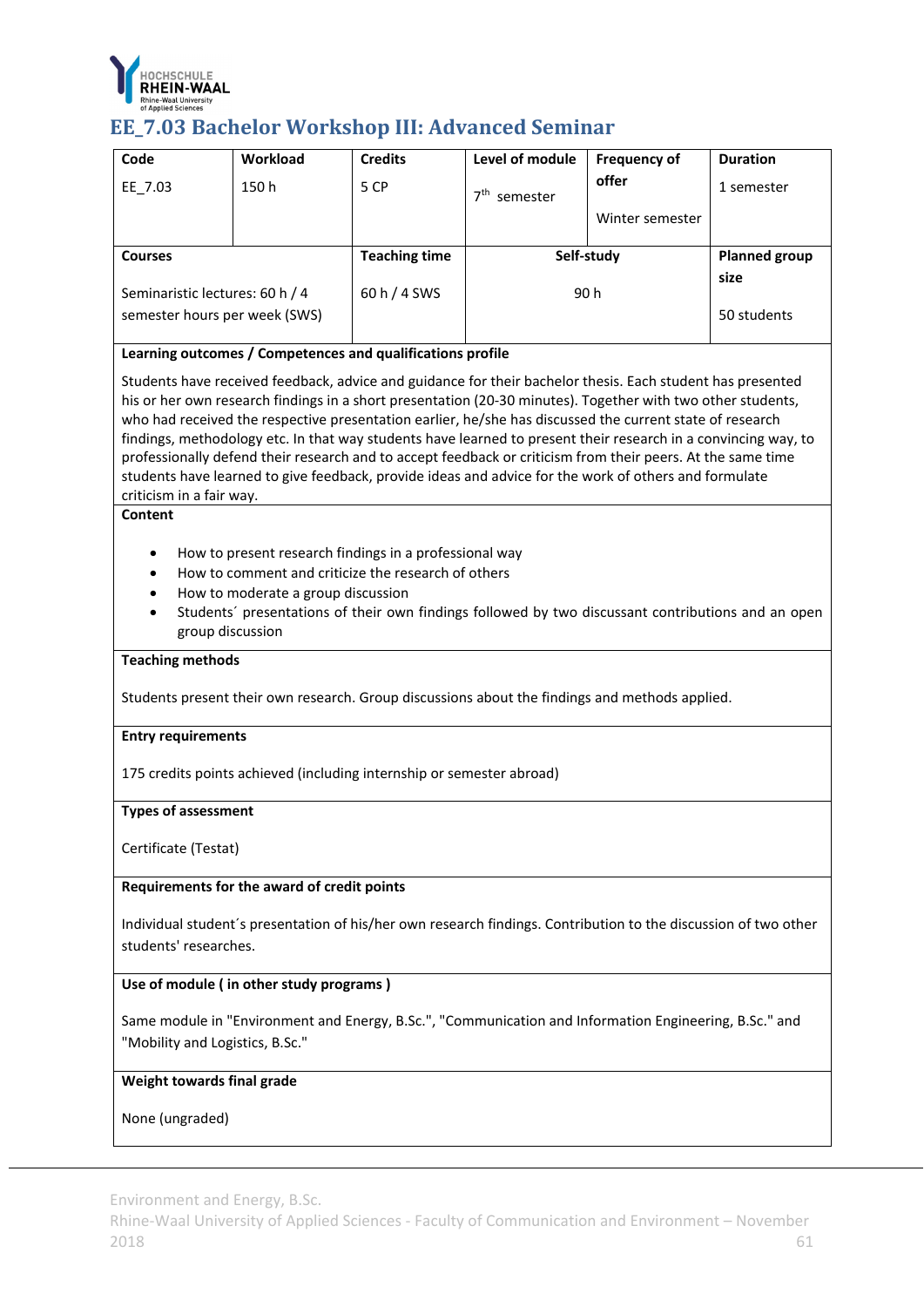# EE_7.03 Bachelor Workshop III: Advanced Seminar

| Code | Workload | Credits | Level of module | Frequency of offer | Duration |
|---|---|---|---|---|---|
| EE_7.03 | 150 h | 5 CP | 7th semester | Winter semester | 1 semester |

| Courses | Teaching time | Self-study | Planned group size |
|---|---|---|---|
| Seminaristic lectures: 60 h / 4 semester hours per week (SWS) | 60 h / 4 SWS | 90 h | 50 students |

**Learning outcomes / Competences and qualifications profile**

Students have received feedback, advice and guidance for their bachelor thesis. Each student has presented his or her own research findings in a short presentation (20-30 minutes). Together with two other students, who had received the respective presentation earlier, he/she has discussed the current state of research findings, methodology etc. In that way students have learned to present their research in a convincing way, to professionally defend their research and to accept feedback or criticism from their peers. At the same time students have learned to give feedback, provide ideas and advice for the work of others and formulate criticism in a fair way.

**Content**

- How to present research findings in a professional way
- How to comment and criticize the research of others
- How to moderate a group discussion
- Students´ presentations of their own findings followed by two discussant contributions and an open group discussion

**Teaching methods**

Students present their own research. Group discussions about the findings and methods applied.

**Entry requirements**

175 credits points achieved (including internship or semester abroad)

**Types of assessment**

Certificate (Testat)

**Requirements for the award of credit points**

Individual student´s presentation of his/her own research findings. Contribution to the discussion of two other students' researches.

**Use of module ( in other study programs )**

Same module in "Environment and Energy, B.Sc.", "Communication and Information Engineering, B.Sc." and "Mobility and Logistics, B.Sc."

**Weight towards final grade**

None (ungraded)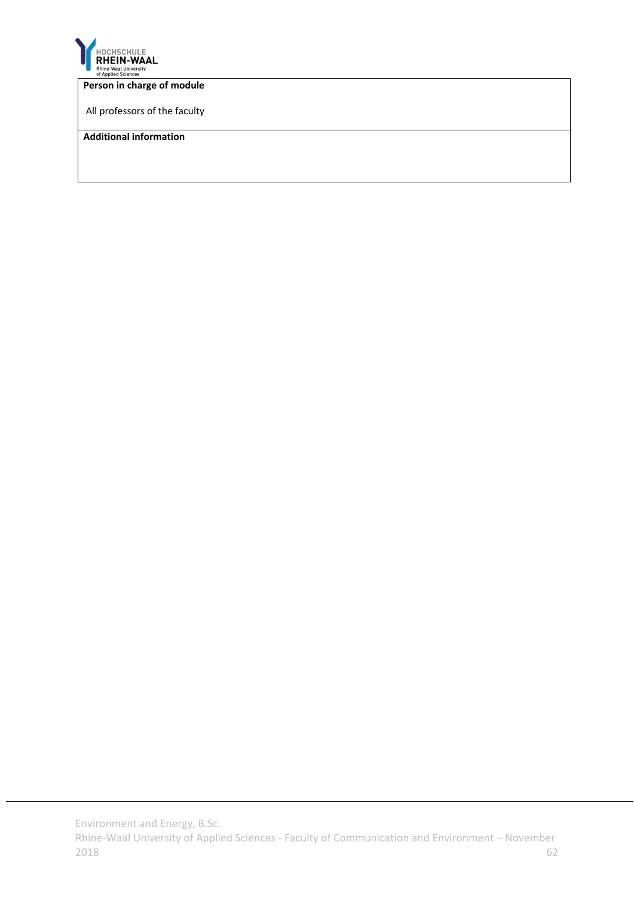| **Person in charge of module** |
| --- |
| All professors of the faculty |
| **Additional information** |
| |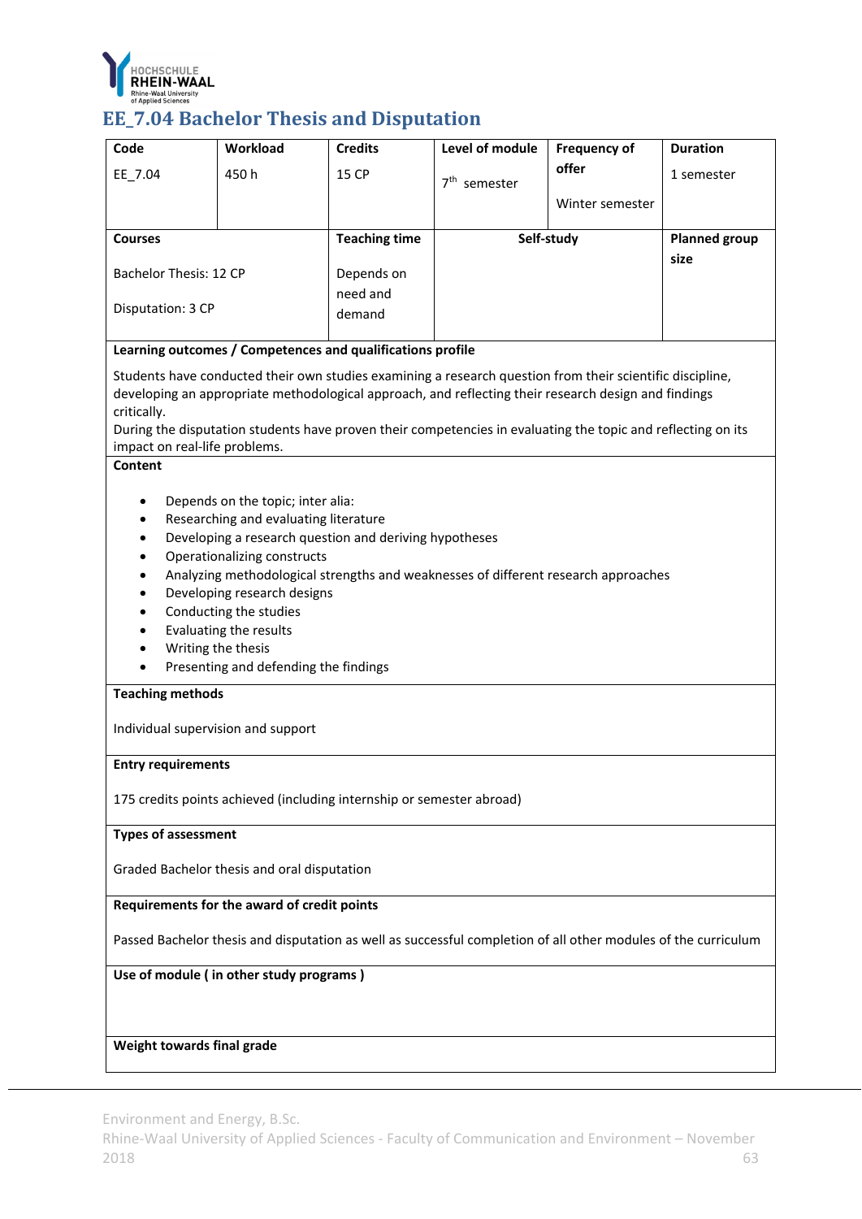## EE_7.04 Bachelor Thesis and Disputation

| Code | Workload | Credits | Level of module | Frequency of offer | Duration |
|---|---|---|---|---|---|
| EE_7.04 | 450 h | 15 CP | 7th semester | Winter semester | 1 semester |

| Courses | Teaching time | Self-study | Planned group size |
|---|---|---|---|
| Bachelor Thesis: 12 CP<br>Disputation: 3 CP | Depends on need and demand | | |

**Learning outcomes / Competences and qualifications profile**

Students have conducted their own studies examining a research question from their scientific discipline, developing an appropriate methodological approach, and reflecting their research design and findings critically.
During the disputation students have proven their competencies in evaluating the topic and reflecting on its impact on real-life problems.

**Content**

- Depends on the topic; inter alia:
- Researching and evaluating literature
- Developing a research question and deriving hypotheses
- Operationalizing constructs
- Analyzing methodological strengths and weaknesses of different research approaches
- Developing research designs
- Conducting the studies
- Evaluating the results
- Writing the thesis
- Presenting and defending the findings

**Teaching methods**

Individual supervision and support

**Entry requirements**

175 credits points achieved (including internship or semester abroad)

**Types of assessment**

Graded Bachelor thesis and oral disputation

**Requirements for the award of credit points**

Passed Bachelor thesis and disputation as well as successful completion of all other modules of the curriculum

**Use of module ( in other study programs )**

**Weight towards final grade**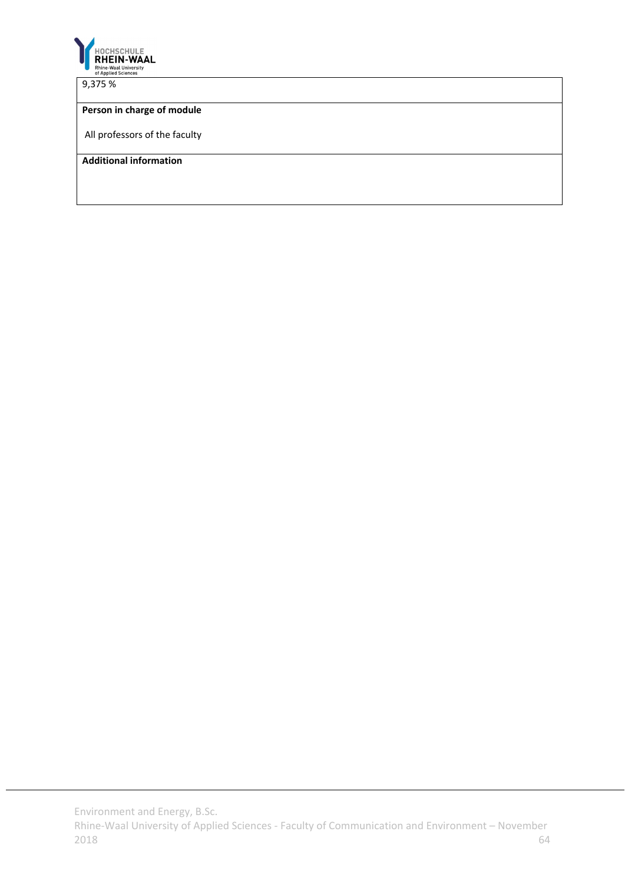9,375 %

**Person in charge of module**

All professors of the faculty

**Additional information**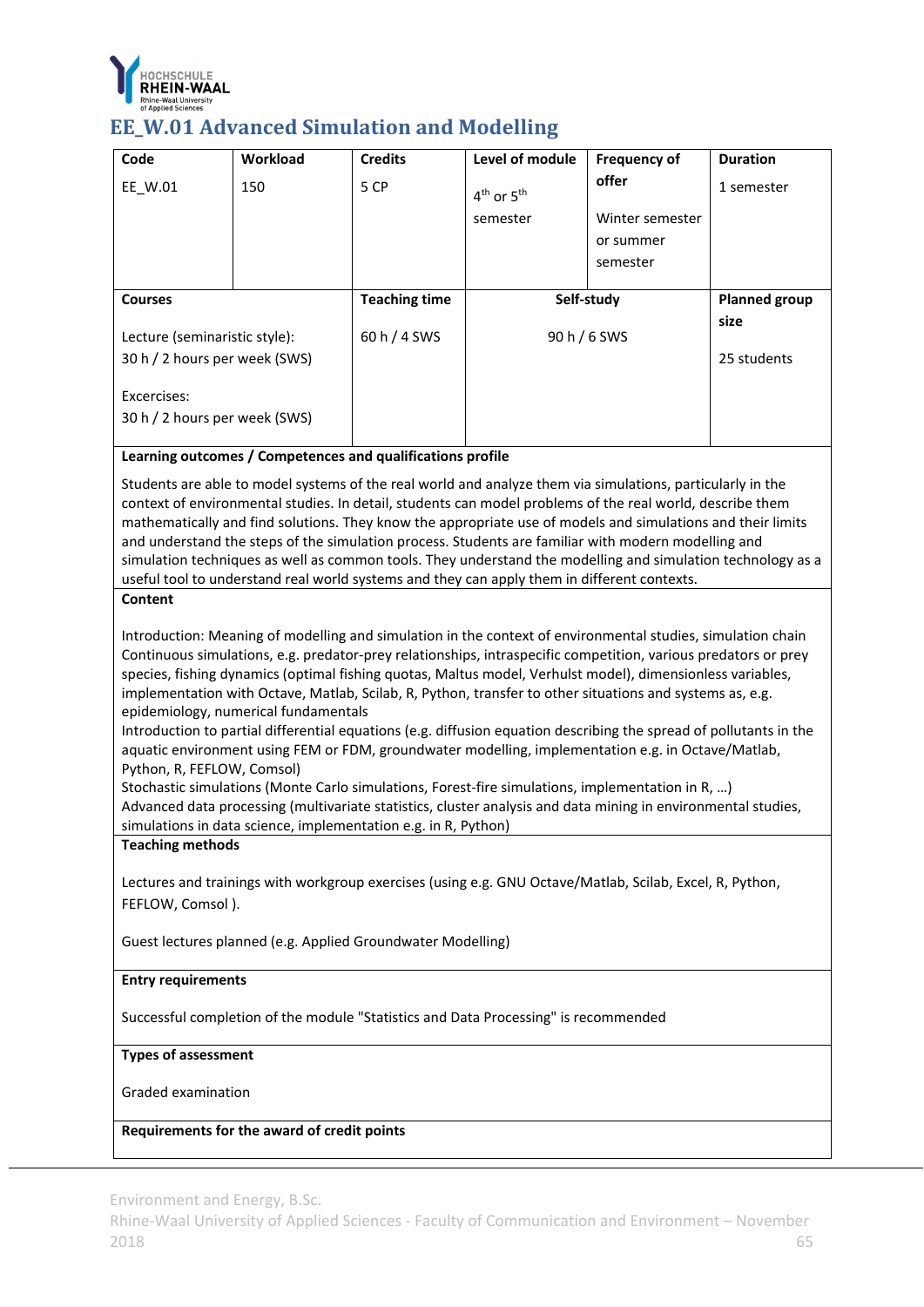# EE_W.01 Advanced Simulation and Modelling

| Code | Workload | Credits | Level of module | Frequency of offer | Duration |
|---|---|---|---|---|---|
| EE_W.01 | 150 | 5 CP | 4th or 5th semester | Winter semester or summer semester | 1 semester |

| Courses | Teaching time | Self-study | Planned group size |
|---|---|---|---|
| Lecture (seminaristic style): 30 h / 2 hours per week (SWS)<br><br>Excercises: 30 h / 2 hours per week (SWS) | 60 h / 4 SWS | 90 h / 6 SWS | 25 students |

**Learning outcomes / Competences and qualifications profile**

Students are able to model systems of the real world and analyze them via simulations, particularly in the context of environmental studies. In detail, students can model problems of the real world, describe them mathematically and find solutions. They know the appropriate use of models and simulations and their limits and understand the steps of the simulation process. Students are familiar with modern modelling and simulation techniques as well as common tools. They understand the modelling and simulation technology as a useful tool to understand real world systems and they can apply them in different contexts.

**Content**

Introduction: Meaning of modelling and simulation in the context of environmental studies, simulation chain
Continuous simulations, e.g. predator-prey relationships, intraspecific competition, various predators or prey species, fishing dynamics (optimal fishing quotas, Maltus model, Verhulst model), dimensionless variables, implementation with Octave, Matlab, Scilab, R, Python, transfer to other situations and systems as, e.g. epidemiology, numerical fundamentals
Introduction to partial differential equations (e.g. diffusion equation describing the spread of pollutants in the aquatic environment using FEM or FDM, groundwater modelling, implementation e.g. in Octave/Matlab, Python, R, FEFLOW, Comsol)
Stochastic simulations (Monte Carlo simulations, Forest-fire simulations, implementation in R, …)
Advanced data processing (multivariate statistics, cluster analysis and data mining in environmental studies, simulations in data science, implementation e.g. in R, Python)

**Teaching methods**

Lectures and trainings with workgroup exercises (using e.g. GNU Octave/Matlab, Scilab, Excel, R, Python, FEFLOW, Comsol ).

Guest lectures planned (e.g. Applied Groundwater Modelling)

**Entry requirements**

Successful completion of the module "Statistics and Data Processing" is recommended

**Types of assessment**

Graded examination

**Requirements for the award of credit points**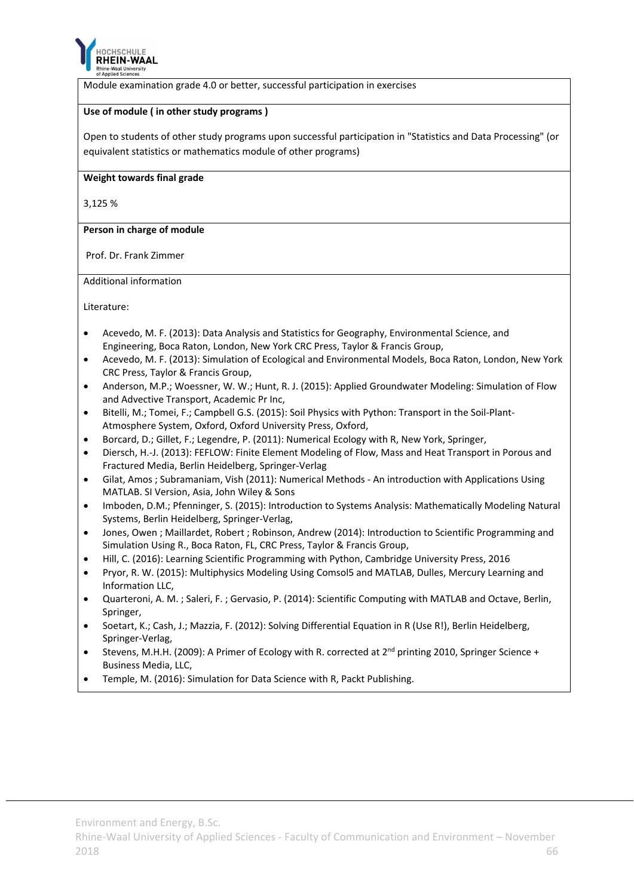Module examination grade 4.0 or better, successful participation in exercises

**Use of module ( in other study programs )**

Open to students of other study programs upon successful participation in "Statistics and Data Processing" (or equivalent statistics or mathematics module of other programs)

**Weight towards final grade**

3,125 %

**Person in charge of module**

Prof. Dr. Frank Zimmer

Additional information

Literature:

- Acevedo, M. F. (2013): Data Analysis and Statistics for Geography, Environmental Science, and Engineering, Boca Raton, London, New York CRC Press, Taylor & Francis Group,
- Acevedo, M. F. (2013): Simulation of Ecological and Environmental Models, Boca Raton, London, New York CRC Press, Taylor & Francis Group,
- Anderson, M.P.; Woessner, W. W.; Hunt, R. J. (2015): Applied Groundwater Modeling: Simulation of Flow and Advective Transport, Academic Pr Inc,
- Bitelli, M.; Tomei, F.; Campbell G.S. (2015): Soil Physics with Python: Transport in the Soil-Plant-Atmosphere System, Oxford, Oxford University Press, Oxford,
- Borcard, D.; Gillet, F.; Legendre, P. (2011): Numerical Ecology with R, New York, Springer,
- Diersch, H.-J. (2013): FEFLOW: Finite Element Modeling of Flow, Mass and Heat Transport in Porous and Fractured Media, Berlin Heidelberg, Springer-Verlag
- Gilat, Amos ; Subramaniam, Vish (2011): Numerical Methods - An introduction with Applications Using MATLAB. SI Version, Asia, John Wiley & Sons
- Imboden, D.M.; Pfenninger, S. (2015): Introduction to Systems Analysis: Mathematically Modeling Natural Systems, Berlin Heidelberg, Springer-Verlag,
- Jones, Owen ; Maillardet, Robert ; Robinson, Andrew (2014): Introduction to Scientific Programming and Simulation Using R., Boca Raton, FL, CRC Press, Taylor & Francis Group,
- Hill, C. (2016): Learning Scientific Programming with Python, Cambridge University Press, 2016
- Pryor, R. W. (2015): Multiphysics Modeling Using Comsol5 and MATLAB, Dulles, Mercury Learning and Information LLC,
- Quarteroni, A. M. ; Saleri, F. ; Gervasio, P. (2014): Scientific Computing with MATLAB and Octave, Berlin, Springer,
- Soetart, K.; Cash, J.; Mazzia, F. (2012): Solving Differential Equation in R (Use R!), Berlin Heidelberg, Springer-Verlag,
- Stevens, M.H.H. (2009): A Primer of Ecology with R. corrected at 2nd printing 2010, Springer Science + Business Media, LLC,
- Temple, M. (2016): Simulation for Data Science with R, Packt Publishing.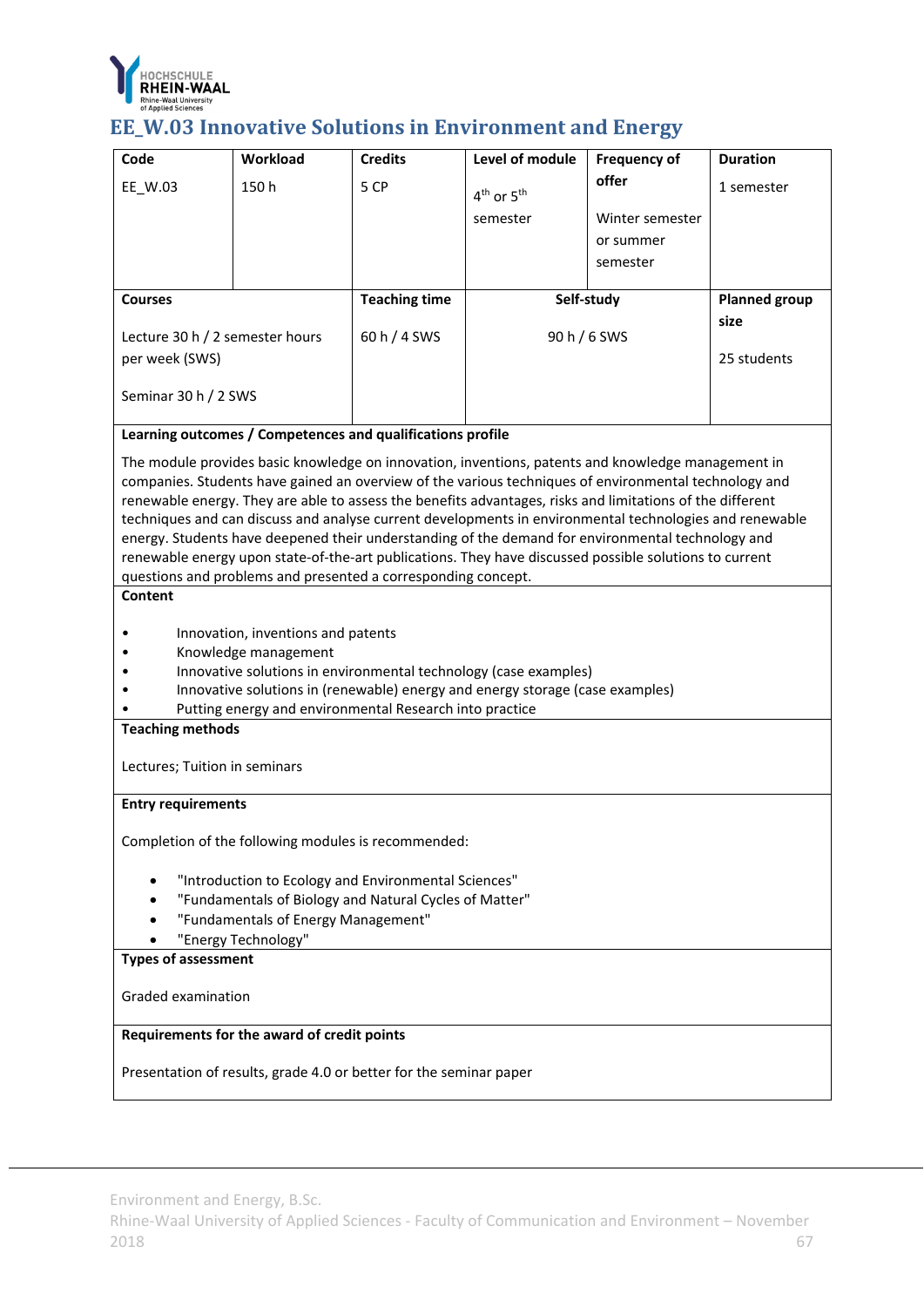# EE_W.03 Innovative Solutions in Environment and Energy

| Code | Workload | Credits | Level of module | Frequency of offer | Duration |
|---|---|---|---|---|---|
| EE_W.03 | 150 h | 5 CP | 4th or 5th semester | Winter semester or summer semester | 1 semester |

| Courses | Teaching time | Self-study | Planned group size |
|---|---|---|---|
| Lecture 30 h / 2 semester hours per week (SWS)<br><br>Seminar 30 h / 2 SWS | 60 h / 4 SWS | 90 h / 6 SWS | 25 students |

**Learning outcomes / Competences and qualifications profile**

The module provides basic knowledge on innovation, inventions, patents and knowledge management in companies. Students have gained an overview of the various techniques of environmental technology and renewable energy. They are able to assess the benefits advantages, risks and limitations of the different techniques and can discuss and analyse current developments in environmental technologies and renewable energy. Students have deepened their understanding of the demand for environmental technology and renewable energy upon state-of-the-art publications. They have discussed possible solutions to current questions and problems and presented a corresponding concept.

**Content**

- Innovation, inventions and patents
- Knowledge management
- Innovative solutions in environmental technology (case examples)
- Innovative solutions in (renewable) energy and energy storage (case examples)
- Putting energy and environmental Research into practice

**Teaching methods**

Lectures; Tuition in seminars

**Entry requirements**

Completion of the following modules is recommended:

- "Introduction to Ecology and Environmental Sciences"
- "Fundamentals of Biology and Natural Cycles of Matter"
- "Fundamentals of Energy Management"
- "Energy Technology"

**Types of assessment**

Graded examination

**Requirements for the award of credit points**

Presentation of results, grade 4.0 or better for the seminar paper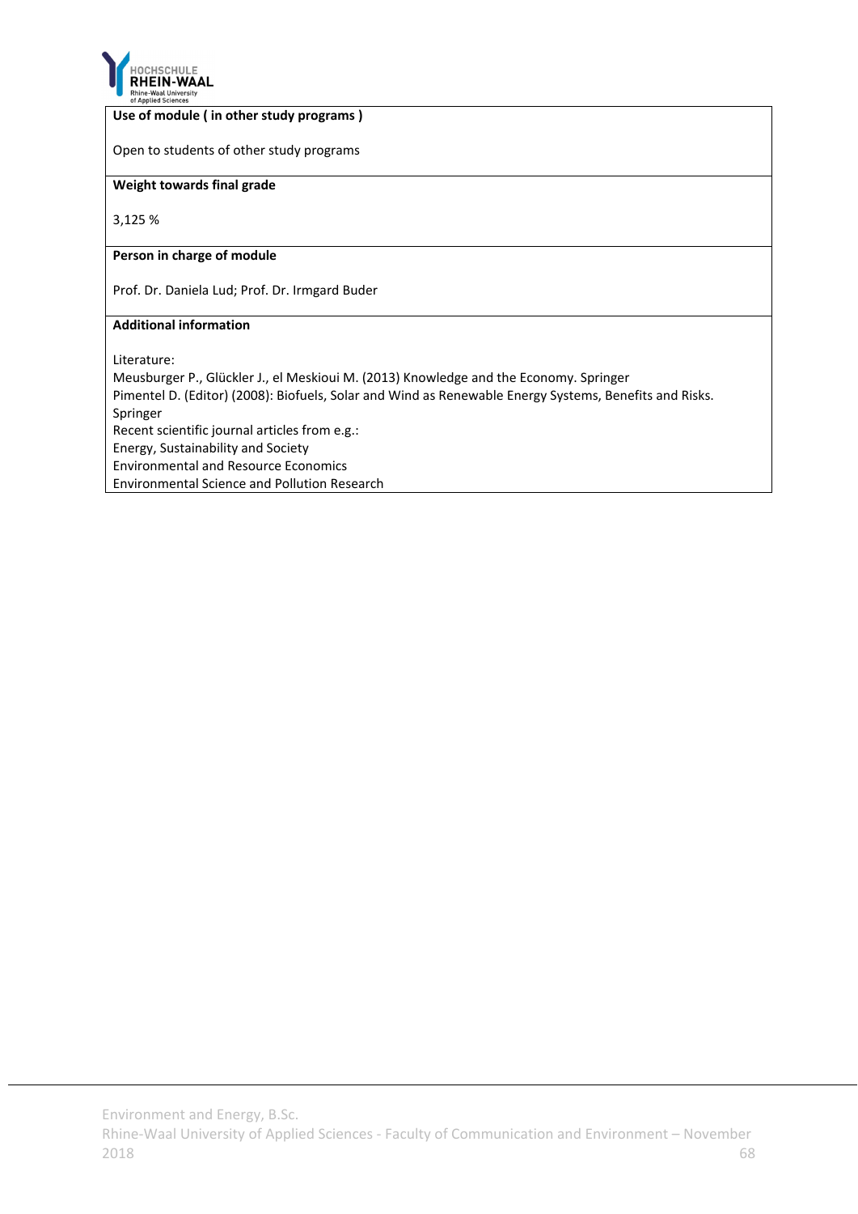**Use of module ( in other study programs )**

Open to students of other study programs

**Weight towards final grade**

3,125 %

**Person in charge of module**

Prof. Dr. Daniela Lud; Prof. Dr. Irmgard Buder

**Additional information**

Literature:
Meusburger P., Glückler J., el Meskioui M. (2013) Knowledge and the Economy. Springer
Pimentel D. (Editor) (2008): Biofuels, Solar and Wind as Renewable Energy Systems, Benefits and Risks. Springer
Recent scientific journal articles from e.g.:
Energy, Sustainability and Society
Environmental and Resource Economics
Environmental Science and Pollution Research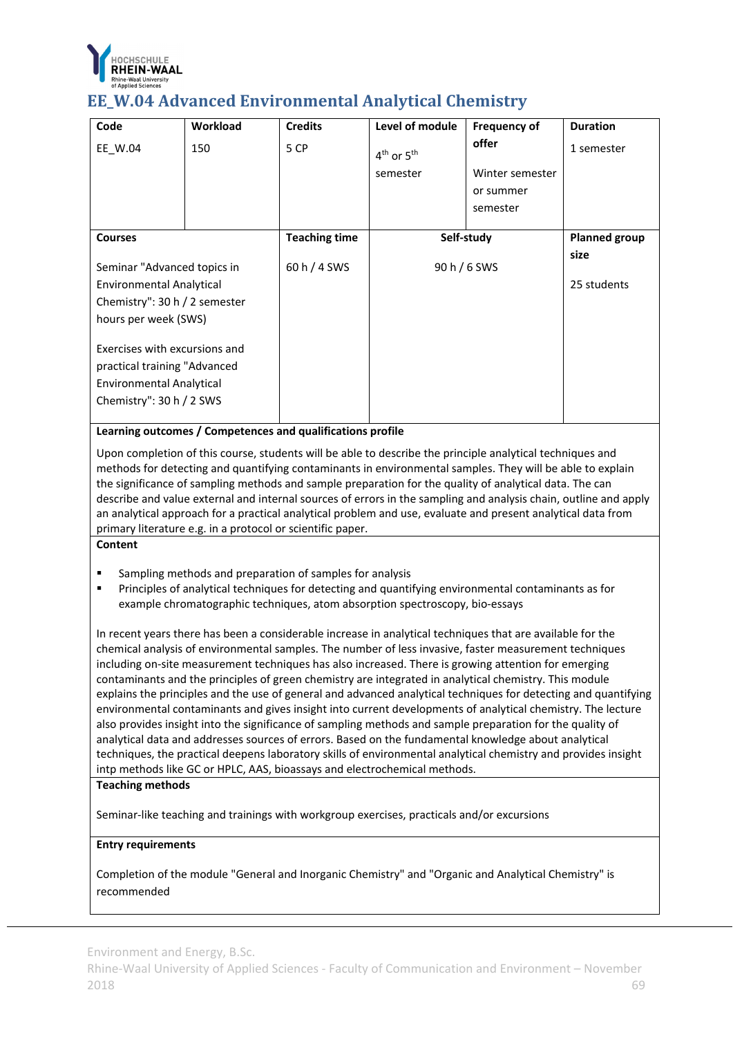# EE_W.04 Advanced Environmental Analytical Chemistry

| Code | Workload | Credits | Level of module | Frequency of offer | Duration |
|---|---|---|---|---|---|
| EE_W.04 | 150 | 5 CP | 4th or 5th semester | Winter semester or summer semester | 1 semester |

| Courses | Teaching time | Self-study | Planned group size |
|---|---|---|---|
| Seminar "Advanced topics in Environmental Analytical Chemistry": 30 h / 2 semester hours per week (SWS)<br><br>Exercises with excursions and practical training "Advanced Environmental Analytical Chemistry": 30 h / 2 SWS | 60 h / 4 SWS | 90 h / 6 SWS | 25 students |

**Learning outcomes / Competences and qualifications profile**

Upon completion of this course, students will be able to describe the principle analytical techniques and methods for detecting and quantifying contaminants in environmental samples. They will be able to explain the significance of sampling methods and sample preparation for the quality of analytical data. The can describe and value external and internal sources of errors in the sampling and analysis chain, outline and apply an analytical approach for a practical analytical problem and use, evaluate and present analytical data from primary literature e.g. in a protocol or scientific paper.

**Content**

- Sampling methods and preparation of samples for analysis
- Principles of analytical techniques for detecting and quantifying environmental contaminants as for example chromatographic techniques, atom absorption spectroscopy, bio-essays

In recent years there has been a considerable increase in analytical techniques that are available for the chemical analysis of environmental samples. The number of less invasive, faster measurement techniques including on-site measurement techniques has also increased. There is growing attention for emerging contaminants and the principles of green chemistry are integrated in analytical chemistry. This module explains the principles and the use of general and advanced analytical techniques for detecting and quantifying environmental contaminants and gives insight into current developments of analytical chemistry. The lecture also provides insight into the significance of sampling methods and sample preparation for the quality of analytical data and addresses sources of errors. Based on the fundamental knowledge about analytical techniques, the practical deepens laboratory skills of environmental analytical chemistry and provides insight intp methods like GC or HPLC, AAS, bioassays and electrochemical methods.

**Teaching methods**

Seminar-like teaching and trainings with workgroup exercises, practicals and/or excursions

**Entry requirements**

Completion of the module "General and Inorganic Chemistry" and "Organic and Analytical Chemistry" is recommended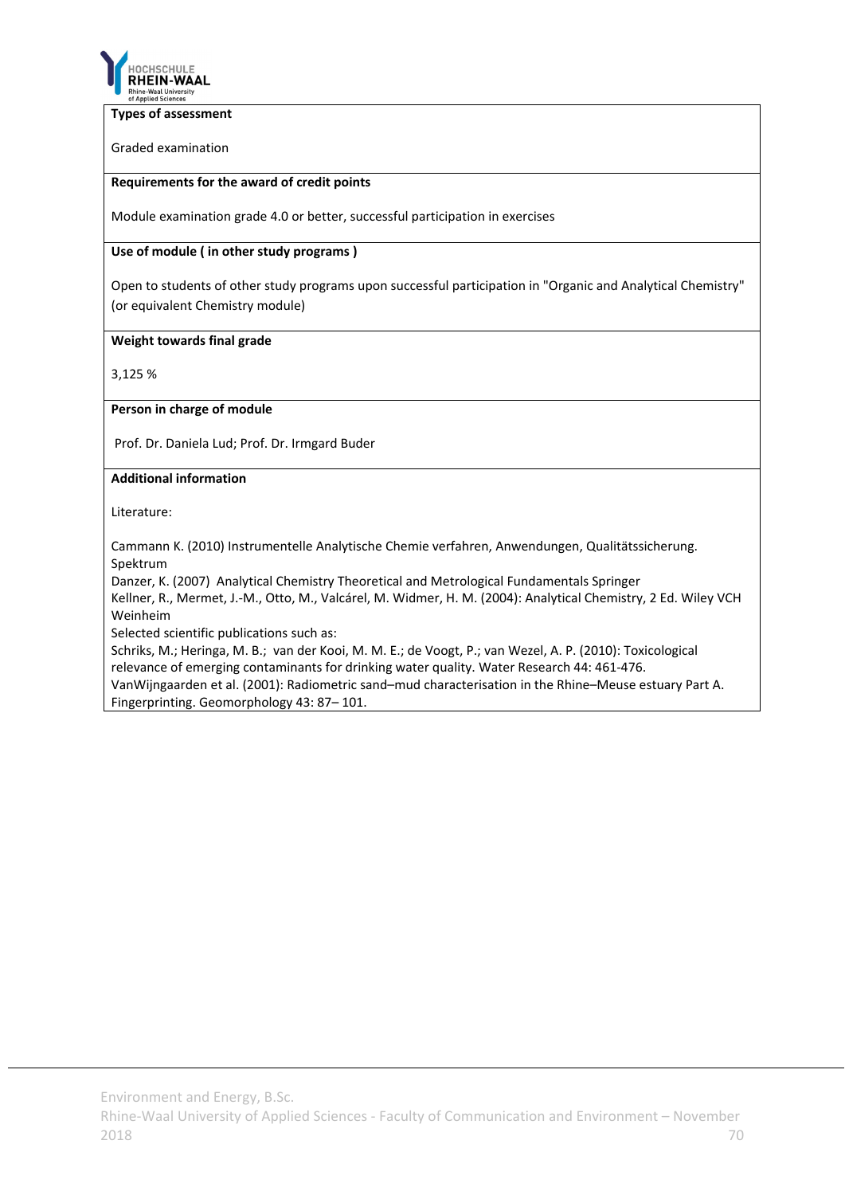**Types of assessment**

Graded examination

**Requirements for the award of credit points**

Module examination grade 4.0 or better, successful participation in exercises

**Use of module ( in other study programs )**

Open to students of other study programs upon successful participation in "Organic and Analytical Chemistry" (or equivalent Chemistry module)

**Weight towards final grade**

3,125 %

**Person in charge of module**

Prof. Dr. Daniela Lud; Prof. Dr. Irmgard Buder

**Additional information**

Literature:

Cammann K. (2010) Instrumentelle Analytische Chemie verfahren, Anwendungen, Qualitätssicherung. Spektrum
Danzer, K. (2007) Analytical Chemistry Theoretical and Metrological Fundamentals Springer
Kellner, R., Mermet, J.-M., Otto, M., Valcárel, M. Widmer, H. M. (2004): Analytical Chemistry, 2 Ed. Wiley VCH Weinheim
Selected scientific publications such as:
Schriks, M.; Heringa, M. B.; van der Kooi, M. M. E.; de Voogt, P.; van Wezel, A. P. (2010): Toxicological relevance of emerging contaminants for drinking water quality. Water Research 44: 461-476.
VanWijngaarden et al. (2001): Radiometric sand–mud characterisation in the Rhine–Meuse estuary Part A. Fingerprinting. Geomorphology 43: 87– 101.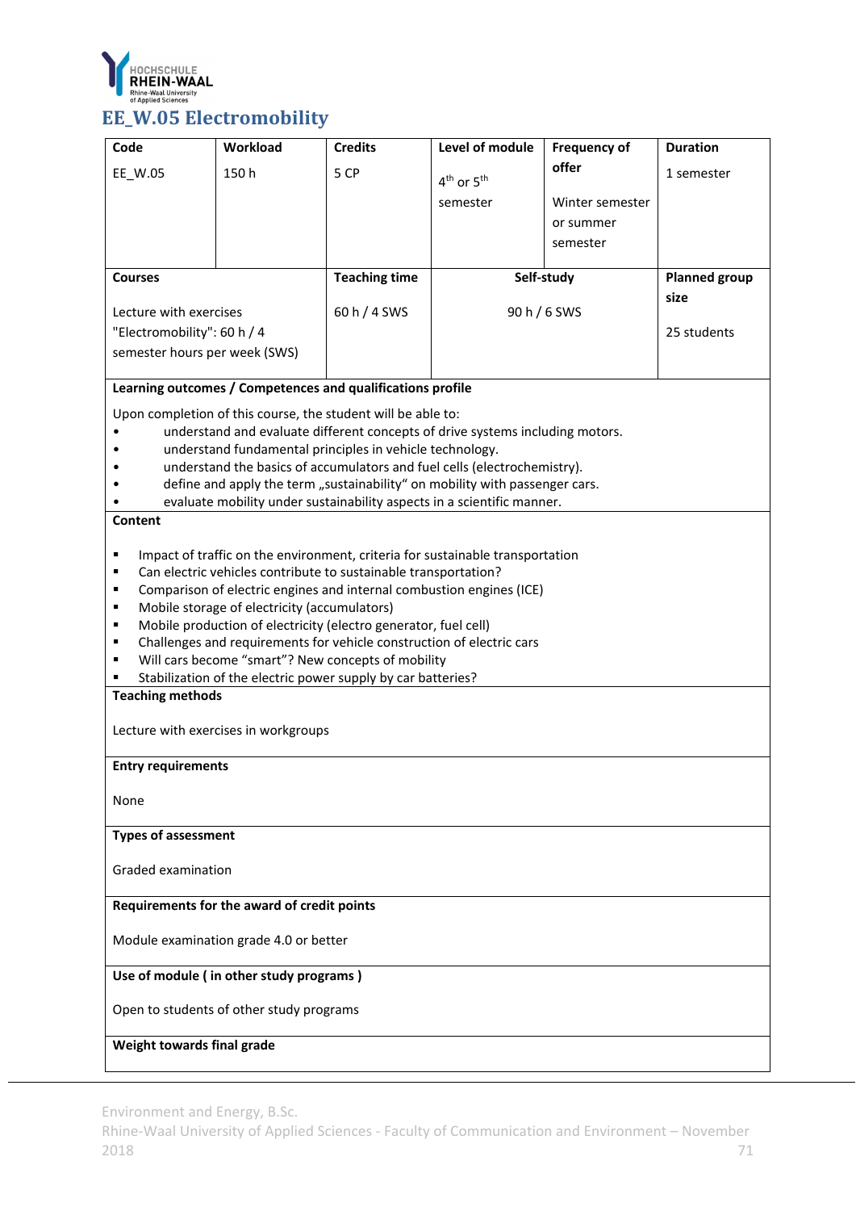## EE_W.05 Electromobility

| Code | Workload | Credits | Level of module | Frequency of offer | Duration |
|---|---|---|---|---|---|
| EE_W.05 | 150 h | 5 CP | 4th or 5th semester | Winter semester or summer semester | 1 semester |

| Courses | Teaching time | Self-study | Planned group size |
|---|---|---|---|
| Lecture with exercises "Electromobility": 60 h / 4 semester hours per week (SWS) | 60 h / 4 SWS | 90 h / 6 SWS | 25 students |

**Learning outcomes / Competences and qualifications profile**

Upon completion of this course, the student will be able to:

- understand and evaluate different concepts of drive systems including motors.
- understand fundamental principles in vehicle technology.
- understand the basics of accumulators and fuel cells (electrochemistry).
- define and apply the term „sustainability" on mobility with passenger cars.
- evaluate mobility under sustainability aspects in a scientific manner.

**Content**

- Impact of traffic on the environment, criteria for sustainable transportation
- Can electric vehicles contribute to sustainable transportation?
- Comparison of electric engines and internal combustion engines (ICE)
- Mobile storage of electricity (accumulators)
- Mobile production of electricity (electro generator, fuel cell)
- Challenges and requirements for vehicle construction of electric cars
- Will cars become "smart"? New concepts of mobility
- Stabilization of the electric power supply by car batteries?

**Teaching methods**

Lecture with exercises in workgroups

**Entry requirements**

None

**Types of assessment**

Graded examination

**Requirements for the award of credit points**

Module examination grade 4.0 or better

**Use of module ( in other study programs )**

Open to students of other study programs

**Weight towards final grade**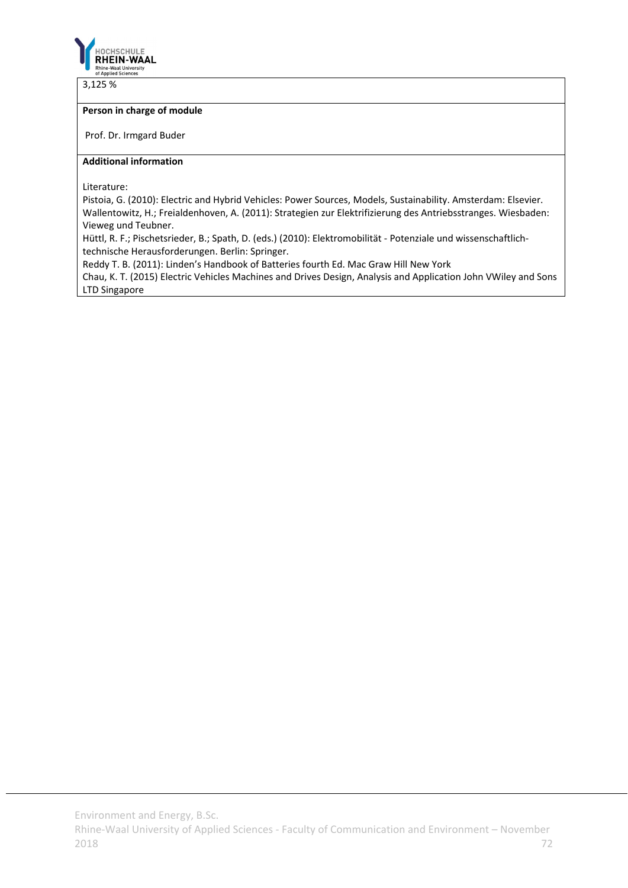3,125 %

**Person in charge of module**

Prof. Dr. Irmgard Buder

**Additional information**

Literature:
Pistoia, G. (2010): Electric and Hybrid Vehicles: Power Sources, Models, Sustainability. Amsterdam: Elsevier.
Wallentowitz, H.; Freialdenhoven, A. (2011): Strategien zur Elektrifizierung des Antriebsstranges. Wiesbaden: Vieweg und Teubner.
Hüttl, R. F.; Pischetsrieder, B.; Spath, D. (eds.) (2010): Elektromobilität - Potenziale und wissenschaftlich-technische Herausforderungen. Berlin: Springer.
Reddy T. B. (2011): Linden's Handbook of Batteries fourth Ed. Mac Graw Hill New York
Chau, K. T. (2015) Electric Vehicles Machines and Drives Design, Analysis and Application John VWiley and Sons LTD Singapore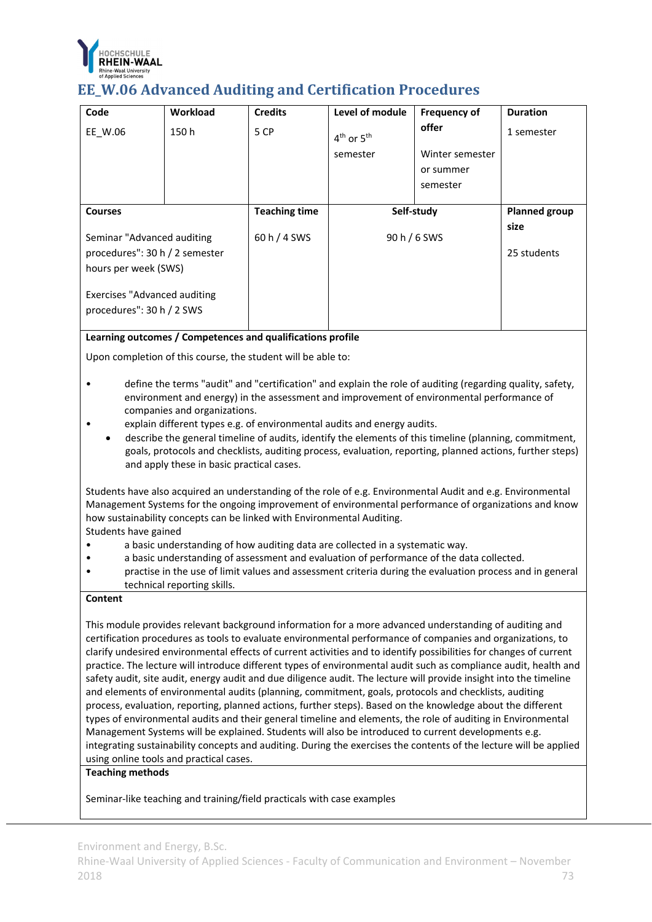## EE_W.06 Advanced Auditing and Certification Procedures

| Code | Workload | Credits | Level of module | Frequency of offer | Duration |
|---|---|---|---|---|---|
| EE_W.06 | 150 h | 5 CP | 4th or 5th semester | Winter semester or summer semester | 1 semester |

| Courses | Teaching time | Self-study | Planned group size |
|---|---|---|---|
| Seminar "Advanced auditing procedures": 30 h / 2 semester hours per week (SWS)<br><br>Exercises "Advanced auditing procedures": 30 h / 2 SWS | 60 h / 4 SWS | 90 h / 6 SWS | 25 students |

**Learning outcomes / Competences and qualifications profile**

Upon completion of this course, the student will be able to:

- define the terms "audit" and "certification" and explain the role of auditing (regarding quality, safety, environment and energy) in the assessment and improvement of environmental performance of companies and organizations.
- explain different types e.g. of environmental audits and energy audits.
- describe the general timeline of audits, identify the elements of this timeline (planning, commitment, goals, protocols and checklists, auditing process, evaluation, reporting, planned actions, further steps) and apply these in basic practical cases.

Students have also acquired an understanding of the role of e.g. Environmental Audit and e.g. Environmental Management Systems for the ongoing improvement of environmental performance of organizations and know how sustainability concepts can be linked with Environmental Auditing.

Students have gained

- a basic understanding of how auditing data are collected in a systematic way.
- a basic understanding of assessment and evaluation of performance of the data collected.
- practise in the use of limit values and assessment criteria during the evaluation process and in general technical reporting skills.

**Content**

This module provides relevant background information for a more advanced understanding of auditing and certification procedures as tools to evaluate environmental performance of companies and organizations, to clarify undesired environmental effects of current activities and to identify possibilities for changes of current practice. The lecture will introduce different types of environmental audit such as compliance audit, health and safety audit, site audit, energy audit and due diligence audit. The lecture will provide insight into the timeline and elements of environmental audits (planning, commitment, goals, protocols and checklists, auditing process, evaluation, reporting, planned actions, further steps). Based on the knowledge about the different types of environmental audits and their general timeline and elements, the role of auditing in Environmental Management Systems will be explained. Students will also be introduced to current developments e.g. integrating sustainability concepts and auditing. During the exercises the contents of the lecture will be applied using online tools and practical cases.

**Teaching methods**

Seminar-like teaching and training/field practicals with case examples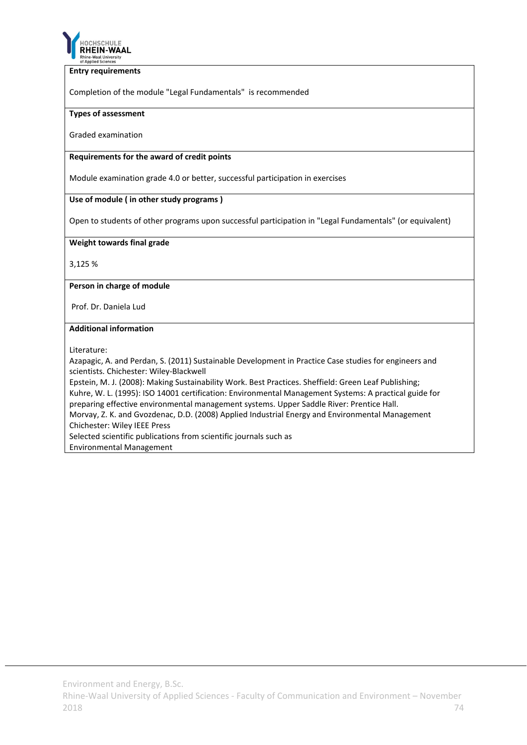**Entry requirements**

Completion of the module "Legal Fundamentals" is recommended

**Types of assessment**

Graded examination

**Requirements for the award of credit points**

Module examination grade 4.0 or better, successful participation in exercises

**Use of module ( in other study programs )**

Open to students of other programs upon successful participation in "Legal Fundamentals" (or equivalent)

**Weight towards final grade**

3,125 %

**Person in charge of module**

Prof. Dr. Daniela Lud

**Additional information**

Literature:
Azapagic, A. and Perdan, S. (2011) Sustainable Development in Practice Case studies for engineers and scientists. Chichester: Wiley-Blackwell
Epstein, M. J. (2008): Making Sustainability Work. Best Practices. Sheffield: Green Leaf Publishing;
Kuhre, W. L. (1995): ISO 14001 certification: Environmental Management Systems: A practical guide for preparing effective environmental management systems. Upper Saddle River: Prentice Hall.
Morvay, Z. K. and Gvozdenac, D.D. (2008) Applied Industrial Energy and Environmental Management Chichester: Wiley IEEE Press
Selected scientific publications from scientific journals such as
Environmental Management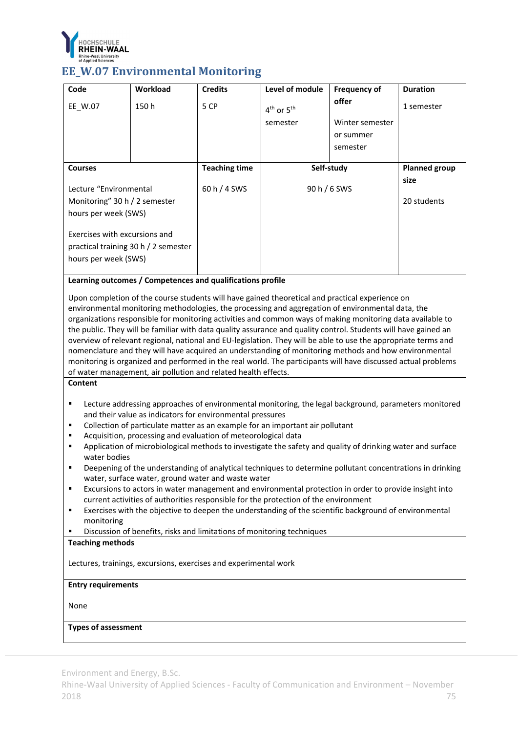# EE_W.07 Environmental Monitoring

| Code | Workload | Credits | Level of module | Frequency of offer | Duration |
|---|---|---|---|---|---|
| EE_W.07 | 150 h | 5 CP | 4th or 5th semester | Winter semester or summer semester | 1 semester |
| **Courses** | | **Teaching time** | **Self-study** | | **Planned group size** |
| Lecture "Environmental Monitoring" 30 h / 2 semester hours per week (SWS)<br><br>Exercises with excursions and practical training 30 h / 2 semester hours per week (SWS) | | 60 h / 4 SWS | 90 h / 6 SWS | | 20 students |

**Learning outcomes / Competences and qualifications profile**

Upon completion of the course students will have gained theoretical and practical experience on environmental monitoring methodologies, the processing and aggregation of environmental data, the organizations responsible for monitoring activities and common ways of making monitoring data available to the public. They will be familiar with data quality assurance and quality control. Students will have gained an overview of relevant regional, national and EU-legislation. They will be able to use the appropriate terms and nomenclature and they will have acquired an understanding of monitoring methods and how environmental monitoring is organized and performed in the real world. The participants will have discussed actual problems of water management, air pollution and related health effects.

**Content**

- Lecture addressing approaches of environmental monitoring, the legal background, parameters monitored and their value as indicators for environmental pressures
- Collection of particulate matter as an example for an important air pollutant
- Acquisition, processing and evaluation of meteorological data
- Application of microbiological methods to investigate the safety and quality of drinking water and surface water bodies
- Deepening of the understanding of analytical techniques to determine pollutant concentrations in drinking water, surface water, ground water and waste water
- Excursions to actors in water management and environmental protection in order to provide insight into current activities of authorities responsible for the protection of the environment
- Exercises with the objective to deepen the understanding of the scientific background of environmental monitoring
- Discussion of benefits, risks and limitations of monitoring techniques

**Teaching methods**

Lectures, trainings, excursions, exercises and experimental work

**Entry requirements**

None

**Types of assessment**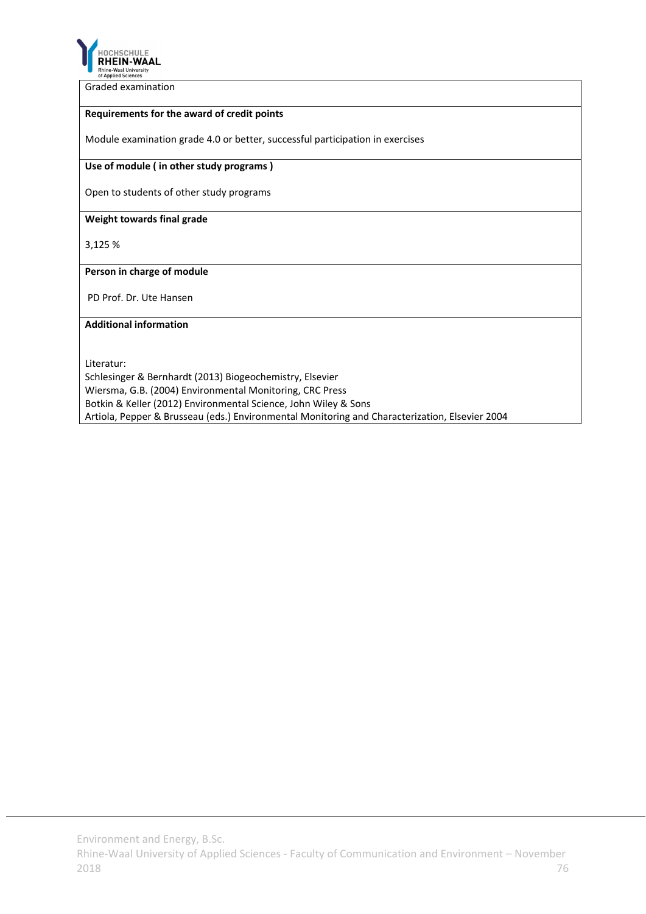Graded examination

**Requirements for the award of credit points**

Module examination grade 4.0 or better, successful participation in exercises

**Use of module ( in other study programs )**

Open to students of other study programs

**Weight towards final grade**

3,125 %

**Person in charge of module**

PD Prof. Dr. Ute Hansen

**Additional information**

Literatur:
Schlesinger & Bernhardt (2013) Biogeochemistry, Elsevier
Wiersma, G.B. (2004) Environmental Monitoring, CRC Press
Botkin & Keller (2012) Environmental Science, John Wiley & Sons
Artiola, Pepper & Brusseau (eds.) Environmental Monitoring and Characterization, Elsevier 2004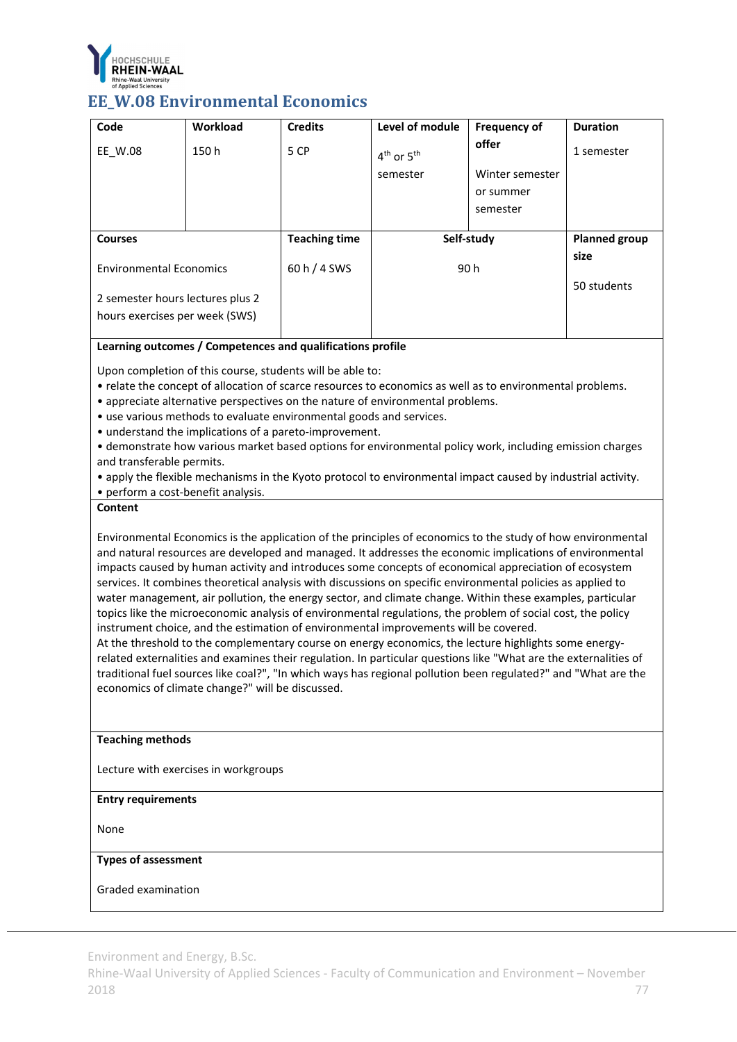# EE_W.08 Environmental Economics

| Code | Workload | Credits | Level of module | Frequency of offer | Duration |
|---|---|---|---|---|---|
| EE_W.08 | 150 h | 5 CP | 4th or 5th semester | Winter semester or summer semester | 1 semester |

| Courses | Teaching time | Self-study | Planned group size |
|---|---|---|---|
| Environmental Economics<br><br>2 semester hours lectures plus 2 hours exercises per week (SWS) | 60 h / 4 SWS | 90 h | 50 students |

**Learning outcomes / Competences and qualifications profile**

Upon completion of this course, students will be able to:

- relate the concept of allocation of scarce resources to economics as well as to environmental problems.
- appreciate alternative perspectives on the nature of environmental problems.
- use various methods to evaluate environmental goods and services.
- understand the implications of a pareto-improvement.
- demonstrate how various market based options for environmental policy work, including emission charges and transferable permits.
- apply the flexible mechanisms in the Kyoto protocol to environmental impact caused by industrial activity.
- perform a cost-benefit analysis.

**Content**

Environmental Economics is the application of the principles of economics to the study of how environmental and natural resources are developed and managed. It addresses the economic implications of environmental impacts caused by human activity and introduces some concepts of economical appreciation of ecosystem services. It combines theoretical analysis with discussions on specific environmental policies as applied to water management, air pollution, the energy sector, and climate change. Within these examples, particular topics like the microeconomic analysis of environmental regulations, the problem of social cost, the policy instrument choice, and the estimation of environmental improvements will be covered.
At the threshold to the complementary course on energy economics, the lecture highlights some energy-related externalities and examines their regulation. In particular questions like "What are the externalities of traditional fuel sources like coal?", "In which ways has regional pollution been regulated?" and "What are the economics of climate change?" will be discussed.

**Teaching methods**

Lecture with exercises in workgroups

**Entry requirements**

None

**Types of assessment**

Graded examination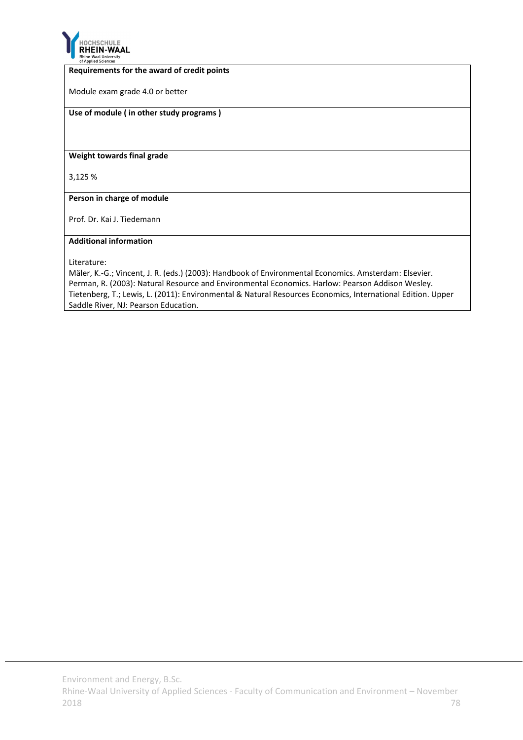**Requirements for the award of credit points**

Module exam grade 4.0 or better

**Use of module ( in other study programs )**

**Weight towards final grade**

3,125 %

**Person in charge of module**

Prof. Dr. Kai J. Tiedemann

**Additional information**

Literature:
Mäler, K.-G.; Vincent, J. R. (eds.) (2003): Handbook of Environmental Economics. Amsterdam: Elsevier.
Perman, R. (2003): Natural Resource and Environmental Economics. Harlow: Pearson Addison Wesley.
Tietenberg, T.; Lewis, L. (2011): Environmental & Natural Resources Economics, International Edition. Upper Saddle River, NJ: Pearson Education.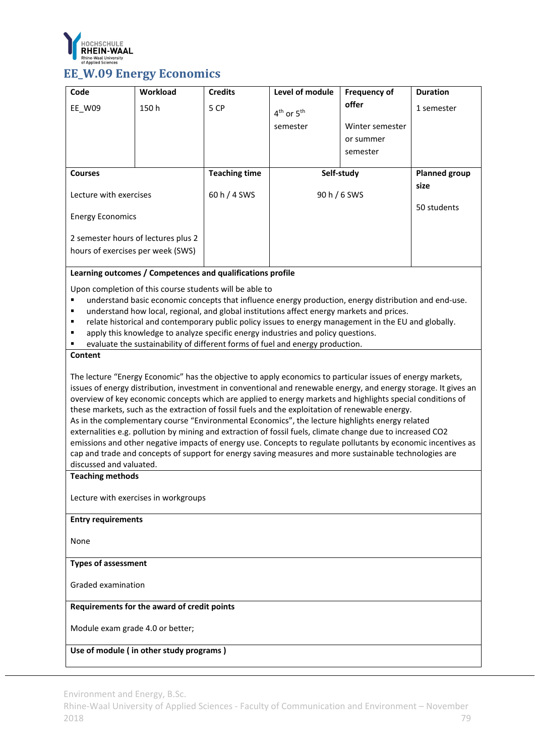## EE_W.09 Energy Economics

| Code | Workload | Credits | Level of module | Frequency of offer | Duration |
|---|---|---|---|---|---|
| EE_W09 | 150 h | 5 CP | 4th or 5th semester | Winter semester or summer semester | 1 semester |

| Courses | Teaching time | Self-study | Planned group size |
|---|---|---|---|
| Lecture with exercises<br><br>Energy Economics<br><br>2 semester hours of lectures plus 2 hours of exercises per week (SWS) | 60 h / 4 SWS | 90 h / 6 SWS | 50 students |

**Learning outcomes / Competences and qualifications profile**

Upon completion of this course students will be able to

- understand basic economic concepts that influence energy production, energy distribution and end-use.
- understand how local, regional, and global institutions affect energy markets and prices.
- relate historical and contemporary public policy issues to energy management in the EU and globally.
- apply this knowledge to analyze specific energy industries and policy questions.
- evaluate the sustainability of different forms of fuel and energy production.

**Content**

The lecture “Energy Economic” has the objective to apply economics to particular issues of energy markets, issues of energy distribution, investment in conventional and renewable energy, and energy storage. It gives an overview of key economic concepts which are applied to energy markets and highlights special conditions of these markets, such as the extraction of fossil fuels and the exploitation of renewable energy.
As in the complementary course “Environmental Economics”, the lecture highlights energy related externalities e.g. pollution by mining and extraction of fossil fuels, climate change due to increased CO2 emissions and other negative impacts of energy use. Concepts to regulate pollutants by economic incentives as cap and trade and concepts of support for energy saving measures and more sustainable technologies are discussed and valuated.

**Teaching methods**

Lecture with exercises in workgroups

**Entry requirements**

None

**Types of assessment**

Graded examination

**Requirements for the award of credit points**

Module exam grade 4.0 or better;

**Use of module ( in other study programs )**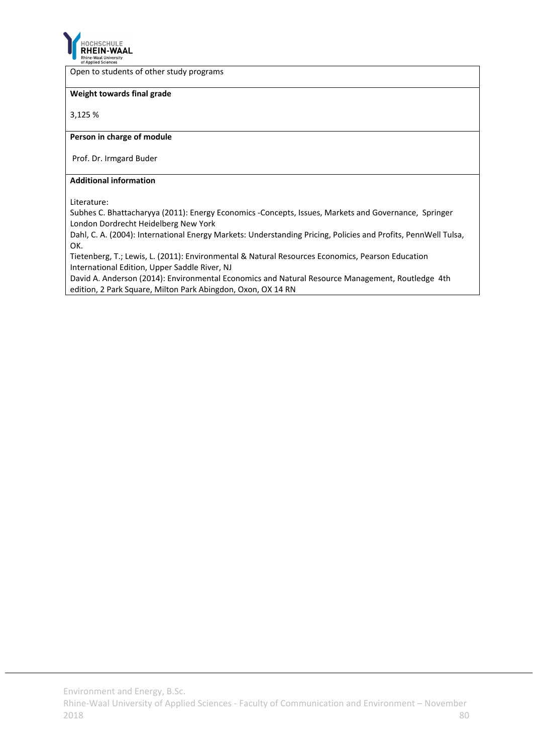Open to students of other study programs

**Weight towards final grade**

3,125 %

**Person in charge of module**

Prof. Dr. Irmgard Buder

**Additional information**

Literature:
Subhes C. Bhattacharyya (2011): Energy Economics -Concepts, Issues, Markets and Governance, Springer London Dordrecht Heidelberg New York
Dahl, C. A. (2004): International Energy Markets: Understanding Pricing, Policies and Profits, PennWell Tulsa, OK.
Tietenberg, T.; Lewis, L. (2011): Environmental & Natural Resources Economics, Pearson Education International Edition, Upper Saddle River, NJ
David A. Anderson (2014): Environmental Economics and Natural Resource Management, Routledge 4th edition, 2 Park Square, Milton Park Abingdon, Oxon, OX 14 RN